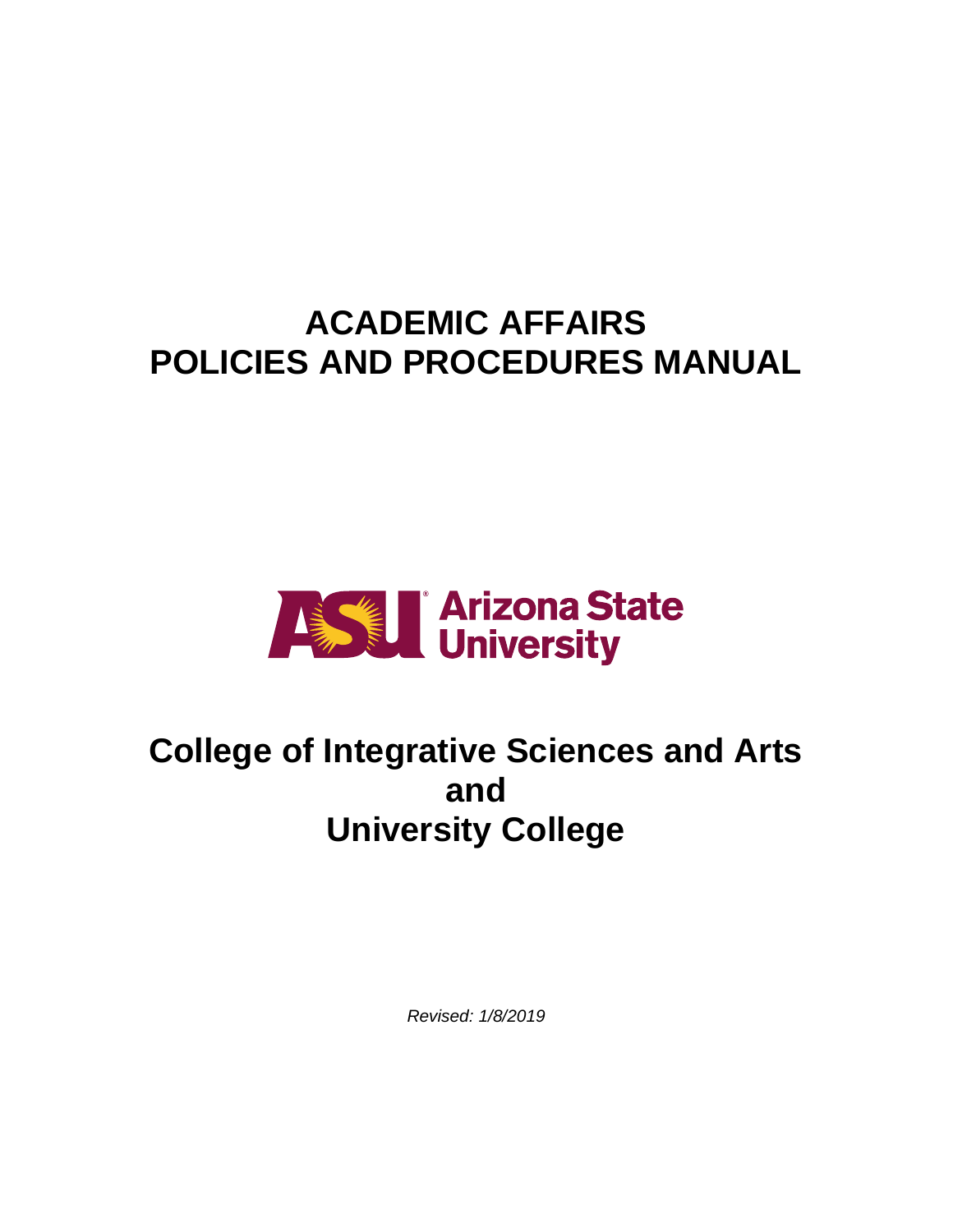# ACADEMIC AFFAIRS
# POLICIES AND PROCEDURES MANUAL

Arizona State University

## College of Integrative Sciences and Arts
## and
## University College

*Revised: 1/8/2019*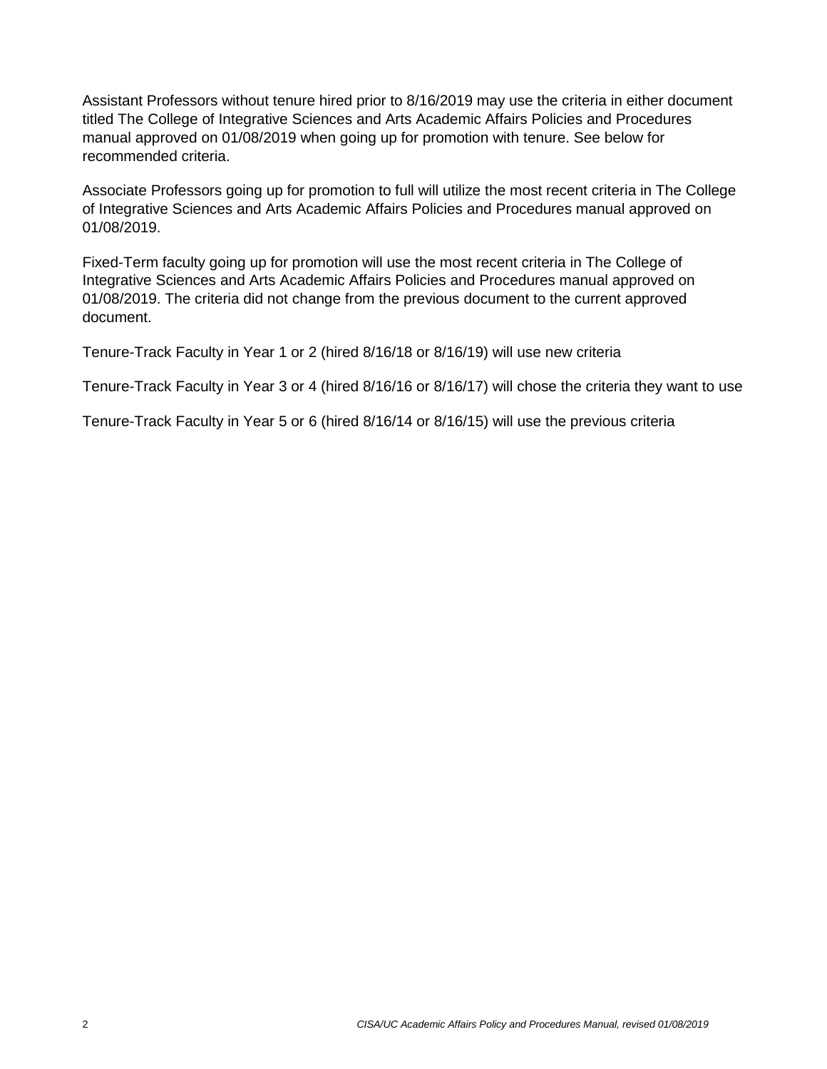Assistant Professors without tenure hired prior to 8/16/2019 may use the criteria in either document titled The College of Integrative Sciences and Arts Academic Affairs Policies and Procedures manual approved on 01/08/2019 when going up for promotion with tenure. See below for recommended criteria.

Associate Professors going up for promotion to full will utilize the most recent criteria in The College of Integrative Sciences and Arts Academic Affairs Policies and Procedures manual approved on 01/08/2019.

Fixed-Term faculty going up for promotion will use the most recent criteria in The College of Integrative Sciences and Arts Academic Affairs Policies and Procedures manual approved on 01/08/2019. The criteria did not change from the previous document to the current approved document.

Tenure-Track Faculty in Year 1 or 2 (hired 8/16/18 or 8/16/19) will use new criteria

Tenure-Track Faculty in Year 3 or 4 (hired 8/16/16 or 8/16/17) will chose the criteria they want to use

Tenure-Track Faculty in Year 5 or 6 (hired 8/16/14 or 8/16/15) will use the previous criteria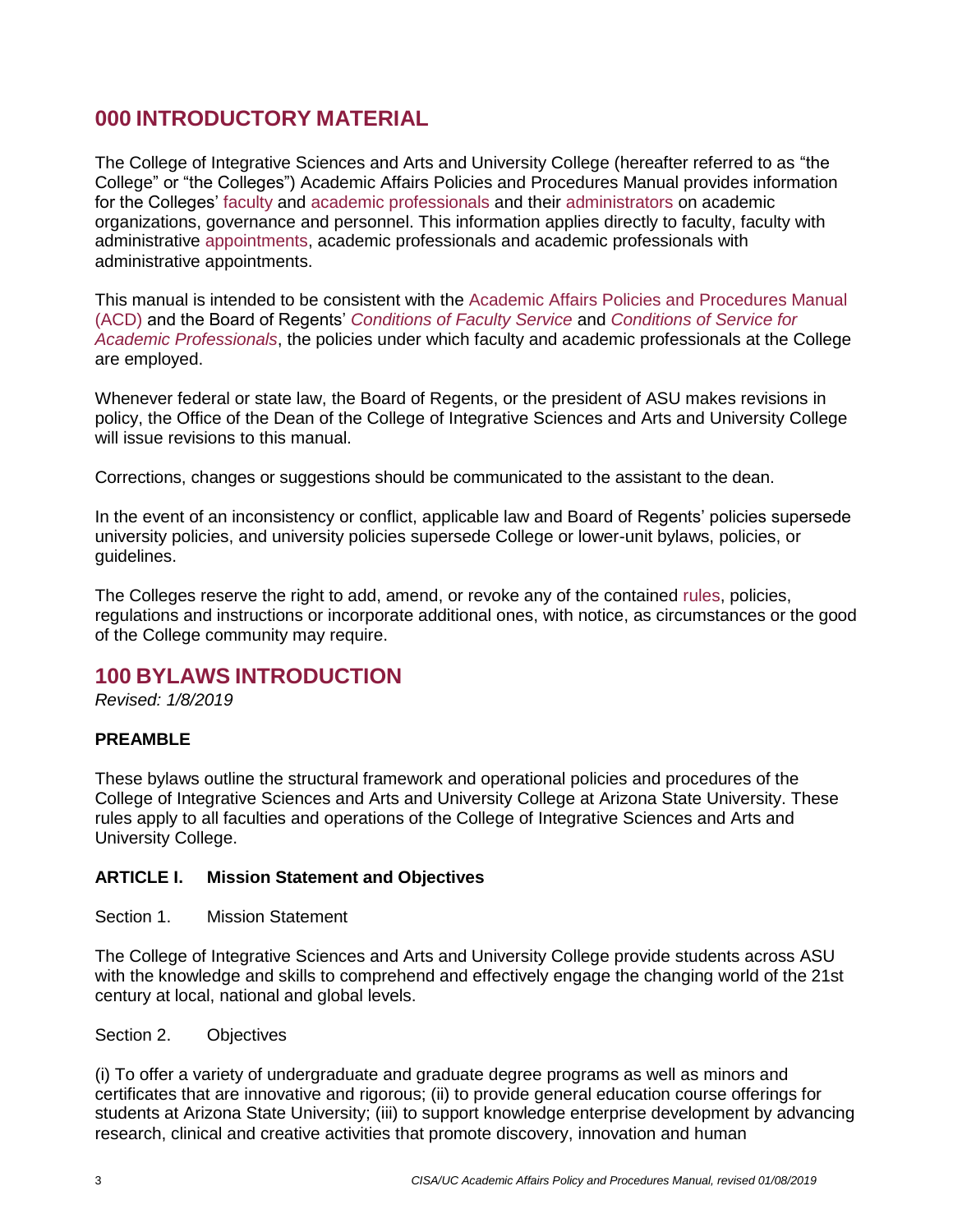# 000 INTRODUCTORY MATERIAL

The College of Integrative Sciences and Arts and University College (hereafter referred to as "the College" or "the Colleges") Academic Affairs Policies and Procedures Manual provides information for the Colleges' faculty and academic professionals and their administrators on academic organizations, governance and personnel. This information applies directly to faculty, faculty with administrative appointments, academic professionals and academic professionals with administrative appointments.

This manual is intended to be consistent with the Academic Affairs Policies and Procedures Manual (ACD) and the Board of Regents' *Conditions of Faculty Service* and *Conditions of Service for Academic Professionals*, the policies under which faculty and academic professionals at the College are employed.

Whenever federal or state law, the Board of Regents, or the president of ASU makes revisions in policy, the Office of the Dean of the College of Integrative Sciences and Arts and University College will issue revisions to this manual.

Corrections, changes or suggestions should be communicated to the assistant to the dean.

In the event of an inconsistency or conflict, applicable law and Board of Regents' policies supersede university policies, and university policies supersede College or lower-unit bylaws, policies, or guidelines.

The Colleges reserve the right to add, amend, or revoke any of the contained rules, policies, regulations and instructions or incorporate additional ones, with notice, as circumstances or the good of the College community may require.

# 100 BYLAWS INTRODUCTION

*Revised: 1/8/2019*

**PREAMBLE**

These bylaws outline the structural framework and operational policies and procedures of the College of Integrative Sciences and Arts and University College at Arizona State University. These rules apply to all faculties and operations of the College of Integrative Sciences and Arts and University College.

**ARTICLE I. Mission Statement and Objectives**

Section 1. Mission Statement

The College of Integrative Sciences and Arts and University College provide students across ASU with the knowledge and skills to comprehend and effectively engage the changing world of the 21st century at local, national and global levels.

Section 2. Objectives

(i) To offer a variety of undergraduate and graduate degree programs as well as minors and certificates that are innovative and rigorous; (ii) to provide general education course offerings for students at Arizona State University; (iii) to support knowledge enterprise development by advancing research, clinical and creative activities that promote discovery, innovation and human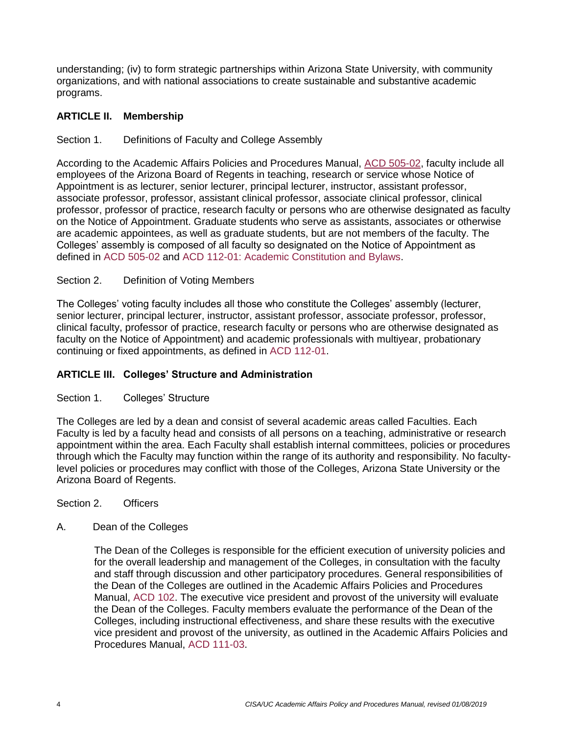understanding; (iv) to form strategic partnerships within Arizona State University, with community organizations, and with national associations to create sustainable and substantive academic programs.

## ARTICLE II. Membership

Section 1. Definitions of Faculty and College Assembly

According to the Academic Affairs Policies and Procedures Manual, ACD 505-02, faculty include all employees of the Arizona Board of Regents in teaching, research or service whose Notice of Appointment is as lecturer, senior lecturer, principal lecturer, instructor, assistant professor, associate professor, professor, assistant clinical professor, associate clinical professor, clinical professor, professor of practice, research faculty or persons who are otherwise designated as faculty on the Notice of Appointment. Graduate students who serve as assistants, associates or otherwise are academic appointees, as well as graduate students, but are not members of the faculty. The Colleges' assembly is composed of all faculty so designated on the Notice of Appointment as defined in ACD 505-02 and ACD 112-01: Academic Constitution and Bylaws.

Section 2. Definition of Voting Members

The Colleges' voting faculty includes all those who constitute the Colleges' assembly (lecturer, senior lecturer, principal lecturer, instructor, assistant professor, associate professor, professor, clinical faculty, professor of practice, research faculty or persons who are otherwise designated as faculty on the Notice of Appointment) and academic professionals with multiyear, probationary continuing or fixed appointments, as defined in ACD 112-01.

## ARTICLE III. Colleges' Structure and Administration

Section 1. Colleges' Structure

The Colleges are led by a dean and consist of several academic areas called Faculties. Each Faculty is led by a faculty head and consists of all persons on a teaching, administrative or research appointment within the area. Each Faculty shall establish internal committees, policies or procedures through which the Faculty may function within the range of its authority and responsibility. No faculty-level policies or procedures may conflict with those of the Colleges, Arizona State University or the Arizona Board of Regents.

Section 2. Officers

A. Dean of the Colleges

The Dean of the Colleges is responsible for the efficient execution of university policies and for the overall leadership and management of the Colleges, in consultation with the faculty and staff through discussion and other participatory procedures. General responsibilities of the Dean of the Colleges are outlined in the Academic Affairs Policies and Procedures Manual, ACD 102. The executive vice president and provost of the university will evaluate the Dean of the Colleges. Faculty members evaluate the performance of the Dean of the Colleges, including instructional effectiveness, and share these results with the executive vice president and provost of the university, as outlined in the Academic Affairs Policies and Procedures Manual, ACD 111-03.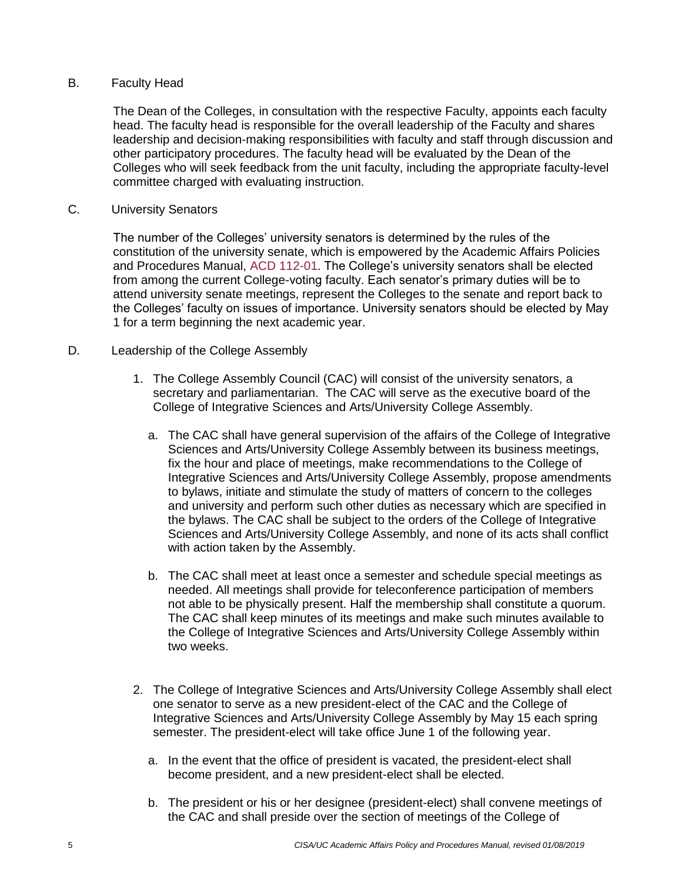B. Faculty Head

The Dean of the Colleges, in consultation with the respective Faculty, appoints each faculty head. The faculty head is responsible for the overall leadership of the Faculty and shares leadership and decision-making responsibilities with faculty and staff through discussion and other participatory procedures. The faculty head will be evaluated by the Dean of the Colleges who will seek feedback from the unit faculty, including the appropriate faculty-level committee charged with evaluating instruction.

C. University Senators

The number of the Colleges' university senators is determined by the rules of the constitution of the university senate, which is empowered by the Academic Affairs Policies and Procedures Manual, ACD 112-01. The College's university senators shall be elected from among the current College-voting faculty. Each senator's primary duties will be to attend university senate meetings, represent the Colleges to the senate and report back to the Colleges' faculty on issues of importance. University senators should be elected by May 1 for a term beginning the next academic year.

D. Leadership of the College Assembly

1. The College Assembly Council (CAC) will consist of the university senators, a secretary and parliamentarian. The CAC will serve as the executive board of the College of Integrative Sciences and Arts/University College Assembly.

   a. The CAC shall have general supervision of the affairs of the College of Integrative Sciences and Arts/University College Assembly between its business meetings, fix the hour and place of meetings, make recommendations to the College of Integrative Sciences and Arts/University College Assembly, propose amendments to bylaws, initiate and stimulate the study of matters of concern to the colleges and university and perform such other duties as necessary which are specified in the bylaws. The CAC shall be subject to the orders of the College of Integrative Sciences and Arts/University College Assembly, and none of its acts shall conflict with action taken by the Assembly.

   b. The CAC shall meet at least once a semester and schedule special meetings as needed. All meetings shall provide for teleconference participation of members not able to be physically present. Half the membership shall constitute a quorum. The CAC shall keep minutes of its meetings and make such minutes available to the College of Integrative Sciences and Arts/University College Assembly within two weeks.

2. The College of Integrative Sciences and Arts/University College Assembly shall elect one senator to serve as a new president-elect of the CAC and the College of Integrative Sciences and Arts/University College Assembly by May 15 each spring semester. The president-elect will take office June 1 of the following year.

   a. In the event that the office of president is vacated, the president-elect shall become president, and a new president-elect shall be elected.

   b. The president or his or her designee (president-elect) shall convene meetings of the CAC and shall preside over the section of meetings of the College of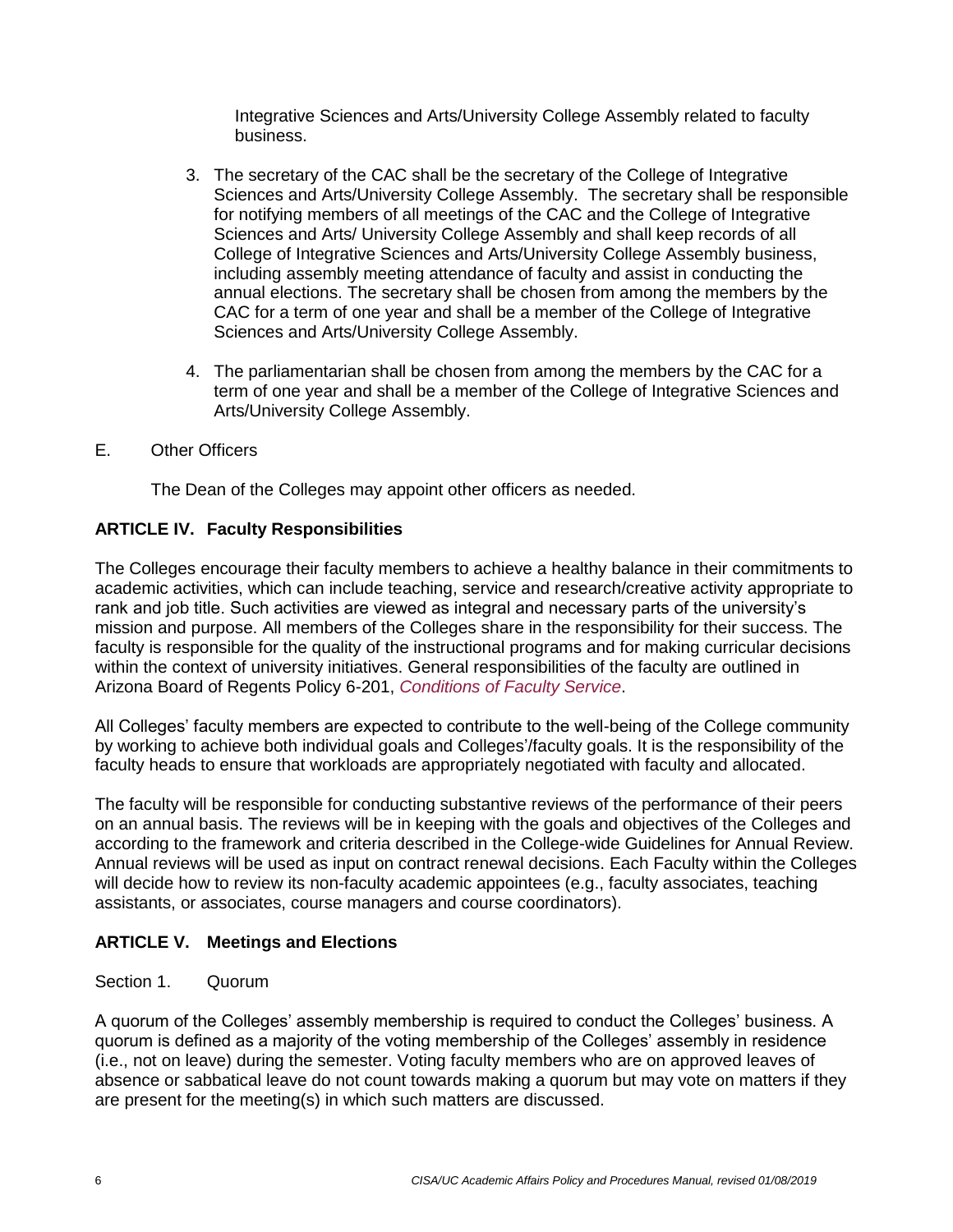Integrative Sciences and Arts/University College Assembly related to faculty business.

3. The secretary of the CAC shall be the secretary of the College of Integrative Sciences and Arts/University College Assembly. The secretary shall be responsible for notifying members of all meetings of the CAC and the College of Integrative Sciences and Arts/ University College Assembly and shall keep records of all College of Integrative Sciences and Arts/University College Assembly business, including assembly meeting attendance of faculty and assist in conducting the annual elections. The secretary shall be chosen from among the members by the CAC for a term of one year and shall be a member of the College of Integrative Sciences and Arts/University College Assembly.

4. The parliamentarian shall be chosen from among the members by the CAC for a term of one year and shall be a member of the College of Integrative Sciences and Arts/University College Assembly.

E. Other Officers

The Dean of the Colleges may appoint other officers as needed.

## ARTICLE IV. Faculty Responsibilities

The Colleges encourage their faculty members to achieve a healthy balance in their commitments to academic activities, which can include teaching, service and research/creative activity appropriate to rank and job title. Such activities are viewed as integral and necessary parts of the university's mission and purpose. All members of the Colleges share in the responsibility for their success. The faculty is responsible for the quality of the instructional programs and for making curricular decisions within the context of university initiatives. General responsibilities of the faculty are outlined in Arizona Board of Regents Policy 6-201, *Conditions of Faculty Service*.

All Colleges' faculty members are expected to contribute to the well-being of the College community by working to achieve both individual goals and Colleges'/faculty goals. It is the responsibility of the faculty heads to ensure that workloads are appropriately negotiated with faculty and allocated.

The faculty will be responsible for conducting substantive reviews of the performance of their peers on an annual basis. The reviews will be in keeping with the goals and objectives of the Colleges and according to the framework and criteria described in the College-wide Guidelines for Annual Review. Annual reviews will be used as input on contract renewal decisions. Each Faculty within the Colleges will decide how to review its non-faculty academic appointees (e.g., faculty associates, teaching assistants, or associates, course managers and course coordinators).

## ARTICLE V. Meetings and Elections

Section 1. Quorum

A quorum of the Colleges' assembly membership is required to conduct the Colleges' business. A quorum is defined as a majority of the voting membership of the Colleges' assembly in residence (i.e., not on leave) during the semester. Voting faculty members who are on approved leaves of absence or sabbatical leave do not count towards making a quorum but may vote on matters if they are present for the meeting(s) in which such matters are discussed.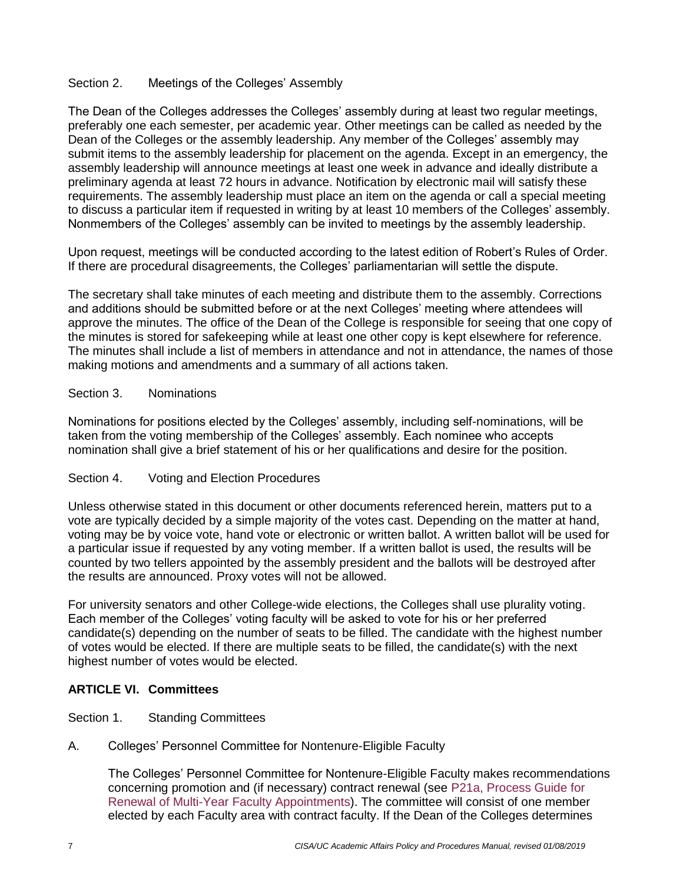Section 2. Meetings of the Colleges' Assembly

The Dean of the Colleges addresses the Colleges' assembly during at least two regular meetings, preferably one each semester, per academic year. Other meetings can be called as needed by the Dean of the Colleges or the assembly leadership. Any member of the Colleges' assembly may submit items to the assembly leadership for placement on the agenda. Except in an emergency, the assembly leadership will announce meetings at least one week in advance and ideally distribute a preliminary agenda at least 72 hours in advance. Notification by electronic mail will satisfy these requirements. The assembly leadership must place an item on the agenda or call a special meeting to discuss a particular item if requested in writing by at least 10 members of the Colleges' assembly. Nonmembers of the Colleges' assembly can be invited to meetings by the assembly leadership.

Upon request, meetings will be conducted according to the latest edition of Robert's Rules of Order. If there are procedural disagreements, the Colleges' parliamentarian will settle the dispute.

The secretary shall take minutes of each meeting and distribute them to the assembly. Corrections and additions should be submitted before or at the next Colleges' meeting where attendees will approve the minutes. The office of the Dean of the College is responsible for seeing that one copy of the minutes is stored for safekeeping while at least one other copy is kept elsewhere for reference. The minutes shall include a list of members in attendance and not in attendance, the names of those making motions and amendments and a summary of all actions taken.

Section 3. Nominations

Nominations for positions elected by the Colleges' assembly, including self-nominations, will be taken from the voting membership of the Colleges' assembly. Each nominee who accepts nomination shall give a brief statement of his or her qualifications and desire for the position.

Section 4. Voting and Election Procedures

Unless otherwise stated in this document or other documents referenced herein, matters put to a vote are typically decided by a simple majority of the votes cast. Depending on the matter at hand, voting may be by voice vote, hand vote or electronic or written ballot. A written ballot will be used for a particular issue if requested by any voting member. If a written ballot is used, the results will be counted by two tellers appointed by the assembly president and the ballots will be destroyed after the results are announced. Proxy votes will not be allowed.

For university senators and other College-wide elections, the Colleges shall use plurality voting. Each member of the Colleges' voting faculty will be asked to vote for his or her preferred candidate(s) depending on the number of seats to be filled. The candidate with the highest number of votes would be elected. If there are multiple seats to be filled, the candidate(s) with the next highest number of votes would be elected.

## ARTICLE VI. Committees

Section 1. Standing Committees

A. Colleges' Personnel Committee for Nontenure-Eligible Faculty

The Colleges' Personnel Committee for Nontenure-Eligible Faculty makes recommendations concerning promotion and (if necessary) contract renewal (see P21a, Process Guide for Renewal of Multi-Year Faculty Appointments). The committee will consist of one member elected by each Faculty area with contract faculty. If the Dean of the Colleges determines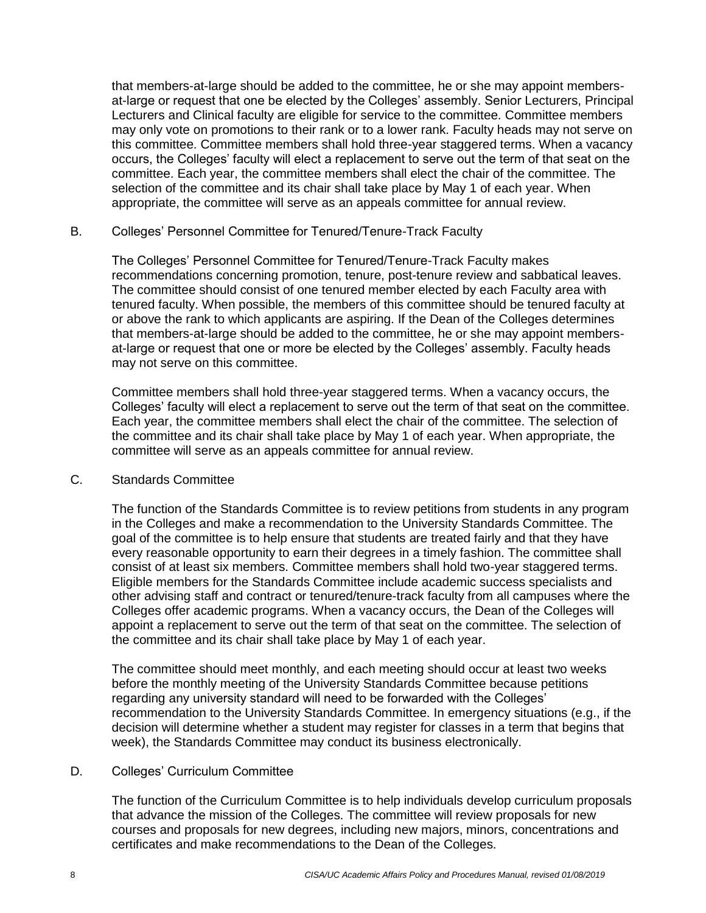that members-at-large should be added to the committee, he or she may appoint members-at-large or request that one be elected by the Colleges' assembly. Senior Lecturers, Principal Lecturers and Clinical faculty are eligible for service to the committee. Committee members may only vote on promotions to their rank or to a lower rank. Faculty heads may not serve on this committee. Committee members shall hold three-year staggered terms. When a vacancy occurs, the Colleges' faculty will elect a replacement to serve out the term of that seat on the committee. Each year, the committee members shall elect the chair of the committee. The selection of the committee and its chair shall take place by May 1 of each year. When appropriate, the committee will serve as an appeals committee for annual review.

### B. Colleges' Personnel Committee for Tenured/Tenure-Track Faculty

The Colleges' Personnel Committee for Tenured/Tenure-Track Faculty makes recommendations concerning promotion, tenure, post-tenure review and sabbatical leaves. The committee should consist of one tenured member elected by each Faculty area with tenured faculty. When possible, the members of this committee should be tenured faculty at or above the rank to which applicants are aspiring. If the Dean of the Colleges determines that members-at-large should be added to the committee, he or she may appoint members-at-large or request that one or more be elected by the Colleges' assembly. Faculty heads may not serve on this committee.

Committee members shall hold three-year staggered terms. When a vacancy occurs, the Colleges' faculty will elect a replacement to serve out the term of that seat on the committee. Each year, the committee members shall elect the chair of the committee. The selection of the committee and its chair shall take place by May 1 of each year. When appropriate, the committee will serve as an appeals committee for annual review.

### C. Standards Committee

The function of the Standards Committee is to review petitions from students in any program in the Colleges and make a recommendation to the University Standards Committee. The goal of the committee is to help ensure that students are treated fairly and that they have every reasonable opportunity to earn their degrees in a timely fashion. The committee shall consist of at least six members. Committee members shall hold two-year staggered terms. Eligible members for the Standards Committee include academic success specialists and other advising staff and contract or tenured/tenure-track faculty from all campuses where the Colleges offer academic programs. When a vacancy occurs, the Dean of the Colleges will appoint a replacement to serve out the term of that seat on the committee. The selection of the committee and its chair shall take place by May 1 of each year.

The committee should meet monthly, and each meeting should occur at least two weeks before the monthly meeting of the University Standards Committee because petitions regarding any university standard will need to be forwarded with the Colleges' recommendation to the University Standards Committee. In emergency situations (e.g., if the decision will determine whether a student may register for classes in a term that begins that week), the Standards Committee may conduct its business electronically.

### D. Colleges' Curriculum Committee

The function of the Curriculum Committee is to help individuals develop curriculum proposals that advance the mission of the Colleges. The committee will review proposals for new courses and proposals for new degrees, including new majors, minors, concentrations and certificates and make recommendations to the Dean of the Colleges.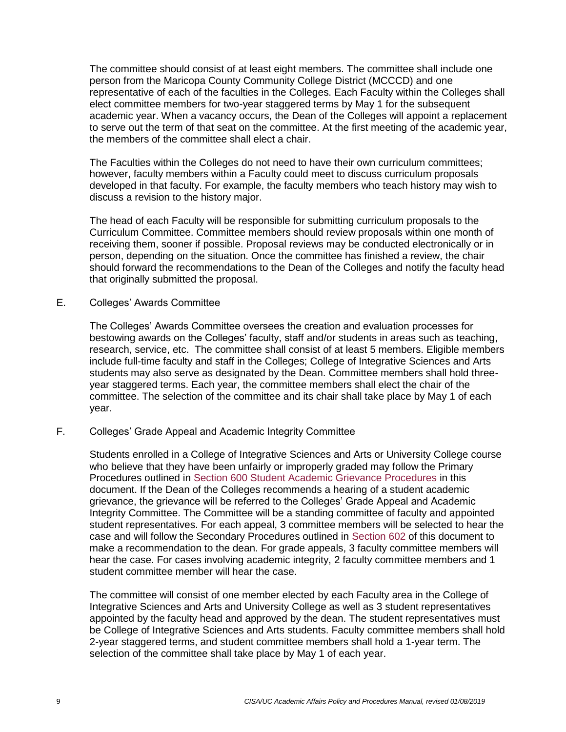The committee should consist of at least eight members. The committee shall include one person from the Maricopa County Community College District (MCCCD) and one representative of each of the faculties in the Colleges. Each Faculty within the Colleges shall elect committee members for two-year staggered terms by May 1 for the subsequent academic year. When a vacancy occurs, the Dean of the Colleges will appoint a replacement to serve out the term of that seat on the committee. At the first meeting of the academic year, the members of the committee shall elect a chair.

The Faculties within the Colleges do not need to have their own curriculum committees; however, faculty members within a Faculty could meet to discuss curriculum proposals developed in that faculty. For example, the faculty members who teach history may wish to discuss a revision to the history major.

The head of each Faculty will be responsible for submitting curriculum proposals to the Curriculum Committee. Committee members should review proposals within one month of receiving them, sooner if possible. Proposal reviews may be conducted electronically or in person, depending on the situation. Once the committee has finished a review, the chair should forward the recommendations to the Dean of the Colleges and notify the faculty head that originally submitted the proposal.

E. Colleges' Awards Committee

The Colleges' Awards Committee oversees the creation and evaluation processes for bestowing awards on the Colleges' faculty, staff and/or students in areas such as teaching, research, service, etc. The committee shall consist of at least 5 members. Eligible members include full-time faculty and staff in the Colleges; College of Integrative Sciences and Arts students may also serve as designated by the Dean. Committee members shall hold three-year staggered terms. Each year, the committee members shall elect the chair of the committee. The selection of the committee and its chair shall take place by May 1 of each year.

F. Colleges' Grade Appeal and Academic Integrity Committee

Students enrolled in a College of Integrative Sciences and Arts or University College course who believe that they have been unfairly or improperly graded may follow the Primary Procedures outlined in Section 600 Student Academic Grievance Procedures in this document. If the Dean of the Colleges recommends a hearing of a student academic grievance, the grievance will be referred to the Colleges' Grade Appeal and Academic Integrity Committee. The Committee will be a standing committee of faculty and appointed student representatives. For each appeal, 3 committee members will be selected to hear the case and will follow the Secondary Procedures outlined in Section 602 of this document to make a recommendation to the dean. For grade appeals, 3 faculty committee members will hear the case. For cases involving academic integrity, 2 faculty committee members and 1 student committee member will hear the case.

The committee will consist of one member elected by each Faculty area in the College of Integrative Sciences and Arts and University College as well as 3 student representatives appointed by the faculty head and approved by the dean. The student representatives must be College of Integrative Sciences and Arts students. Faculty committee members shall hold 2-year staggered terms, and student committee members shall hold a 1-year term. The selection of the committee shall take place by May 1 of each year.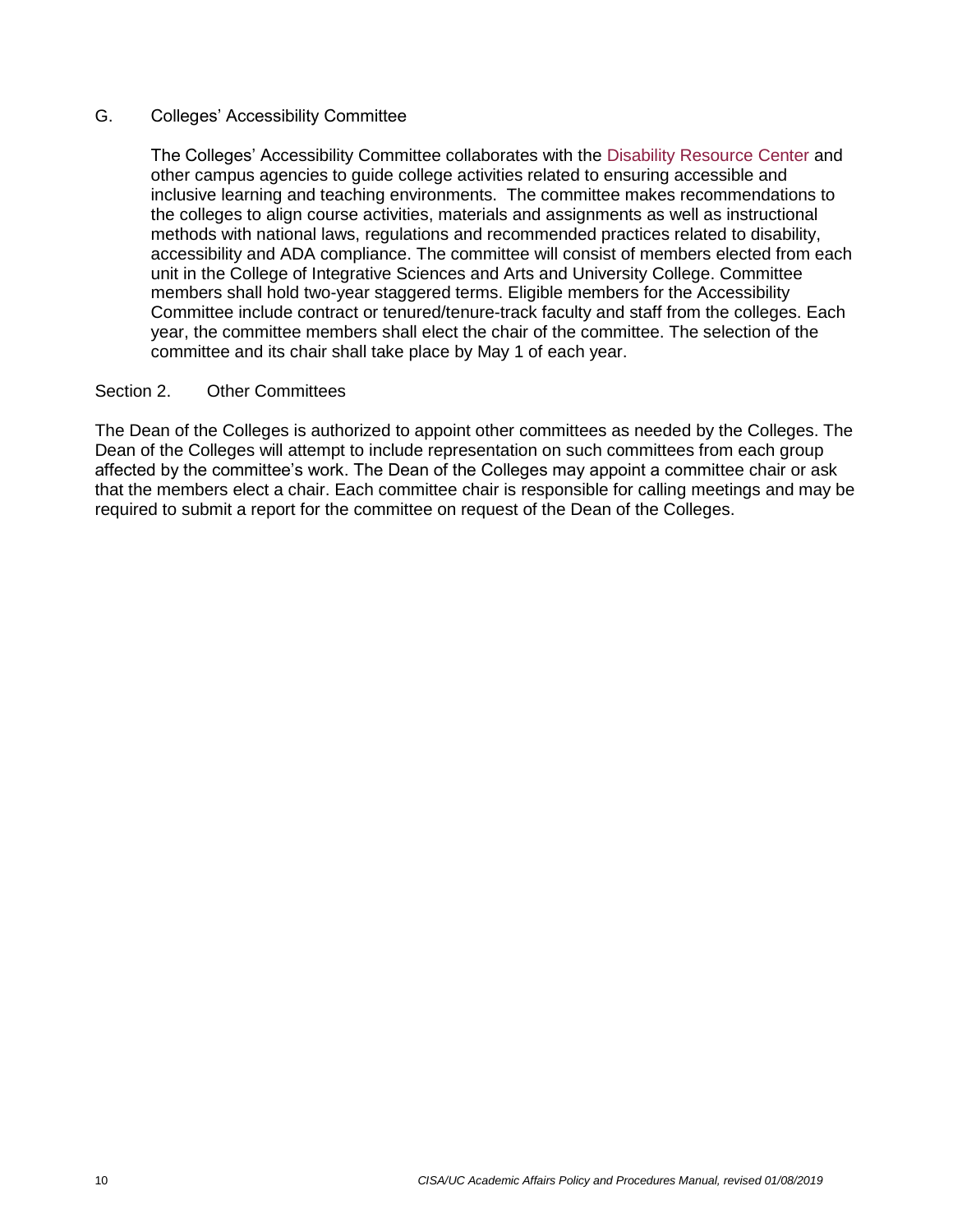### G. Colleges' Accessibility Committee

The Colleges' Accessibility Committee collaborates with the Disability Resource Center and other campus agencies to guide college activities related to ensuring accessible and inclusive learning and teaching environments. The committee makes recommendations to the colleges to align course activities, materials and assignments as well as instructional methods with national laws, regulations and recommended practices related to disability, accessibility and ADA compliance. The committee will consist of members elected from each unit in the College of Integrative Sciences and Arts and University College. Committee members shall hold two-year staggered terms. Eligible members for the Accessibility Committee include contract or tenured/tenure-track faculty and staff from the colleges. Each year, the committee members shall elect the chair of the committee. The selection of the committee and its chair shall take place by May 1 of each year.

## Section 2. Other Committees

The Dean of the Colleges is authorized to appoint other committees as needed by the Colleges. The Dean of the Colleges will attempt to include representation on such committees from each group affected by the committee's work. The Dean of the Colleges may appoint a committee chair or ask that the members elect a chair. Each committee chair is responsible for calling meetings and may be required to submit a report for the committee on request of the Dean of the Colleges.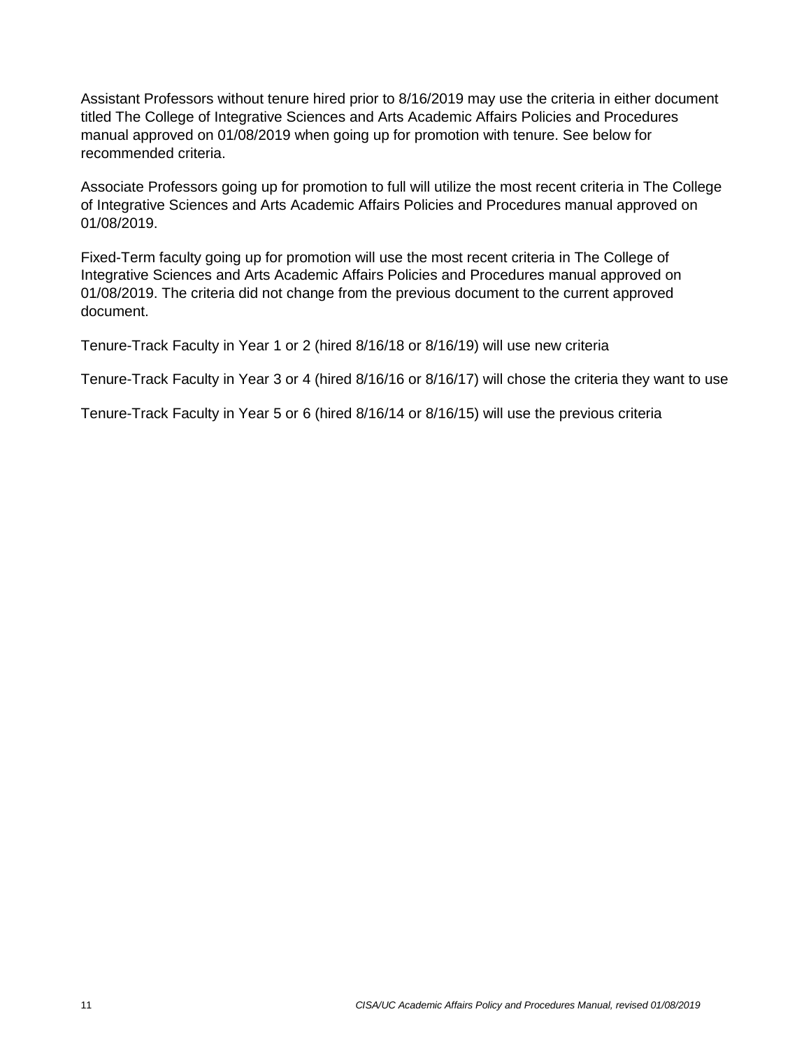Assistant Professors without tenure hired prior to 8/16/2019 may use the criteria in either document titled The College of Integrative Sciences and Arts Academic Affairs Policies and Procedures manual approved on 01/08/2019 when going up for promotion with tenure. See below for recommended criteria.

Associate Professors going up for promotion to full will utilize the most recent criteria in The College of Integrative Sciences and Arts Academic Affairs Policies and Procedures manual approved on 01/08/2019.

Fixed-Term faculty going up for promotion will use the most recent criteria in The College of Integrative Sciences and Arts Academic Affairs Policies and Procedures manual approved on 01/08/2019. The criteria did not change from the previous document to the current approved document.

Tenure-Track Faculty in Year 1 or 2 (hired 8/16/18 or 8/16/19) will use new criteria

Tenure-Track Faculty in Year 3 or 4 (hired 8/16/16 or 8/16/17) will chose the criteria they want to use

Tenure-Track Faculty in Year 5 or 6 (hired 8/16/14 or 8/16/15) will use the previous criteria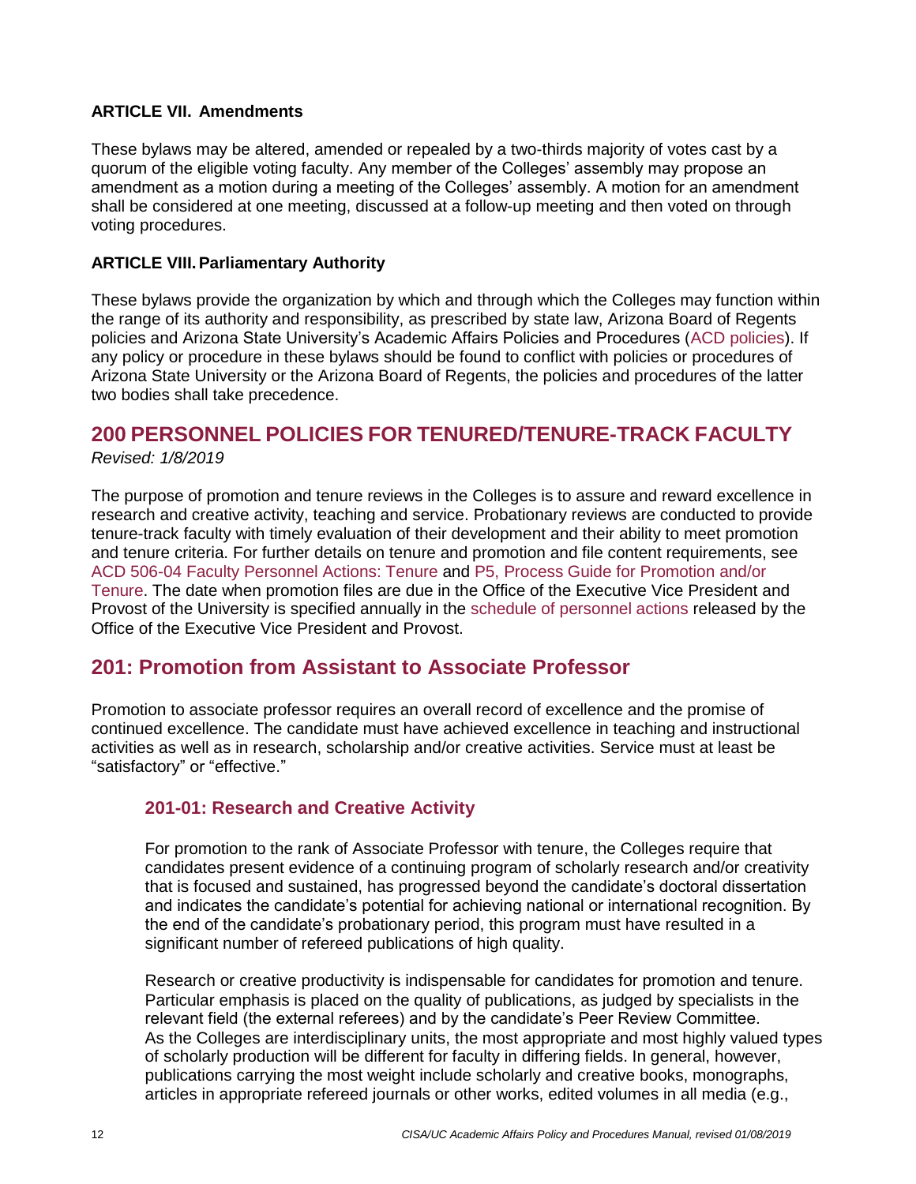**ARTICLE VII. Amendments**

These bylaws may be altered, amended or repealed by a two-thirds majority of votes cast by a quorum of the eligible voting faculty. Any member of the Colleges' assembly may propose an amendment as a motion during a meeting of the Colleges' assembly. A motion for an amendment shall be considered at one meeting, discussed at a follow-up meeting and then voted on through voting procedures.

**ARTICLE VIII. Parliamentary Authority**

These bylaws provide the organization by which and through which the Colleges may function within the range of its authority and responsibility, as prescribed by state law, Arizona Board of Regents policies and Arizona State University's Academic Affairs Policies and Procedures (ACD policies). If any policy or procedure in these bylaws should be found to conflict with policies or procedures of Arizona State University or the Arizona Board of Regents, the policies and procedures of the latter two bodies shall take precedence.

# 200 PERSONNEL POLICIES FOR TENURED/TENURE-TRACK FACULTY

*Revised: 1/8/2019*

The purpose of promotion and tenure reviews in the Colleges is to assure and reward excellence in research and creative activity, teaching and service. Probationary reviews are conducted to provide tenure-track faculty with timely evaluation of their development and their ability to meet promotion and tenure criteria. For further details on tenure and promotion and file content requirements, see ACD 506-04 Faculty Personnel Actions: Tenure and P5, Process Guide for Promotion and/or Tenure. The date when promotion files are due in the Office of the Executive Vice President and Provost of the University is specified annually in the schedule of personnel actions released by the Office of the Executive Vice President and Provost.

## 201: Promotion from Assistant to Associate Professor

Promotion to associate professor requires an overall record of excellence and the promise of continued excellence. The candidate must have achieved excellence in teaching and instructional activities as well as in research, scholarship and/or creative activities. Service must at least be "satisfactory" or "effective."

### 201-01: Research and Creative Activity

For promotion to the rank of Associate Professor with tenure, the Colleges require that candidates present evidence of a continuing program of scholarly research and/or creativity that is focused and sustained, has progressed beyond the candidate's doctoral dissertation and indicates the candidate's potential for achieving national or international recognition. By the end of the candidate's probationary period, this program must have resulted in a significant number of refereed publications of high quality.

Research or creative productivity is indispensable for candidates for promotion and tenure. Particular emphasis is placed on the quality of publications, as judged by specialists in the relevant field (the external referees) and by the candidate's Peer Review Committee. As the Colleges are interdisciplinary units, the most appropriate and most highly valued types of scholarly production will be different for faculty in differing fields. In general, however, publications carrying the most weight include scholarly and creative books, monographs, articles in appropriate refereed journals or other works, edited volumes in all media (e.g.,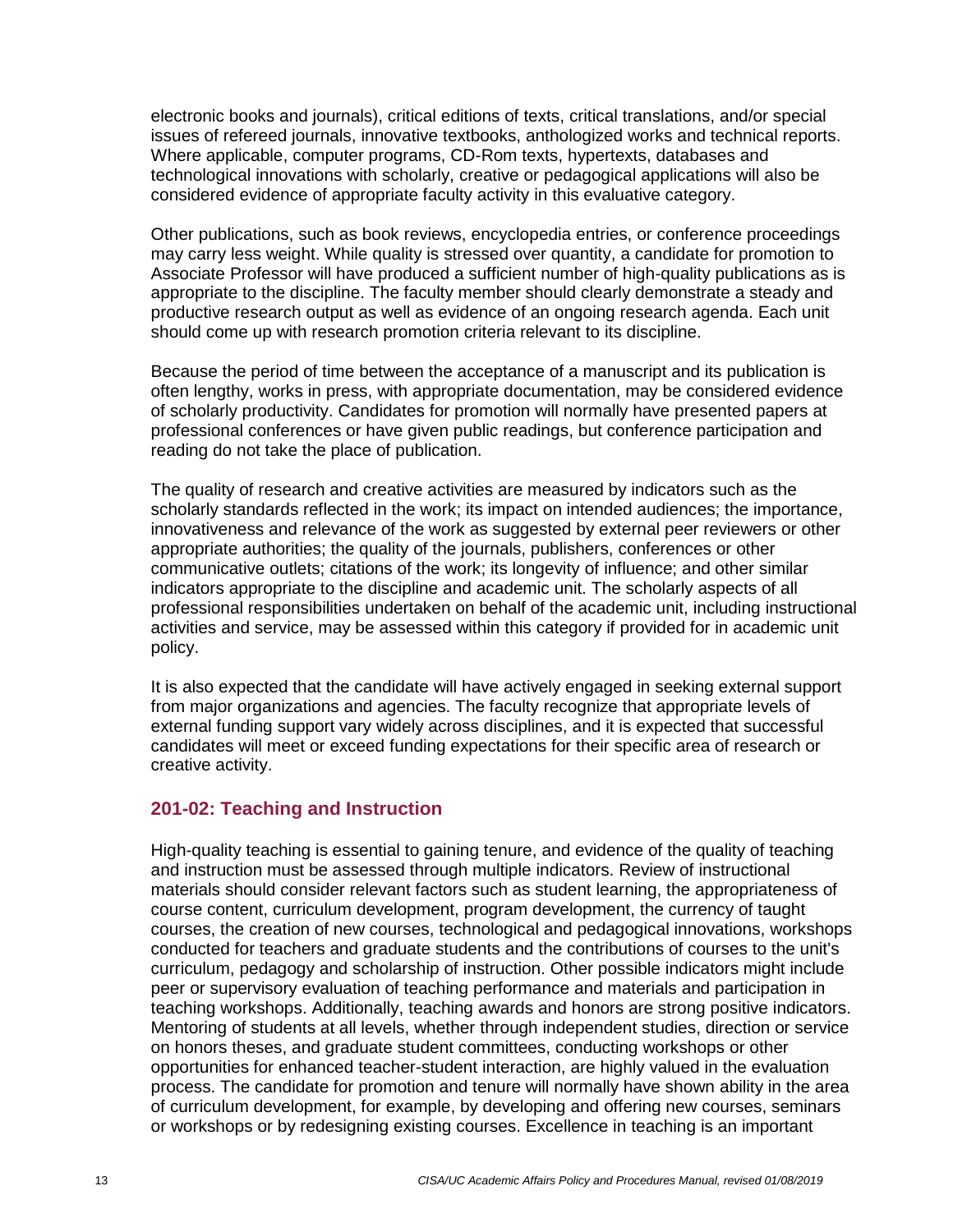electronic books and journals), critical editions of texts, critical translations, and/or special issues of refereed journals, innovative textbooks, anthologized works and technical reports. Where applicable, computer programs, CD-Rom texts, hypertexts, databases and technological innovations with scholarly, creative or pedagogical applications will also be considered evidence of appropriate faculty activity in this evaluative category.

Other publications, such as book reviews, encyclopedia entries, or conference proceedings may carry less weight. While quality is stressed over quantity, a candidate for promotion to Associate Professor will have produced a sufficient number of high-quality publications as is appropriate to the discipline. The faculty member should clearly demonstrate a steady and productive research output as well as evidence of an ongoing research agenda. Each unit should come up with research promotion criteria relevant to its discipline.

Because the period of time between the acceptance of a manuscript and its publication is often lengthy, works in press, with appropriate documentation, may be considered evidence of scholarly productivity. Candidates for promotion will normally have presented papers at professional conferences or have given public readings, but conference participation and reading do not take the place of publication.

The quality of research and creative activities are measured by indicators such as the scholarly standards reflected in the work; its impact on intended audiences; the importance, innovativeness and relevance of the work as suggested by external peer reviewers or other appropriate authorities; the quality of the journals, publishers, conferences or other communicative outlets; citations of the work; its longevity of influence; and other similar indicators appropriate to the discipline and academic unit. The scholarly aspects of all professional responsibilities undertaken on behalf of the academic unit, including instructional activities and service, may be assessed within this category if provided for in academic unit policy.

It is also expected that the candidate will have actively engaged in seeking external support from major organizations and agencies. The faculty recognize that appropriate levels of external funding support vary widely across disciplines, and it is expected that successful candidates will meet or exceed funding expectations for their specific area of research or creative activity.

### 201-02: Teaching and Instruction

High-quality teaching is essential to gaining tenure, and evidence of the quality of teaching and instruction must be assessed through multiple indicators. Review of instructional materials should consider relevant factors such as student learning, the appropriateness of course content, curriculum development, program development, the currency of taught courses, the creation of new courses, technological and pedagogical innovations, workshops conducted for teachers and graduate students and the contributions of courses to the unit's curriculum, pedagogy and scholarship of instruction. Other possible indicators might include peer or supervisory evaluation of teaching performance and materials and participation in teaching workshops. Additionally, teaching awards and honors are strong positive indicators. Mentoring of students at all levels, whether through independent studies, direction or service on honors theses, and graduate student committees, conducting workshops or other opportunities for enhanced teacher-student interaction, are highly valued in the evaluation process. The candidate for promotion and tenure will normally have shown ability in the area of curriculum development, for example, by developing and offering new courses, seminars or workshops or by redesigning existing courses. Excellence in teaching is an important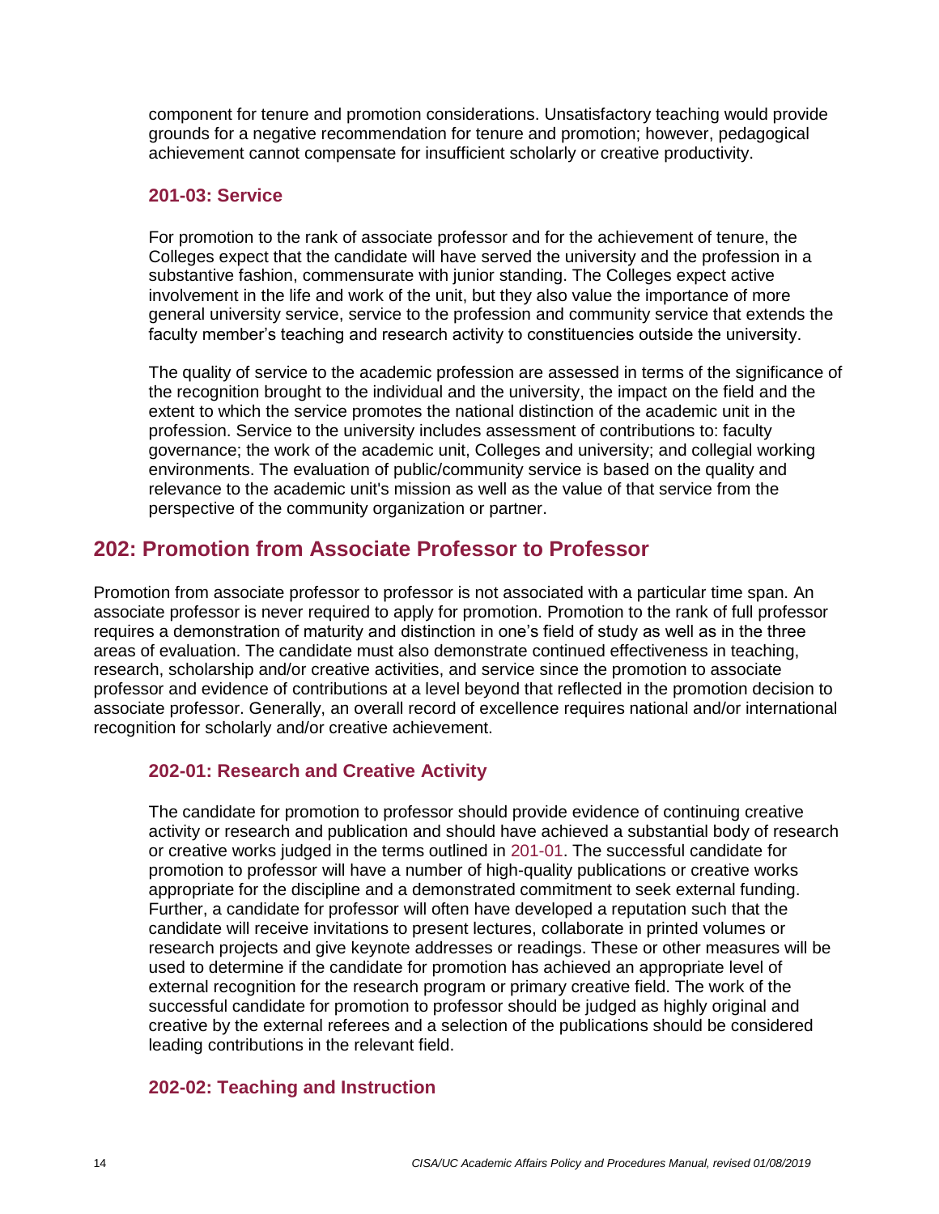component for tenure and promotion considerations. Unsatisfactory teaching would provide grounds for a negative recommendation for tenure and promotion; however, pedagogical achievement cannot compensate for insufficient scholarly or creative productivity.

### 201-03: Service

For promotion to the rank of associate professor and for the achievement of tenure, the Colleges expect that the candidate will have served the university and the profession in a substantive fashion, commensurate with junior standing. The Colleges expect active involvement in the life and work of the unit, but they also value the importance of more general university service, service to the profession and community service that extends the faculty member's teaching and research activity to constituencies outside the university.

The quality of service to the academic profession are assessed in terms of the significance of the recognition brought to the individual and the university, the impact on the field and the extent to which the service promotes the national distinction of the academic unit in the profession. Service to the university includes assessment of contributions to: faculty governance; the work of the academic unit, Colleges and university; and collegial working environments. The evaluation of public/community service is based on the quality and relevance to the academic unit's mission as well as the value of that service from the perspective of the community organization or partner.

## 202: Promotion from Associate Professor to Professor

Promotion from associate professor to professor is not associated with a particular time span. An associate professor is never required to apply for promotion. Promotion to the rank of full professor requires a demonstration of maturity and distinction in one's field of study as well as in the three areas of evaluation. The candidate must also demonstrate continued effectiveness in teaching, research, scholarship and/or creative activities, and service since the promotion to associate professor and evidence of contributions at a level beyond that reflected in the promotion decision to associate professor. Generally, an overall record of excellence requires national and/or international recognition for scholarly and/or creative achievement.

### 202-01: Research and Creative Activity

The candidate for promotion to professor should provide evidence of continuing creative activity or research and publication and should have achieved a substantial body of research or creative works judged in the terms outlined in 201-01. The successful candidate for promotion to professor will have a number of high-quality publications or creative works appropriate for the discipline and a demonstrated commitment to seek external funding. Further, a candidate for professor will often have developed a reputation such that the candidate will receive invitations to present lectures, collaborate in printed volumes or research projects and give keynote addresses or readings. These or other measures will be used to determine if the candidate for promotion has achieved an appropriate level of external recognition for the research program or primary creative field. The work of the successful candidate for promotion to professor should be judged as highly original and creative by the external referees and a selection of the publications should be considered leading contributions in the relevant field.

### 202-02: Teaching and Instruction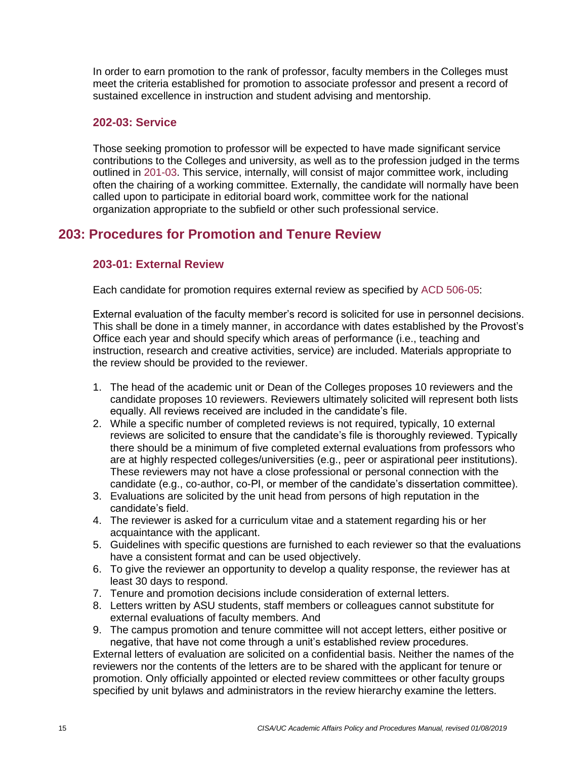In order to earn promotion to the rank of professor, faculty members in the Colleges must meet the criteria established for promotion to associate professor and present a record of sustained excellence in instruction and student advising and mentorship.

### 202-03: Service

Those seeking promotion to professor will be expected to have made significant service contributions to the Colleges and university, as well as to the profession judged in the terms outlined in 201-03. This service, internally, will consist of major committee work, including often the chairing of a working committee. Externally, the candidate will normally have been called upon to participate in editorial board work, committee work for the national organization appropriate to the subfield or other such professional service.

## 203: Procedures for Promotion and Tenure Review

### 203-01: External Review

Each candidate for promotion requires external review as specified by ACD 506-05:

External evaluation of the faculty member's record is solicited for use in personnel decisions. This shall be done in a timely manner, in accordance with dates established by the Provost's Office each year and should specify which areas of performance (i.e., teaching and instruction, research and creative activities, service) are included. Materials appropriate to the review should be provided to the reviewer.

1. The head of the academic unit or Dean of the Colleges proposes 10 reviewers and the candidate proposes 10 reviewers. Reviewers ultimately solicited will represent both lists equally. All reviews received are included in the candidate's file.
2. While a specific number of completed reviews is not required, typically, 10 external reviews are solicited to ensure that the candidate's file is thoroughly reviewed. Typically there should be a minimum of five completed external evaluations from professors who are at highly respected colleges/universities (e.g., peer or aspirational peer institutions). These reviewers may not have a close professional or personal connection with the candidate (e.g., co-author, co-PI, or member of the candidate's dissertation committee).
3. Evaluations are solicited by the unit head from persons of high reputation in the candidate's field.
4. The reviewer is asked for a curriculum vitae and a statement regarding his or her acquaintance with the applicant.
5. Guidelines with specific questions are furnished to each reviewer so that the evaluations have a consistent format and can be used objectively.
6. To give the reviewer an opportunity to develop a quality response, the reviewer has at least 30 days to respond.
7. Tenure and promotion decisions include consideration of external letters.
8. Letters written by ASU students, staff members or colleagues cannot substitute for external evaluations of faculty members. And
9. The campus promotion and tenure committee will not accept letters, either positive or negative, that have not come through a unit's established review procedures.

External letters of evaluation are solicited on a confidential basis. Neither the names of the reviewers nor the contents of the letters are to be shared with the applicant for tenure or promotion. Only officially appointed or elected review committees or other faculty groups specified by unit bylaws and administrators in the review hierarchy examine the letters.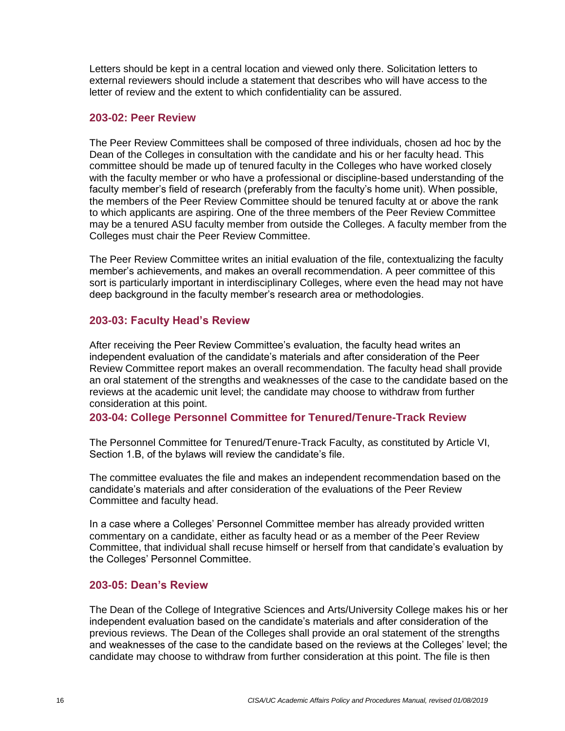Letters should be kept in a central location and viewed only there. Solicitation letters to external reviewers should include a statement that describes who will have access to the letter of review and the extent to which confidentiality can be assured.

### 203-02: Peer Review

The Peer Review Committees shall be composed of three individuals, chosen ad hoc by the Dean of the Colleges in consultation with the candidate and his or her faculty head. This committee should be made up of tenured faculty in the Colleges who have worked closely with the faculty member or who have a professional or discipline-based understanding of the faculty member's field of research (preferably from the faculty's home unit). When possible, the members of the Peer Review Committee should be tenured faculty at or above the rank to which applicants are aspiring. One of the three members of the Peer Review Committee may be a tenured ASU faculty member from outside the Colleges. A faculty member from the Colleges must chair the Peer Review Committee.

The Peer Review Committee writes an initial evaluation of the file, contextualizing the faculty member's achievements, and makes an overall recommendation. A peer committee of this sort is particularly important in interdisciplinary Colleges, where even the head may not have deep background in the faculty member's research area or methodologies.

### 203-03: Faculty Head's Review

After receiving the Peer Review Committee's evaluation, the faculty head writes an independent evaluation of the candidate's materials and after consideration of the Peer Review Committee report makes an overall recommendation. The faculty head shall provide an oral statement of the strengths and weaknesses of the case to the candidate based on the reviews at the academic unit level; the candidate may choose to withdraw from further consideration at this point.

### 203-04: College Personnel Committee for Tenured/Tenure-Track Review

The Personnel Committee for Tenured/Tenure-Track Faculty, as constituted by Article VI, Section 1.B, of the bylaws will review the candidate's file.

The committee evaluates the file and makes an independent recommendation based on the candidate's materials and after consideration of the evaluations of the Peer Review Committee and faculty head.

In a case where a Colleges' Personnel Committee member has already provided written commentary on a candidate, either as faculty head or as a member of the Peer Review Committee, that individual shall recuse himself or herself from that candidate's evaluation by the Colleges' Personnel Committee.

### 203-05: Dean's Review

The Dean of the College of Integrative Sciences and Arts/University College makes his or her independent evaluation based on the candidate's materials and after consideration of the previous reviews. The Dean of the Colleges shall provide an oral statement of the strengths and weaknesses of the case to the candidate based on the reviews at the Colleges' level; the candidate may choose to withdraw from further consideration at this point. The file is then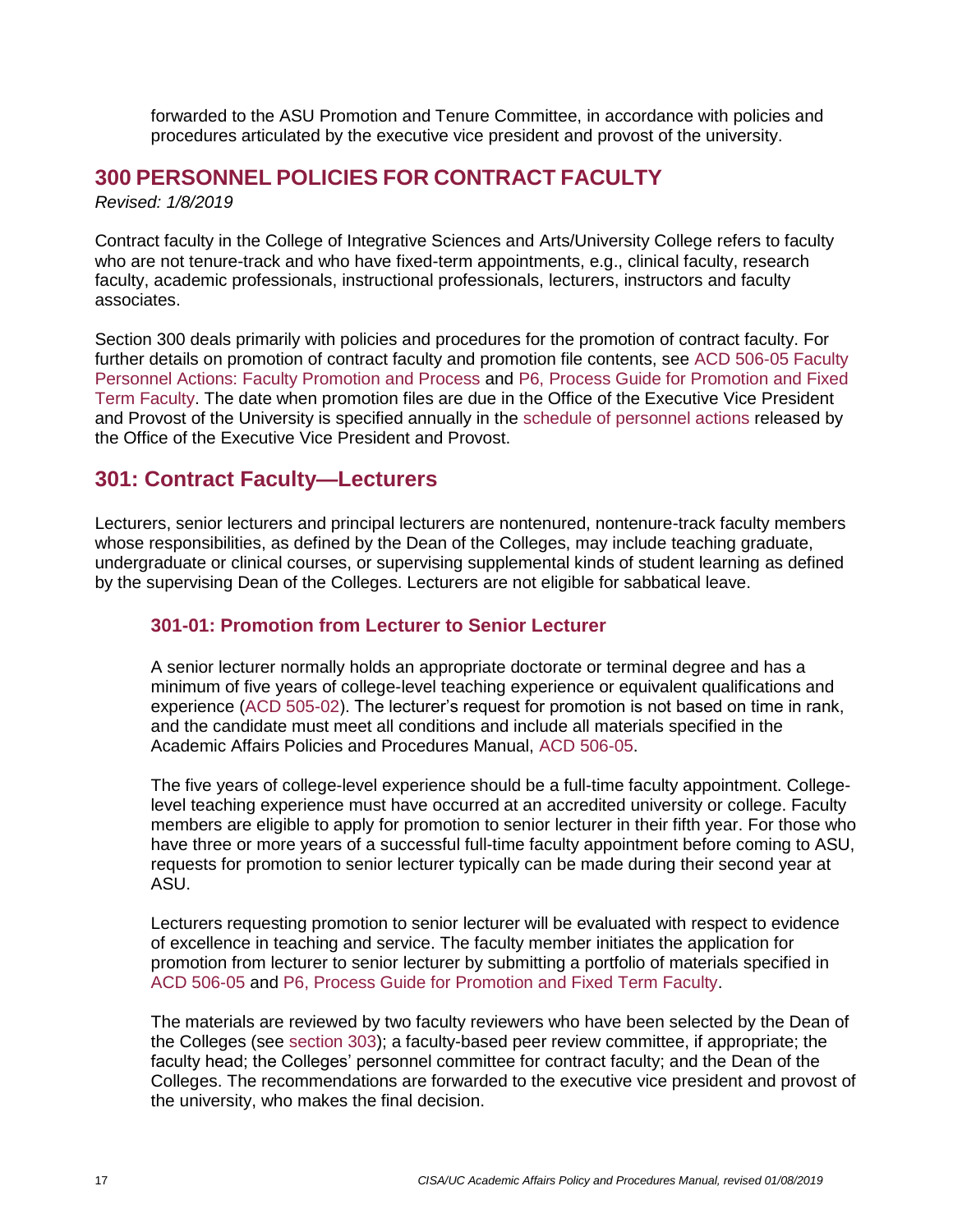forwarded to the ASU Promotion and Tenure Committee, in accordance with policies and procedures articulated by the executive vice president and provost of the university.

# 300 PERSONNEL POLICIES FOR CONTRACT FACULTY

*Revised: 1/8/2019*

Contract faculty in the College of Integrative Sciences and Arts/University College refers to faculty who are not tenure-track and who have fixed-term appointments, e.g., clinical faculty, research faculty, academic professionals, instructional professionals, lecturers, instructors and faculty associates.

Section 300 deals primarily with policies and procedures for the promotion of contract faculty. For further details on promotion of contract faculty and promotion file contents, see ACD 506-05 Faculty Personnel Actions: Faculty Promotion and Process and P6, Process Guide for Promotion and Fixed Term Faculty. The date when promotion files are due in the Office of the Executive Vice President and Provost of the University is specified annually in the schedule of personnel actions released by the Office of the Executive Vice President and Provost.

## 301: Contract Faculty—Lecturers

Lecturers, senior lecturers and principal lecturers are nontenured, nontenure-track faculty members whose responsibilities, as defined by the Dean of the Colleges, may include teaching graduate, undergraduate or clinical courses, or supervising supplemental kinds of student learning as defined by the supervising Dean of the Colleges. Lecturers are not eligible for sabbatical leave.

### 301-01: Promotion from Lecturer to Senior Lecturer

A senior lecturer normally holds an appropriate doctorate or terminal degree and has a minimum of five years of college-level teaching experience or equivalent qualifications and experience (ACD 505-02). The lecturer's request for promotion is not based on time in rank, and the candidate must meet all conditions and include all materials specified in the Academic Affairs Policies and Procedures Manual, ACD 506-05.

The five years of college-level experience should be a full-time faculty appointment. College-level teaching experience must have occurred at an accredited university or college. Faculty members are eligible to apply for promotion to senior lecturer in their fifth year. For those who have three or more years of a successful full-time faculty appointment before coming to ASU, requests for promotion to senior lecturer typically can be made during their second year at ASU.

Lecturers requesting promotion to senior lecturer will be evaluated with respect to evidence of excellence in teaching and service. The faculty member initiates the application for promotion from lecturer to senior lecturer by submitting a portfolio of materials specified in ACD 506-05 and P6, Process Guide for Promotion and Fixed Term Faculty.

The materials are reviewed by two faculty reviewers who have been selected by the Dean of the Colleges (see section 303); a faculty-based peer review committee, if appropriate; the faculty head; the Colleges' personnel committee for contract faculty; and the Dean of the Colleges. The recommendations are forwarded to the executive vice president and provost of the university, who makes the final decision.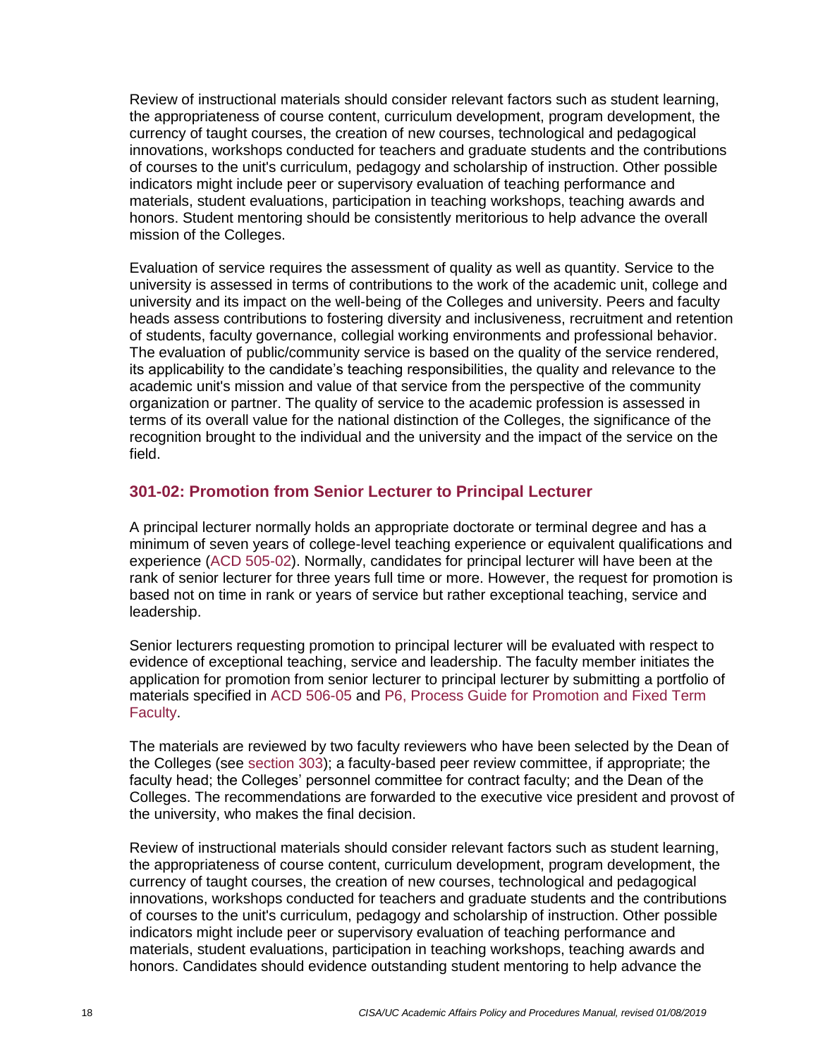Review of instructional materials should consider relevant factors such as student learning, the appropriateness of course content, curriculum development, program development, the currency of taught courses, the creation of new courses, technological and pedagogical innovations, workshops conducted for teachers and graduate students and the contributions of courses to the unit's curriculum, pedagogy and scholarship of instruction. Other possible indicators might include peer or supervisory evaluation of teaching performance and materials, student evaluations, participation in teaching workshops, teaching awards and honors. Student mentoring should be consistently meritorious to help advance the overall mission of the Colleges.

Evaluation of service requires the assessment of quality as well as quantity. Service to the university is assessed in terms of contributions to the work of the academic unit, college and university and its impact on the well-being of the Colleges and university. Peers and faculty heads assess contributions to fostering diversity and inclusiveness, recruitment and retention of students, faculty governance, collegial working environments and professional behavior. The evaluation of public/community service is based on the quality of the service rendered, its applicability to the candidate's teaching responsibilities, the quality and relevance to the academic unit's mission and value of that service from the perspective of the community organization or partner. The quality of service to the academic profession is assessed in terms of its overall value for the national distinction of the Colleges, the significance of the recognition brought to the individual and the university and the impact of the service on the field.

### 301-02: Promotion from Senior Lecturer to Principal Lecturer

A principal lecturer normally holds an appropriate doctorate or terminal degree and has a minimum of seven years of college-level teaching experience or equivalent qualifications and experience (ACD 505-02). Normally, candidates for principal lecturer will have been at the rank of senior lecturer for three years full time or more. However, the request for promotion is based not on time in rank or years of service but rather exceptional teaching, service and leadership.

Senior lecturers requesting promotion to principal lecturer will be evaluated with respect to evidence of exceptional teaching, service and leadership. The faculty member initiates the application for promotion from senior lecturer to principal lecturer by submitting a portfolio of materials specified in ACD 506-05 and P6, Process Guide for Promotion and Fixed Term Faculty.

The materials are reviewed by two faculty reviewers who have been selected by the Dean of the Colleges (see section 303); a faculty-based peer review committee, if appropriate; the faculty head; the Colleges' personnel committee for contract faculty; and the Dean of the Colleges. The recommendations are forwarded to the executive vice president and provost of the university, who makes the final decision.

Review of instructional materials should consider relevant factors such as student learning, the appropriateness of course content, curriculum development, program development, the currency of taught courses, the creation of new courses, technological and pedagogical innovations, workshops conducted for teachers and graduate students and the contributions of courses to the unit's curriculum, pedagogy and scholarship of instruction. Other possible indicators might include peer or supervisory evaluation of teaching performance and materials, student evaluations, participation in teaching workshops, teaching awards and honors. Candidates should evidence outstanding student mentoring to help advance the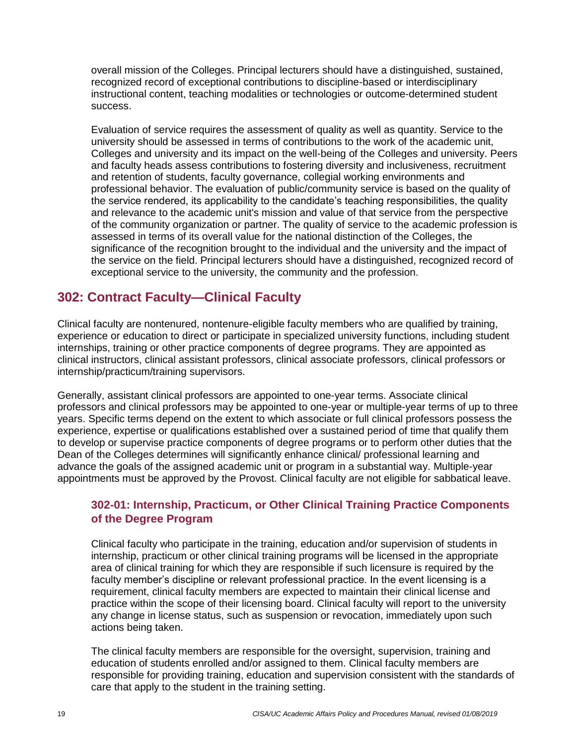overall mission of the Colleges. Principal lecturers should have a distinguished, sustained, recognized record of exceptional contributions to discipline-based or interdisciplinary instructional content, teaching modalities or technologies or outcome-determined student success.

Evaluation of service requires the assessment of quality as well as quantity. Service to the university should be assessed in terms of contributions to the work of the academic unit, Colleges and university and its impact on the well-being of the Colleges and university. Peers and faculty heads assess contributions to fostering diversity and inclusiveness, recruitment and retention of students, faculty governance, collegial working environments and professional behavior. The evaluation of public/community service is based on the quality of the service rendered, its applicability to the candidate's teaching responsibilities, the quality and relevance to the academic unit's mission and value of that service from the perspective of the community organization or partner. The quality of service to the academic profession is assessed in terms of its overall value for the national distinction of the Colleges, the significance of the recognition brought to the individual and the university and the impact of the service on the field. Principal lecturers should have a distinguished, recognized record of exceptional service to the university, the community and the profession.

## 302: Contract Faculty—Clinical Faculty

Clinical faculty are nontenured, nontenure-eligible faculty members who are qualified by training, experience or education to direct or participate in specialized university functions, including student internships, training or other practice components of degree programs. They are appointed as clinical instructors, clinical assistant professors, clinical associate professors, clinical professors or internship/practicum/training supervisors.

Generally, assistant clinical professors are appointed to one-year terms. Associate clinical professors and clinical professors may be appointed to one-year or multiple-year terms of up to three years. Specific terms depend on the extent to which associate or full clinical professors possess the experience, expertise or qualifications established over a sustained period of time that qualify them to develop or supervise practice components of degree programs or to perform other duties that the Dean of the Colleges determines will significantly enhance clinical/ professional learning and advance the goals of the assigned academic unit or program in a substantial way. Multiple-year appointments must be approved by the Provost. Clinical faculty are not eligible for sabbatical leave.

### 302-01: Internship, Practicum, or Other Clinical Training Practice Components of the Degree Program

Clinical faculty who participate in the training, education and/or supervision of students in internship, practicum or other clinical training programs will be licensed in the appropriate area of clinical training for which they are responsible if such licensure is required by the faculty member's discipline or relevant professional practice. In the event licensing is a requirement, clinical faculty members are expected to maintain their clinical license and practice within the scope of their licensing board. Clinical faculty will report to the university any change in license status, such as suspension or revocation, immediately upon such actions being taken.

The clinical faculty members are responsible for the oversight, supervision, training and education of students enrolled and/or assigned to them. Clinical faculty members are responsible for providing training, education and supervision consistent with the standards of care that apply to the student in the training setting.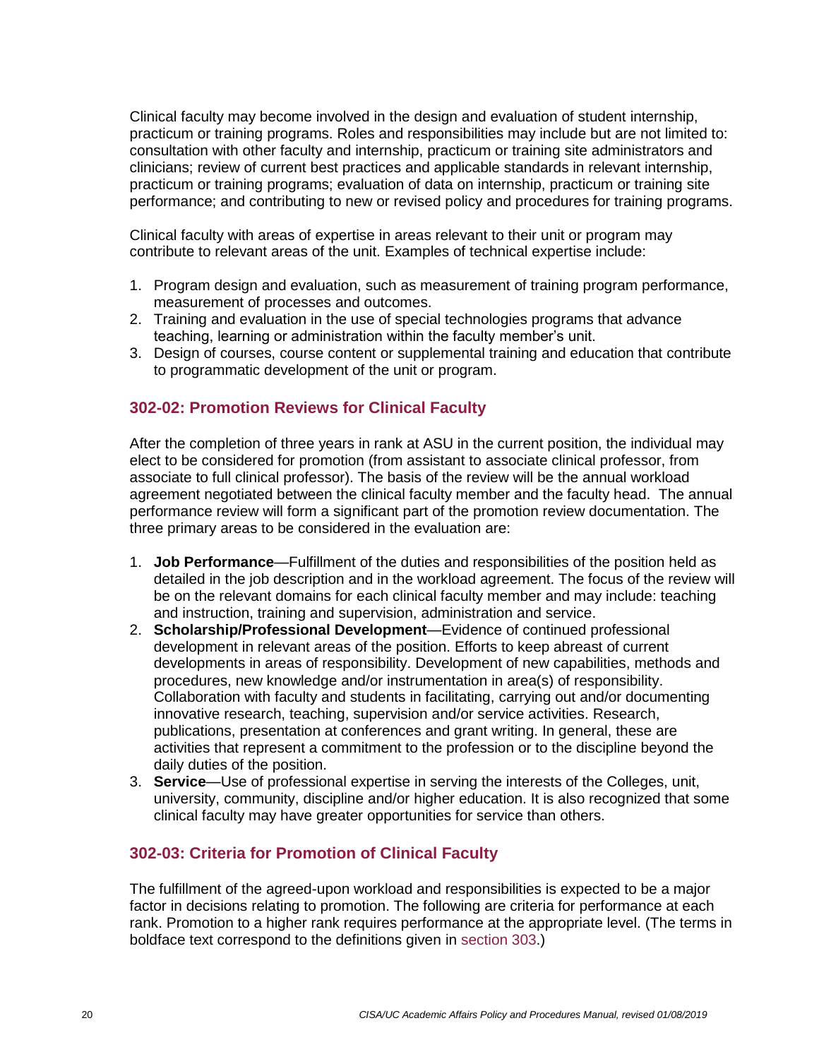Clinical faculty may become involved in the design and evaluation of student internship, practicum or training programs. Roles and responsibilities may include but are not limited to: consultation with other faculty and internship, practicum or training site administrators and clinicians; review of current best practices and applicable standards in relevant internship, practicum or training programs; evaluation of data on internship, practicum or training site performance; and contributing to new or revised policy and procedures for training programs.

Clinical faculty with areas of expertise in areas relevant to their unit or program may contribute to relevant areas of the unit. Examples of technical expertise include:

1. Program design and evaluation, such as measurement of training program performance, measurement of processes and outcomes.
2. Training and evaluation in the use of special technologies programs that advance teaching, learning or administration within the faculty member's unit.
3. Design of courses, course content or supplemental training and education that contribute to programmatic development of the unit or program.

## 302-02: Promotion Reviews for Clinical Faculty

After the completion of three years in rank at ASU in the current position, the individual may elect to be considered for promotion (from assistant to associate clinical professor, from associate to full clinical professor). The basis of the review will be the annual workload agreement negotiated between the clinical faculty member and the faculty head. The annual performance review will form a significant part of the promotion review documentation. The three primary areas to be considered in the evaluation are:

1. **Job Performance**—Fulfillment of the duties and responsibilities of the position held as detailed in the job description and in the workload agreement. The focus of the review will be on the relevant domains for each clinical faculty member and may include: teaching and instruction, training and supervision, administration and service.
2. **Scholarship/Professional Development**—Evidence of continued professional development in relevant areas of the position. Efforts to keep abreast of current developments in areas of responsibility. Development of new capabilities, methods and procedures, new knowledge and/or instrumentation in area(s) of responsibility. Collaboration with faculty and students in facilitating, carrying out and/or documenting innovative research, teaching, supervision and/or service activities. Research, publications, presentation at conferences and grant writing. In general, these are activities that represent a commitment to the profession or to the discipline beyond the daily duties of the position.
3. **Service**—Use of professional expertise in serving the interests of the Colleges, unit, university, community, discipline and/or higher education. It is also recognized that some clinical faculty may have greater opportunities for service than others.

## 302-03: Criteria for Promotion of Clinical Faculty

The fulfillment of the agreed-upon workload and responsibilities is expected to be a major factor in decisions relating to promotion. The following are criteria for performance at each rank. Promotion to a higher rank requires performance at the appropriate level. (The terms in boldface text correspond to the definitions given in section 303.)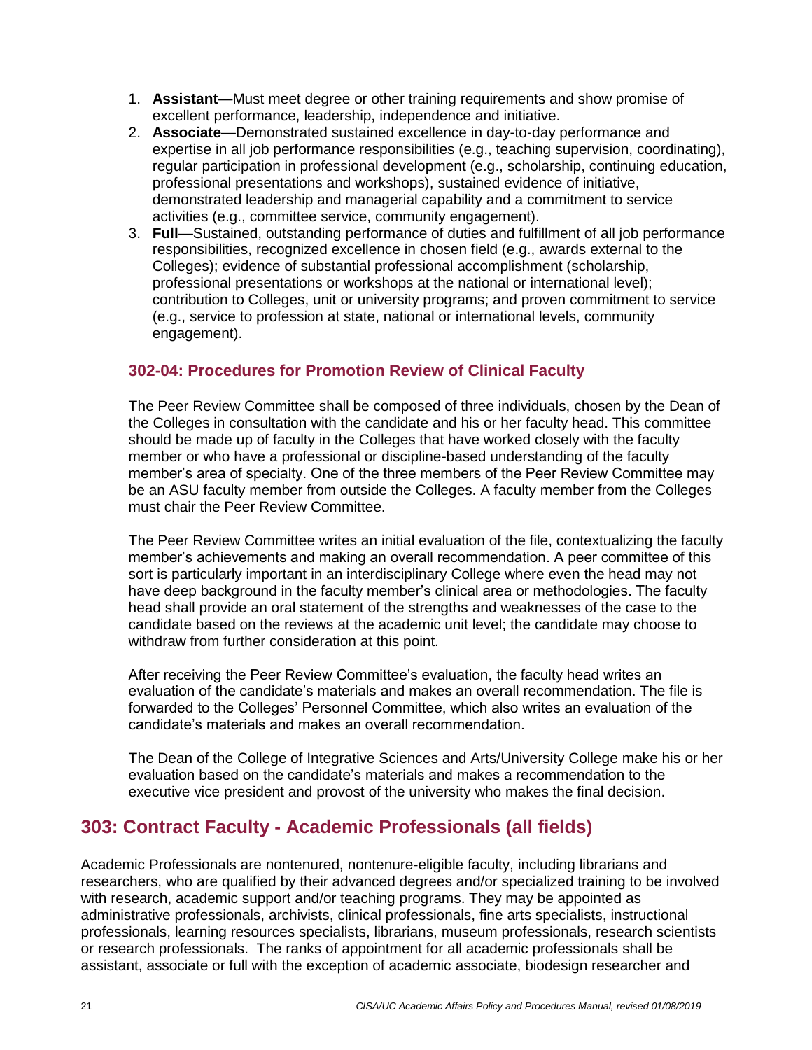1. **Assistant**—Must meet degree or other training requirements and show promise of excellent performance, leadership, independence and initiative.
2. **Associate**—Demonstrated sustained excellence in day-to-day performance and expertise in all job performance responsibilities (e.g., teaching supervision, coordinating), regular participation in professional development (e.g., scholarship, continuing education, professional presentations and workshops), sustained evidence of initiative, demonstrated leadership and managerial capability and a commitment to service activities (e.g., committee service, community engagement).
3. **Full**—Sustained, outstanding performance of duties and fulfillment of all job performance responsibilities, recognized excellence in chosen field (e.g., awards external to the Colleges); evidence of substantial professional accomplishment (scholarship, professional presentations or workshops at the national or international level); contribution to Colleges, unit or university programs; and proven commitment to service (e.g., service to profession at state, national or international levels, community engagement).

### 302-04: Procedures for Promotion Review of Clinical Faculty

The Peer Review Committee shall be composed of three individuals, chosen by the Dean of the Colleges in consultation with the candidate and his or her faculty head. This committee should be made up of faculty in the Colleges that have worked closely with the faculty member or who have a professional or discipline-based understanding of the faculty member's area of specialty. One of the three members of the Peer Review Committee may be an ASU faculty member from outside the Colleges. A faculty member from the Colleges must chair the Peer Review Committee.

The Peer Review Committee writes an initial evaluation of the file, contextualizing the faculty member's achievements and making an overall recommendation. A peer committee of this sort is particularly important in an interdisciplinary College where even the head may not have deep background in the faculty member's clinical area or methodologies. The faculty head shall provide an oral statement of the strengths and weaknesses of the case to the candidate based on the reviews at the academic unit level; the candidate may choose to withdraw from further consideration at this point.

After receiving the Peer Review Committee's evaluation, the faculty head writes an evaluation of the candidate's materials and makes an overall recommendation. The file is forwarded to the Colleges' Personnel Committee, which also writes an evaluation of the candidate's materials and makes an overall recommendation.

The Dean of the College of Integrative Sciences and Arts/University College make his or her evaluation based on the candidate's materials and makes a recommendation to the executive vice president and provost of the university who makes the final decision.

## 303: Contract Faculty - Academic Professionals (all fields)

Academic Professionals are nontenured, nontenure-eligible faculty, including librarians and researchers, who are qualified by their advanced degrees and/or specialized training to be involved with research, academic support and/or teaching programs. They may be appointed as administrative professionals, archivists, clinical professionals, fine arts specialists, instructional professionals, learning resources specialists, librarians, museum professionals, research scientists or research professionals. The ranks of appointment for all academic professionals shall be assistant, associate or full with the exception of academic associate, biodesign researcher and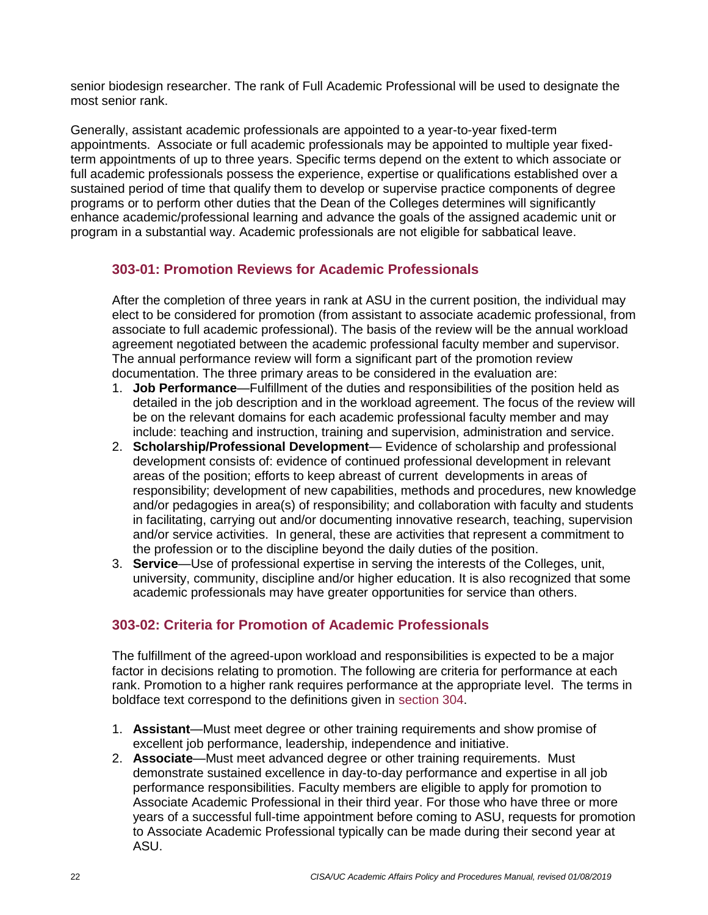senior biodesign researcher. The rank of Full Academic Professional will be used to designate the most senior rank.

Generally, assistant academic professionals are appointed to a year-to-year fixed-term appointments. Associate or full academic professionals may be appointed to multiple year fixed-term appointments of up to three years. Specific terms depend on the extent to which associate or full academic professionals possess the experience, expertise or qualifications established over a sustained period of time that qualify them to develop or supervise practice components of degree programs or to perform other duties that the Dean of the Colleges determines will significantly enhance academic/professional learning and advance the goals of the assigned academic unit or program in a substantial way. Academic professionals are not eligible for sabbatical leave.

### 303-01: Promotion Reviews for Academic Professionals

After the completion of three years in rank at ASU in the current position, the individual may elect to be considered for promotion (from assistant to associate academic professional, from associate to full academic professional). The basis of the review will be the annual workload agreement negotiated between the academic professional faculty member and supervisor. The annual performance review will form a significant part of the promotion review documentation. The three primary areas to be considered in the evaluation are:

1. **Job Performance**—Fulfillment of the duties and responsibilities of the position held as detailed in the job description and in the workload agreement. The focus of the review will be on the relevant domains for each academic professional faculty member and may include: teaching and instruction, training and supervision, administration and service.
2. **Scholarship/Professional Development**— Evidence of scholarship and professional development consists of: evidence of continued professional development in relevant areas of the position; efforts to keep abreast of current developments in areas of responsibility; development of new capabilities, methods and procedures, new knowledge and/or pedagogies in area(s) of responsibility; and collaboration with faculty and students in facilitating, carrying out and/or documenting innovative research, teaching, supervision and/or service activities. In general, these are activities that represent a commitment to the profession or to the discipline beyond the daily duties of the position.
3. **Service**—Use of professional expertise in serving the interests of the Colleges, unit, university, community, discipline and/or higher education. It is also recognized that some academic professionals may have greater opportunities for service than others.

### 303-02: Criteria for Promotion of Academic Professionals

The fulfillment of the agreed-upon workload and responsibilities is expected to be a major factor in decisions relating to promotion. The following are criteria for performance at each rank. Promotion to a higher rank requires performance at the appropriate level. The terms in boldface text correspond to the definitions given in section 304.

1. **Assistant**—Must meet degree or other training requirements and show promise of excellent job performance, leadership, independence and initiative.
2. **Associate**—Must meet advanced degree or other training requirements. Must demonstrate sustained excellence in day-to-day performance and expertise in all job performance responsibilities. Faculty members are eligible to apply for promotion to Associate Academic Professional in their third year. For those who have three or more years of a successful full-time appointment before coming to ASU, requests for promotion to Associate Academic Professional typically can be made during their second year at ASU.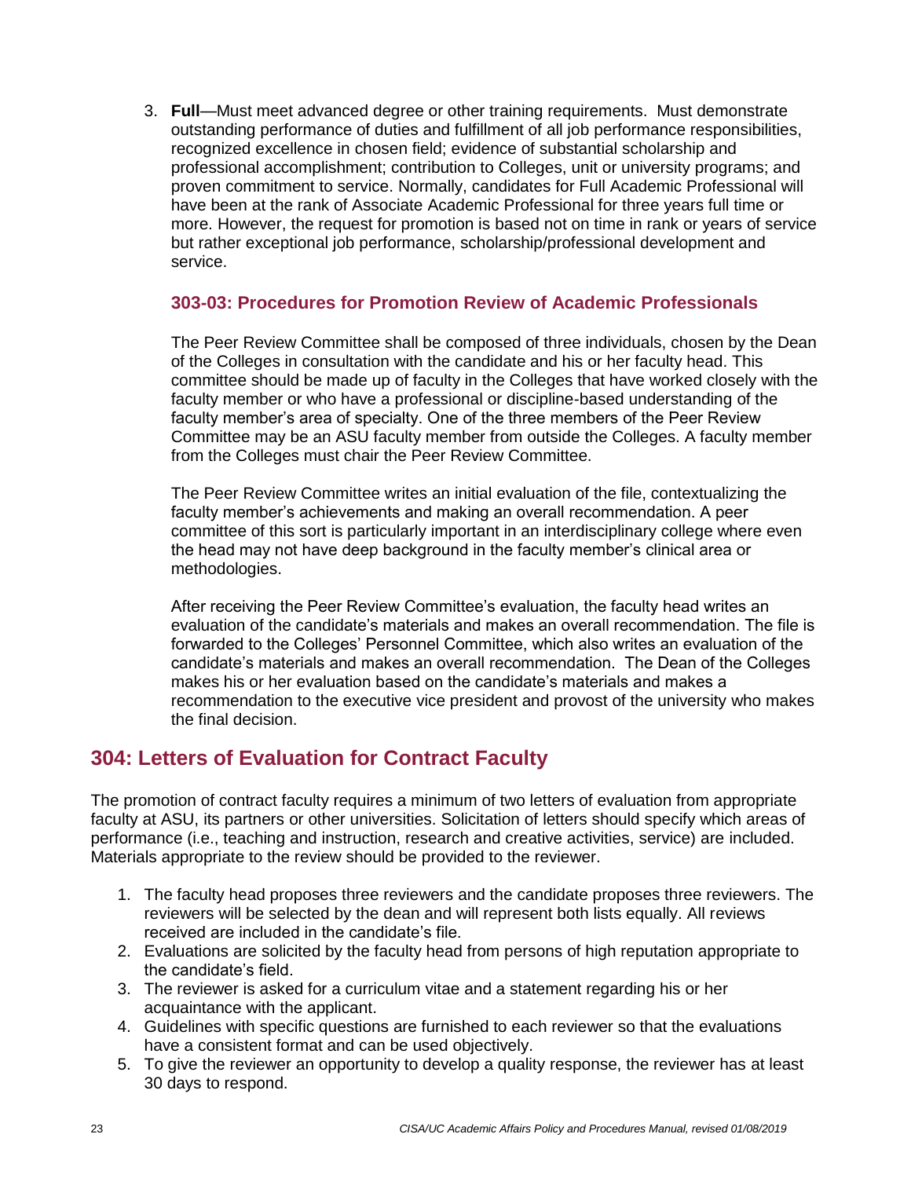3. **Full**—Must meet advanced degree or other training requirements. Must demonstrate outstanding performance of duties and fulfillment of all job performance responsibilities, recognized excellence in chosen field; evidence of substantial scholarship and professional accomplishment; contribution to Colleges, unit or university programs; and proven commitment to service. Normally, candidates for Full Academic Professional will have been at the rank of Associate Academic Professional for three years full time or more. However, the request for promotion is based not on time in rank or years of service but rather exceptional job performance, scholarship/professional development and service.

### 303-03: Procedures for Promotion Review of Academic Professionals

The Peer Review Committee shall be composed of three individuals, chosen by the Dean of the Colleges in consultation with the candidate and his or her faculty head. This committee should be made up of faculty in the Colleges that have worked closely with the faculty member or who have a professional or discipline-based understanding of the faculty member's area of specialty. One of the three members of the Peer Review Committee may be an ASU faculty member from outside the Colleges. A faculty member from the Colleges must chair the Peer Review Committee.

The Peer Review Committee writes an initial evaluation of the file, contextualizing the faculty member's achievements and making an overall recommendation. A peer committee of this sort is particularly important in an interdisciplinary college where even the head may not have deep background in the faculty member's clinical area or methodologies.

After receiving the Peer Review Committee's evaluation, the faculty head writes an evaluation of the candidate's materials and makes an overall recommendation. The file is forwarded to the Colleges' Personnel Committee, which also writes an evaluation of the candidate's materials and makes an overall recommendation. The Dean of the Colleges makes his or her evaluation based on the candidate's materials and makes a recommendation to the executive vice president and provost of the university who makes the final decision.

## 304: Letters of Evaluation for Contract Faculty

The promotion of contract faculty requires a minimum of two letters of evaluation from appropriate faculty at ASU, its partners or other universities. Solicitation of letters should specify which areas of performance (i.e., teaching and instruction, research and creative activities, service) are included. Materials appropriate to the review should be provided to the reviewer.

1. The faculty head proposes three reviewers and the candidate proposes three reviewers. The reviewers will be selected by the dean and will represent both lists equally. All reviews received are included in the candidate's file.
2. Evaluations are solicited by the faculty head from persons of high reputation appropriate to the candidate's field.
3. The reviewer is asked for a curriculum vitae and a statement regarding his or her acquaintance with the applicant.
4. Guidelines with specific questions are furnished to each reviewer so that the evaluations have a consistent format and can be used objectively.
5. To give the reviewer an opportunity to develop a quality response, the reviewer has at least 30 days to respond.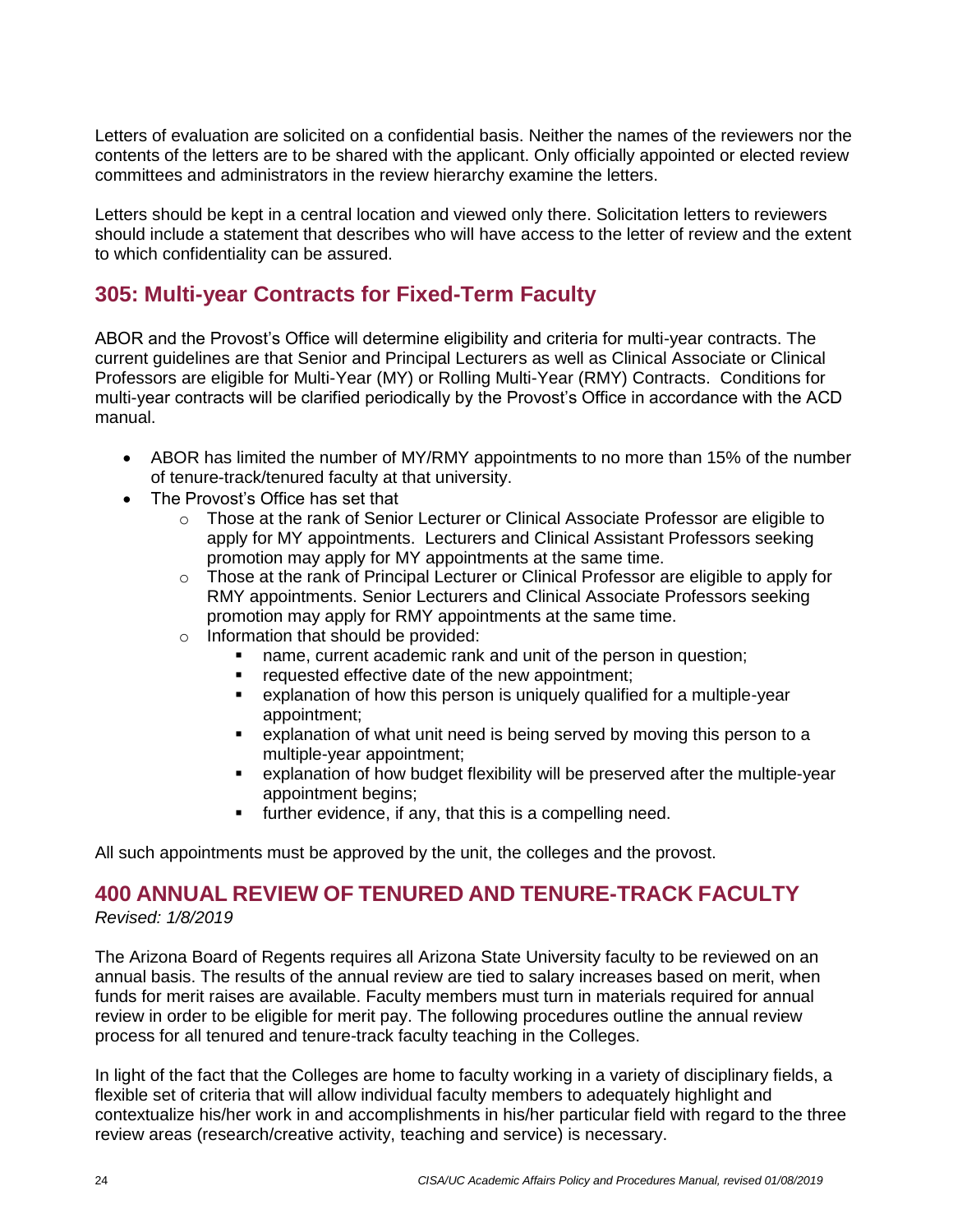Letters of evaluation are solicited on a confidential basis. Neither the names of the reviewers nor the contents of the letters are to be shared with the applicant. Only officially appointed or elected review committees and administrators in the review hierarchy examine the letters.

Letters should be kept in a central location and viewed only there. Solicitation letters to reviewers should include a statement that describes who will have access to the letter of review and the extent to which confidentiality can be assured.

## 305: Multi-year Contracts for Fixed-Term Faculty

ABOR and the Provost's Office will determine eligibility and criteria for multi-year contracts. The current guidelines are that Senior and Principal Lecturers as well as Clinical Associate or Clinical Professors are eligible for Multi-Year (MY) or Rolling Multi-Year (RMY) Contracts. Conditions for multi-year contracts will be clarified periodically by the Provost's Office in accordance with the ACD manual.

- ABOR has limited the number of MY/RMY appointments to no more than 15% of the number of tenure-track/tenured faculty at that university.
- The Provost's Office has set that
    - Those at the rank of Senior Lecturer or Clinical Associate Professor are eligible to apply for MY appointments. Lecturers and Clinical Assistant Professors seeking promotion may apply for MY appointments at the same time.
    - Those at the rank of Principal Lecturer or Clinical Professor are eligible to apply for RMY appointments. Senior Lecturers and Clinical Associate Professors seeking promotion may apply for RMY appointments at the same time.
    - Information that should be provided:
        - name, current academic rank and unit of the person in question;
        - requested effective date of the new appointment;
        - explanation of how this person is uniquely qualified for a multiple-year appointment;
        - explanation of what unit need is being served by moving this person to a multiple-year appointment;
        - explanation of how budget flexibility will be preserved after the multiple-year appointment begins;
        - further evidence, if any, that this is a compelling need.

All such appointments must be approved by the unit, the colleges and the provost.

# 400 ANNUAL REVIEW OF TENURED AND TENURE-TRACK FACULTY

*Revised: 1/8/2019*

The Arizona Board of Regents requires all Arizona State University faculty to be reviewed on an annual basis. The results of the annual review are tied to salary increases based on merit, when funds for merit raises are available. Faculty members must turn in materials required for annual review in order to be eligible for merit pay. The following procedures outline the annual review process for all tenured and tenure-track faculty teaching in the Colleges.

In light of the fact that the Colleges are home to faculty working in a variety of disciplinary fields, a flexible set of criteria that will allow individual faculty members to adequately highlight and contextualize his/her work in and accomplishments in his/her particular field with regard to the three review areas (research/creative activity, teaching and service) is necessary.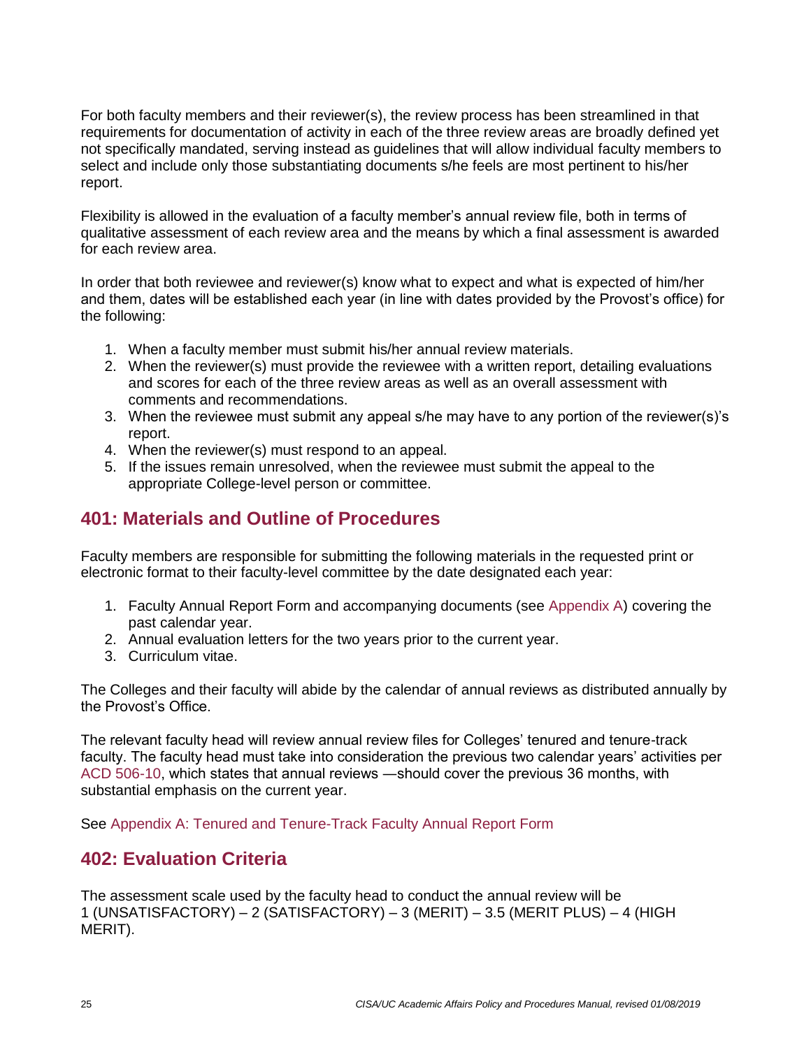For both faculty members and their reviewer(s), the review process has been streamlined in that requirements for documentation of activity in each of the three review areas are broadly defined yet not specifically mandated, serving instead as guidelines that will allow individual faculty members to select and include only those substantiating documents s/he feels are most pertinent to his/her report.

Flexibility is allowed in the evaluation of a faculty member's annual review file, both in terms of qualitative assessment of each review area and the means by which a final assessment is awarded for each review area.

In order that both reviewee and reviewer(s) know what to expect and what is expected of him/her and them, dates will be established each year (in line with dates provided by the Provost's office) for the following:

1. When a faculty member must submit his/her annual review materials.
2. When the reviewer(s) must provide the reviewee with a written report, detailing evaluations and scores for each of the three review areas as well as an overall assessment with comments and recommendations.
3. When the reviewee must submit any appeal s/he may have to any portion of the reviewer(s)'s report.
4. When the reviewer(s) must respond to an appeal.
5. If the issues remain unresolved, when the reviewee must submit the appeal to the appropriate College-level person or committee.

## 401: Materials and Outline of Procedures

Faculty members are responsible for submitting the following materials in the requested print or electronic format to their faculty-level committee by the date designated each year:

1. Faculty Annual Report Form and accompanying documents (see Appendix A) covering the past calendar year.
2. Annual evaluation letters for the two years prior to the current year.
3. Curriculum vitae.

The Colleges and their faculty will abide by the calendar of annual reviews as distributed annually by the Provost's Office.

The relevant faculty head will review annual review files for Colleges' tenured and tenure-track faculty. The faculty head must take into consideration the previous two calendar years' activities per ACD 506-10, which states that annual reviews —should cover the previous 36 months, with substantial emphasis on the current year.

See Appendix A: Tenured and Tenure-Track Faculty Annual Report Form

## 402: Evaluation Criteria

The assessment scale used by the faculty head to conduct the annual review will be 1 (UNSATISFACTORY) – 2 (SATISFACTORY) – 3 (MERIT) – 3.5 (MERIT PLUS) – 4 (HIGH MERIT).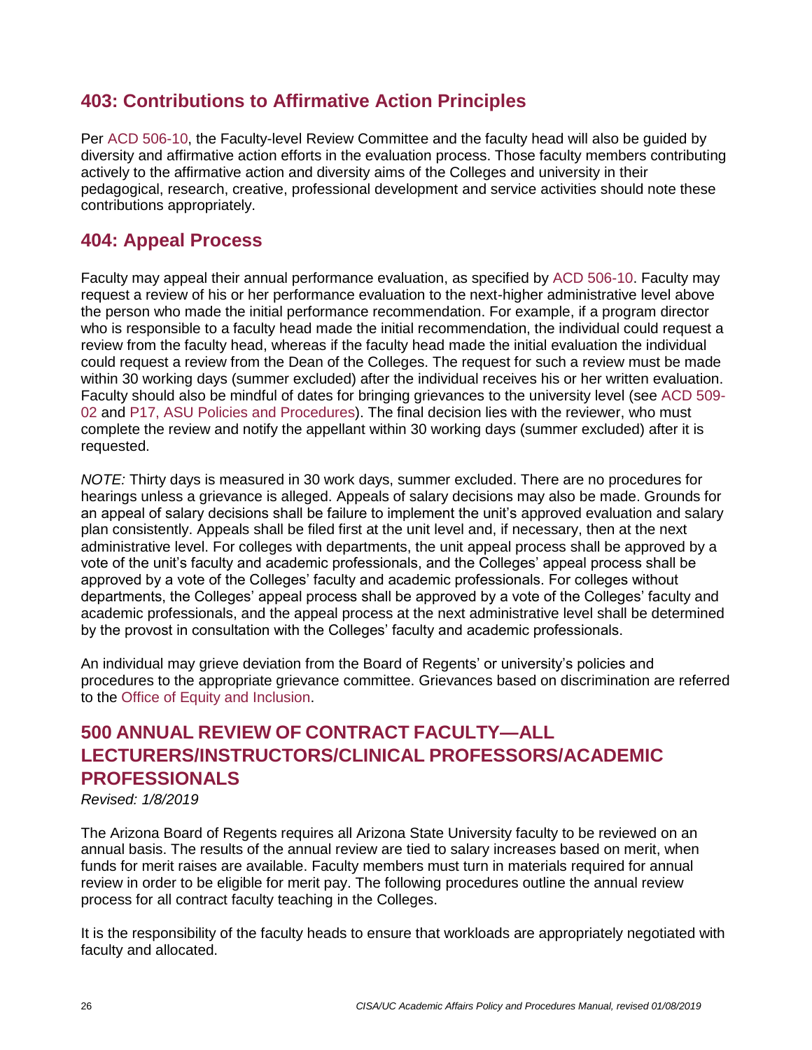## 403: Contributions to Affirmative Action Principles

Per ACD 506-10, the Faculty-level Review Committee and the faculty head will also be guided by diversity and affirmative action efforts in the evaluation process. Those faculty members contributing actively to the affirmative action and diversity aims of the Colleges and university in their pedagogical, research, creative, professional development and service activities should note these contributions appropriately.

## 404: Appeal Process

Faculty may appeal their annual performance evaluation, as specified by ACD 506-10. Faculty may request a review of his or her performance evaluation to the next-higher administrative level above the person who made the initial performance recommendation. For example, if a program director who is responsible to a faculty head made the initial recommendation, the individual could request a review from the faculty head, whereas if the faculty head made the initial evaluation the individual could request a review from the Dean of the Colleges. The request for such a review must be made within 30 working days (summer excluded) after the individual receives his or her written evaluation. Faculty should also be mindful of dates for bringing grievances to the university level (see ACD 509-02 and P17, ASU Policies and Procedures). The final decision lies with the reviewer, who must complete the review and notify the appellant within 30 working days (summer excluded) after it is requested.

*NOTE:* Thirty days is measured in 30 work days, summer excluded. There are no procedures for hearings unless a grievance is alleged. Appeals of salary decisions may also be made. Grounds for an appeal of salary decisions shall be failure to implement the unit's approved evaluation and salary plan consistently. Appeals shall be filed first at the unit level and, if necessary, then at the next administrative level. For colleges with departments, the unit appeal process shall be approved by a vote of the unit's faculty and academic professionals, and the Colleges' appeal process shall be approved by a vote of the Colleges' faculty and academic professionals. For colleges without departments, the Colleges' appeal process shall be approved by a vote of the Colleges' faculty and academic professionals, and the appeal process at the next administrative level shall be determined by the provost in consultation with the Colleges' faculty and academic professionals.

An individual may grieve deviation from the Board of Regents' or university's policies and procedures to the appropriate grievance committee. Grievances based on discrimination are referred to the Office of Equity and Inclusion.

# 500 ANNUAL REVIEW OF CONTRACT FACULTY—ALL LECTURERS/INSTRUCTORS/CLINICAL PROFESSORS/ACADEMIC PROFESSIONALS

*Revised: 1/8/2019*

The Arizona Board of Regents requires all Arizona State University faculty to be reviewed on an annual basis. The results of the annual review are tied to salary increases based on merit, when funds for merit raises are available. Faculty members must turn in materials required for annual review in order to be eligible for merit pay. The following procedures outline the annual review process for all contract faculty teaching in the Colleges.

It is the responsibility of the faculty heads to ensure that workloads are appropriately negotiated with faculty and allocated.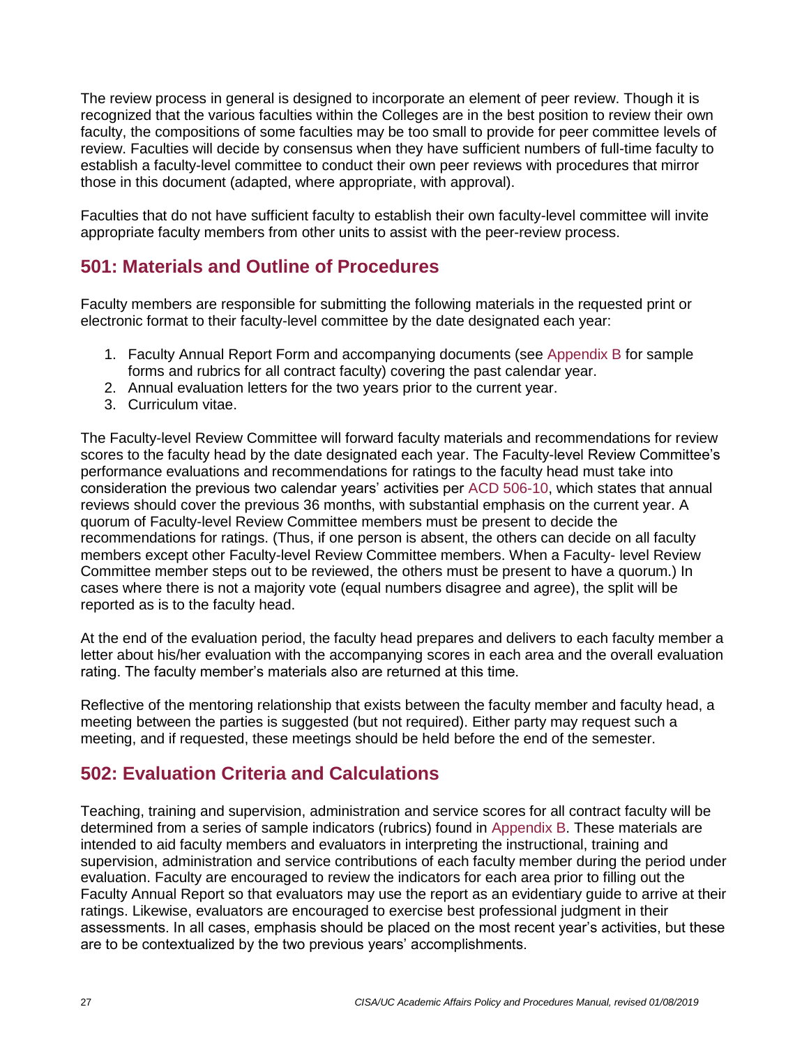The review process in general is designed to incorporate an element of peer review. Though it is recognized that the various faculties within the Colleges are in the best position to review their own faculty, the compositions of some faculties may be too small to provide for peer committee levels of review. Faculties will decide by consensus when they have sufficient numbers of full-time faculty to establish a faculty-level committee to conduct their own peer reviews with procedures that mirror those in this document (adapted, where appropriate, with approval).

Faculties that do not have sufficient faculty to establish their own faculty-level committee will invite appropriate faculty members from other units to assist with the peer-review process.

## 501: Materials and Outline of Procedures

Faculty members are responsible for submitting the following materials in the requested print or electronic format to their faculty-level committee by the date designated each year:

1. Faculty Annual Report Form and accompanying documents (see Appendix B for sample forms and rubrics for all contract faculty) covering the past calendar year.
2. Annual evaluation letters for the two years prior to the current year.
3. Curriculum vitae.

The Faculty-level Review Committee will forward faculty materials and recommendations for review scores to the faculty head by the date designated each year. The Faculty-level Review Committee's performance evaluations and recommendations for ratings to the faculty head must take into consideration the previous two calendar years' activities per ACD 506-10, which states that annual reviews should cover the previous 36 months, with substantial emphasis on the current year. A quorum of Faculty-level Review Committee members must be present to decide the recommendations for ratings. (Thus, if one person is absent, the others can decide on all faculty members except other Faculty-level Review Committee members. When a Faculty- level Review Committee member steps out to be reviewed, the others must be present to have a quorum.) In cases where there is not a majority vote (equal numbers disagree and agree), the split will be reported as is to the faculty head.

At the end of the evaluation period, the faculty head prepares and delivers to each faculty member a letter about his/her evaluation with the accompanying scores in each area and the overall evaluation rating. The faculty member's materials also are returned at this time.

Reflective of the mentoring relationship that exists between the faculty member and faculty head, a meeting between the parties is suggested (but not required). Either party may request such a meeting, and if requested, these meetings should be held before the end of the semester.

## 502: Evaluation Criteria and Calculations

Teaching, training and supervision, administration and service scores for all contract faculty will be determined from a series of sample indicators (rubrics) found in Appendix B. These materials are intended to aid faculty members and evaluators in interpreting the instructional, training and supervision, administration and service contributions of each faculty member during the period under evaluation. Faculty are encouraged to review the indicators for each area prior to filling out the Faculty Annual Report so that evaluators may use the report as an evidentiary guide to arrive at their ratings. Likewise, evaluators are encouraged to exercise best professional judgment in their assessments. In all cases, emphasis should be placed on the most recent year's activities, but these are to be contextualized by the two previous years' accomplishments.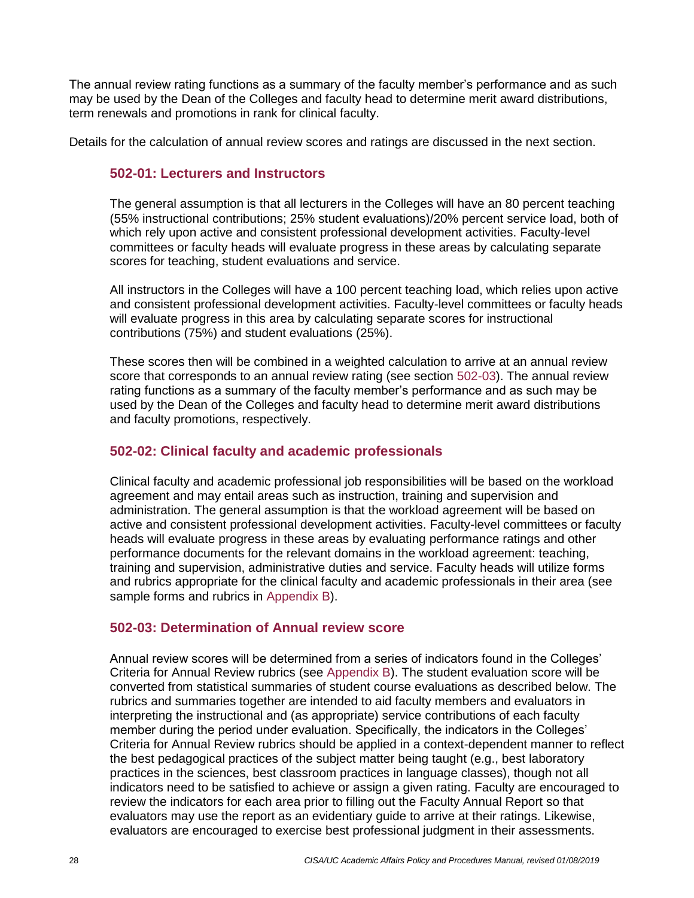The annual review rating functions as a summary of the faculty member's performance and as such may be used by the Dean of the Colleges and faculty head to determine merit award distributions, term renewals and promotions in rank for clinical faculty.

Details for the calculation of annual review scores and ratings are discussed in the next section.

### 502-01: Lecturers and Instructors

The general assumption is that all lecturers in the Colleges will have an 80 percent teaching (55% instructional contributions; 25% student evaluations)/20% percent service load, both of which rely upon active and consistent professional development activities. Faculty-level committees or faculty heads will evaluate progress in these areas by calculating separate scores for teaching, student evaluations and service.

All instructors in the Colleges will have a 100 percent teaching load, which relies upon active and consistent professional development activities. Faculty-level committees or faculty heads will evaluate progress in this area by calculating separate scores for instructional contributions (75%) and student evaluations (25%).

These scores then will be combined in a weighted calculation to arrive at an annual review score that corresponds to an annual review rating (see section 502-03). The annual review rating functions as a summary of the faculty member's performance and as such may be used by the Dean of the Colleges and faculty head to determine merit award distributions and faculty promotions, respectively.

### 502-02: Clinical faculty and academic professionals

Clinical faculty and academic professional job responsibilities will be based on the workload agreement and may entail areas such as instruction, training and supervision and administration. The general assumption is that the workload agreement will be based on active and consistent professional development activities. Faculty-level committees or faculty heads will evaluate progress in these areas by evaluating performance ratings and other performance documents for the relevant domains in the workload agreement: teaching, training and supervision, administrative duties and service. Faculty heads will utilize forms and rubrics appropriate for the clinical faculty and academic professionals in their area (see sample forms and rubrics in Appendix B).

### 502-03: Determination of Annual review score

Annual review scores will be determined from a series of indicators found in the Colleges' Criteria for Annual Review rubrics (see Appendix B). The student evaluation score will be converted from statistical summaries of student course evaluations as described below. The rubrics and summaries together are intended to aid faculty members and evaluators in interpreting the instructional and (as appropriate) service contributions of each faculty member during the period under evaluation. Specifically, the indicators in the Colleges' Criteria for Annual Review rubrics should be applied in a context-dependent manner to reflect the best pedagogical practices of the subject matter being taught (e.g., best laboratory practices in the sciences, best classroom practices in language classes), though not all indicators need to be satisfied to achieve or assign a given rating. Faculty are encouraged to review the indicators for each area prior to filling out the Faculty Annual Report so that evaluators may use the report as an evidentiary guide to arrive at their ratings. Likewise, evaluators are encouraged to exercise best professional judgment in their assessments.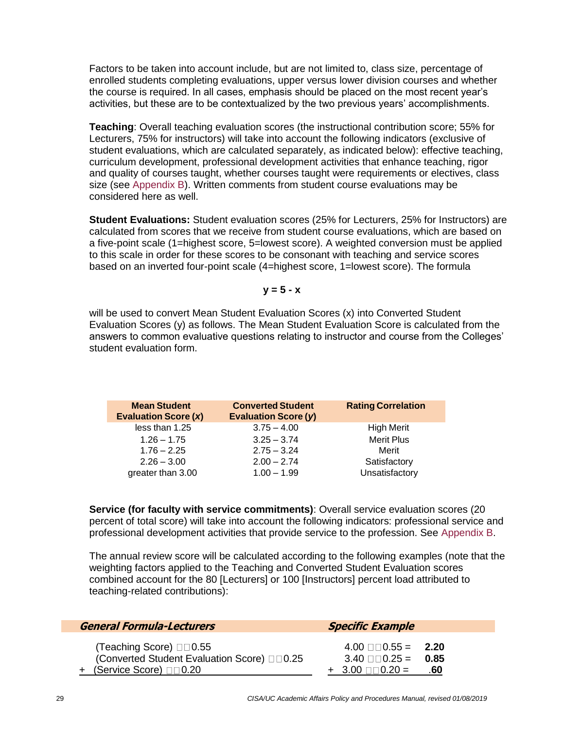Factors to be taken into account include, but are not limited to, class size, percentage of enrolled students completing evaluations, upper versus lower division courses and whether the course is required. In all cases, emphasis should be placed on the most recent year's activities, but these are to be contextualized by the two previous years' accomplishments.

**Teaching**: Overall teaching evaluation scores (the instructional contribution score; 55% for Lecturers, 75% for instructors) will take into account the following indicators (exclusive of student evaluations, which are calculated separately, as indicated below): effective teaching, curriculum development, professional development activities that enhance teaching, rigor and quality of courses taught, whether courses taught were requirements or electives, class size (see Appendix B). Written comments from student course evaluations may be considered here as well.

**Student Evaluations:** Student evaluation scores (25% for Lecturers, 25% for Instructors) are calculated from scores that we receive from student course evaluations, which are based on a five-point scale (1=highest score, 5=lowest score). A weighted conversion must be applied to this scale in order for these scores to be consonant with teaching and service scores based on an inverted four-point scale (4=highest score, 1=lowest score). The formula

$$y = 5 - x$$

will be used to convert Mean Student Evaluation Scores (x) into Converted Student Evaluation Scores (y) as follows. The Mean Student Evaluation Score is calculated from the answers to common evaluative questions relating to instructor and course from the Colleges' student evaluation form.

| Mean Student Evaluation Score (*x*) | Converted Student Evaluation Score (*y*) | Rating Correlation |
|---|---|---|
| less than 1.25 | 3.75 – 4.00 | High Merit |
| 1.26 – 1.75 | 3.25 – 3.74 | Merit Plus |
| 1.76 – 2.25 | 2.75 – 3.24 | Merit |
| 2.26 – 3.00 | 2.00 – 2.74 | Satisfactory |
| greater than 3.00 | 1.00 – 1.99 | Unsatisfactory |

**Service (for faculty with service commitments)**: Overall service evaluation scores (20 percent of total score) will take into account the following indicators: professional service and professional development activities that provide service to the profession. See Appendix B.

The annual review score will be calculated according to the following examples (note that the weighting factors applied to the Teaching and Converted Student Evaluation scores combined account for the 80 [Lecturers] or 100 [Instructors] percent load attributed to teaching-related contributions):

| ***General Formula-Lecturers*** | ***Specific Example*** |
|---|---|
| (Teaching Score) × 0.55 | 4.00 × 0.55 = **2.20** |
| (Converted Student Evaluation Score) × 0.25 | 3.40 × 0.25 = **0.85** |
| + (Service Score) × 0.20 | + 3.00 × 0.20 = **.60** |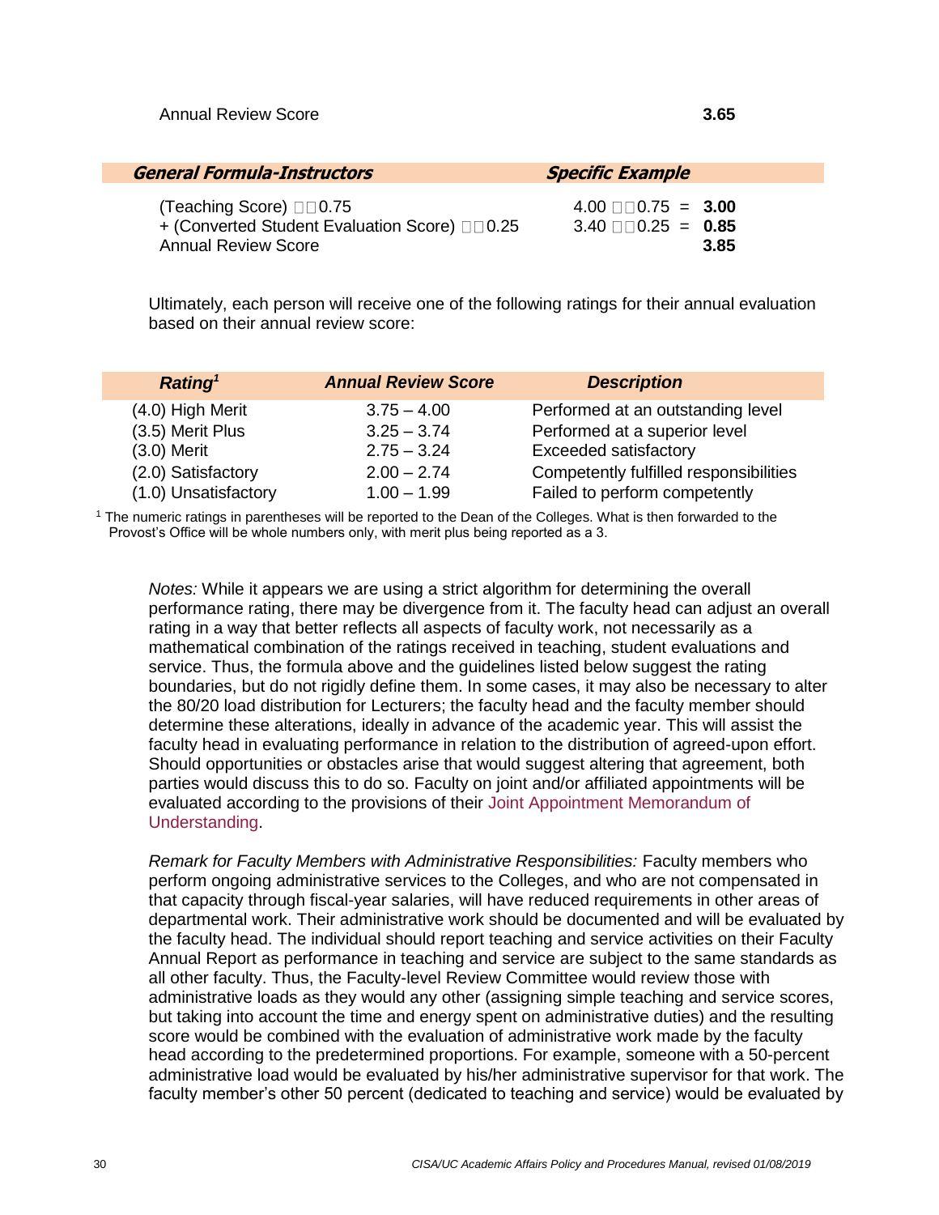| | |
|---|---|
| Annual Review Score | **3.65** |

| *General Formula-Instructors* | *Specific Example* |
|---|---|
| (Teaching Score) □□0.75 | 4.00 □□0.75 = **3.00** |
| + (Converted Student Evaluation Score) □□0.25 | 3.40 □□0.25 = **0.85** |
| Annual Review Score | **3.85** |

Ultimately, each person will receive one of the following ratings for their annual evaluation based on their annual review score:

| *Rating*[1] | *Annual Review Score* | *Description* |
|---|---|---|
| (4.0) High Merit | 3.75 – 4.00 | Performed at an outstanding level |
| (3.5) Merit Plus | 3.25 – 3.74 | Performed at a superior level |
| (3.0) Merit | 2.75 – 3.24 | Exceeded satisfactory |
| (2.0) Satisfactory | 2.00 – 2.74 | Competently fulfilled responsibilities |
| (1.0) Unsatisfactory | 1.00 – 1.99 | Failed to perform competently |

[1] The numeric ratings in parentheses will be reported to the Dean of the Colleges. What is then forwarded to the Provost's Office will be whole numbers only, with merit plus being reported as a 3.

*Notes:* While it appears we are using a strict algorithm for determining the overall performance rating, there may be divergence from it. The faculty head can adjust an overall rating in a way that better reflects all aspects of faculty work, not necessarily as a mathematical combination of the ratings received in teaching, student evaluations and service. Thus, the formula above and the guidelines listed below suggest the rating boundaries, but do not rigidly define them. In some cases, it may also be necessary to alter the 80/20 load distribution for Lecturers; the faculty head and the faculty member should determine these alterations, ideally in advance of the academic year. This will assist the faculty head in evaluating performance in relation to the distribution of agreed-upon effort. Should opportunities or obstacles arise that would suggest altering that agreement, both parties would discuss this to do so. Faculty on joint and/or affiliated appointments will be evaluated according to the provisions of their Joint Appointment Memorandum of Understanding.

*Remark for Faculty Members with Administrative Responsibilities:* Faculty members who perform ongoing administrative services to the Colleges, and who are not compensated in that capacity through fiscal-year salaries, will have reduced requirements in other areas of departmental work. Their administrative work should be documented and will be evaluated by the faculty head. The individual should report teaching and service activities on their Faculty Annual Report as performance in teaching and service are subject to the same standards as all other faculty. Thus, the Faculty-level Review Committee would review those with administrative loads as they would any other (assigning simple teaching and service scores, but taking into account the time and energy spent on administrative duties) and the resulting score would be combined with the evaluation of administrative work made by the faculty head according to the predetermined proportions. For example, someone with a 50-percent administrative load would be evaluated by his/her administrative supervisor for that work. The faculty member's other 50 percent (dedicated to teaching and service) would be evaluated by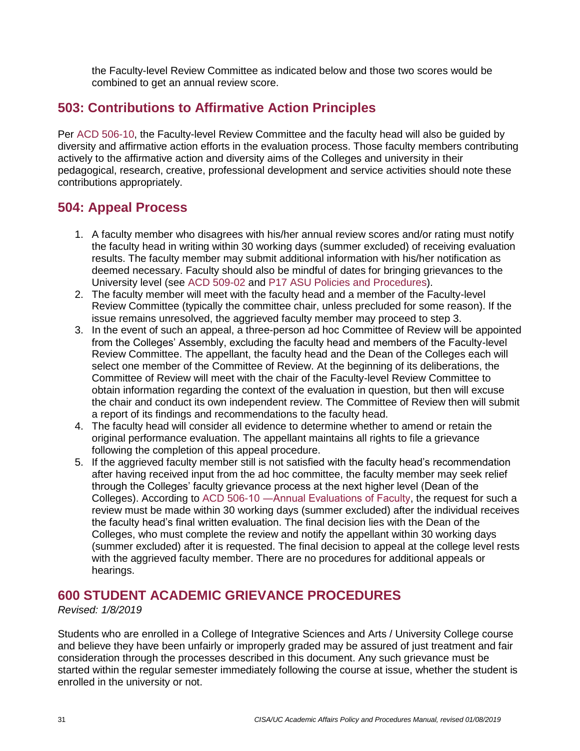the Faculty-level Review Committee as indicated below and those two scores would be combined to get an annual review score.

## 503: Contributions to Affirmative Action Principles

Per ACD 506-10, the Faculty-level Review Committee and the faculty head will also be guided by diversity and affirmative action efforts in the evaluation process. Those faculty members contributing actively to the affirmative action and diversity aims of the Colleges and university in their pedagogical, research, creative, professional development and service activities should note these contributions appropriately.

## 504: Appeal Process

1. A faculty member who disagrees with his/her annual review scores and/or rating must notify the faculty head in writing within 30 working days (summer excluded) of receiving evaluation results. The faculty member may submit additional information with his/her notification as deemed necessary. Faculty should also be mindful of dates for bringing grievances to the University level (see ACD 509-02 and P17 ASU Policies and Procedures).
2. The faculty member will meet with the faculty head and a member of the Faculty-level Review Committee (typically the committee chair, unless precluded for some reason). If the issue remains unresolved, the aggrieved faculty member may proceed to step 3.
3. In the event of such an appeal, a three-person ad hoc Committee of Review will be appointed from the Colleges' Assembly, excluding the faculty head and members of the Faculty-level Review Committee. The appellant, the faculty head and the Dean of the Colleges each will select one member of the Committee of Review. At the beginning of its deliberations, the Committee of Review will meet with the chair of the Faculty-level Review Committee to obtain information regarding the context of the evaluation in question, but then will excuse the chair and conduct its own independent review. The Committee of Review then will submit a report of its findings and recommendations to the faculty head.
4. The faculty head will consider all evidence to determine whether to amend or retain the original performance evaluation. The appellant maintains all rights to file a grievance following the completion of this appeal procedure.
5. If the aggrieved faculty member still is not satisfied with the faculty head's recommendation after having received input from the ad hoc committee, the faculty member may seek relief through the Colleges' faculty grievance process at the next higher level (Dean of the Colleges). According to ACD 506-10 —Annual Evaluations of Faculty, the request for such a review must be made within 30 working days (summer excluded) after the individual receives the faculty head's final written evaluation. The final decision lies with the Dean of the Colleges, who must complete the review and notify the appellant within 30 working days (summer excluded) after it is requested. The final decision to appeal at the college level rests with the aggrieved faculty member. There are no procedures for additional appeals or hearings.

# 600 STUDENT ACADEMIC GRIEVANCE PROCEDURES

*Revised: 1/8/2019*

Students who are enrolled in a College of Integrative Sciences and Arts / University College course and believe they have been unfairly or improperly graded may be assured of just treatment and fair consideration through the processes described in this document. Any such grievance must be started within the regular semester immediately following the course at issue, whether the student is enrolled in the university or not.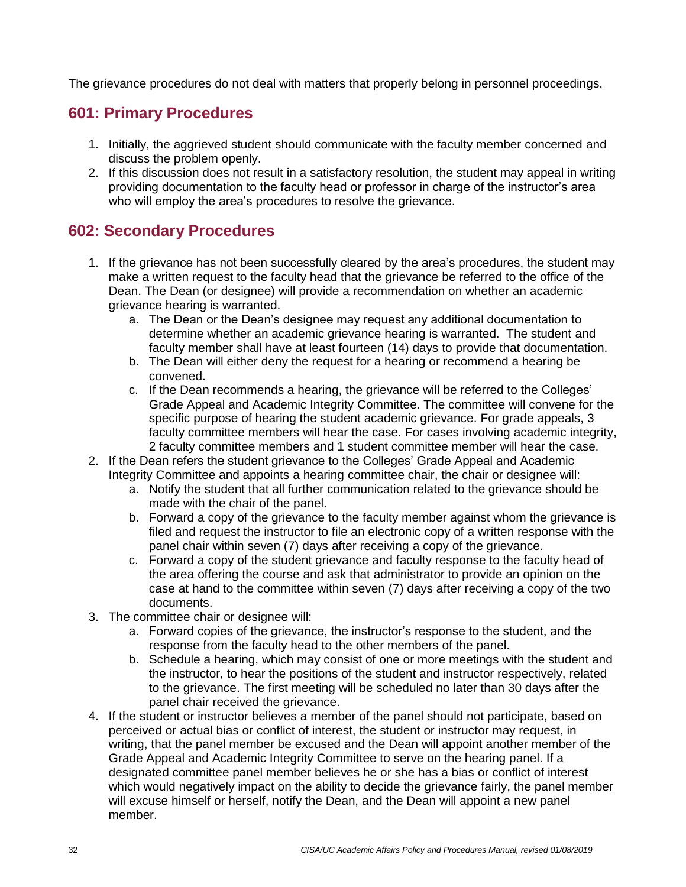The grievance procedures do not deal with matters that properly belong in personnel proceedings.

## 601: Primary Procedures

1. Initially, the aggrieved student should communicate with the faculty member concerned and discuss the problem openly.
2. If this discussion does not result in a satisfactory resolution, the student may appeal in writing providing documentation to the faculty head or professor in charge of the instructor's area who will employ the area's procedures to resolve the grievance.

## 602: Secondary Procedures

1. If the grievance has not been successfully cleared by the area's procedures, the student may make a written request to the faculty head that the grievance be referred to the office of the Dean. The Dean (or designee) will provide a recommendation on whether an academic grievance hearing is warranted.
   a. The Dean or the Dean's designee may request any additional documentation to determine whether an academic grievance hearing is warranted. The student and faculty member shall have at least fourteen (14) days to provide that documentation.
   b. The Dean will either deny the request for a hearing or recommend a hearing be convened.
   c. If the Dean recommends a hearing, the grievance will be referred to the Colleges' Grade Appeal and Academic Integrity Committee. The committee will convene for the specific purpose of hearing the student academic grievance. For grade appeals, 3 faculty committee members will hear the case. For cases involving academic integrity, 2 faculty committee members and 1 student committee member will hear the case.
2. If the Dean refers the student grievance to the Colleges' Grade Appeal and Academic Integrity Committee and appoints a hearing committee chair, the chair or designee will:
   a. Notify the student that all further communication related to the grievance should be made with the chair of the panel.
   b. Forward a copy of the grievance to the faculty member against whom the grievance is filed and request the instructor to file an electronic copy of a written response with the panel chair within seven (7) days after receiving a copy of the grievance.
   c. Forward a copy of the student grievance and faculty response to the faculty head of the area offering the course and ask that administrator to provide an opinion on the case at hand to the committee within seven (7) days after receiving a copy of the two documents.
3. The committee chair or designee will:
   a. Forward copies of the grievance, the instructor's response to the student, and the response from the faculty head to the other members of the panel.
   b. Schedule a hearing, which may consist of one or more meetings with the student and the instructor, to hear the positions of the student and instructor respectively, related to the grievance. The first meeting will be scheduled no later than 30 days after the panel chair received the grievance.
4. If the student or instructor believes a member of the panel should not participate, based on perceived or actual bias or conflict of interest, the student or instructor may request, in writing, that the panel member be excused and the Dean will appoint another member of the Grade Appeal and Academic Integrity Committee to serve on the hearing panel. If a designated committee panel member believes he or she has a bias or conflict of interest which would negatively impact on the ability to decide the grievance fairly, the panel member will excuse himself or herself, notify the Dean, and the Dean will appoint a new panel member.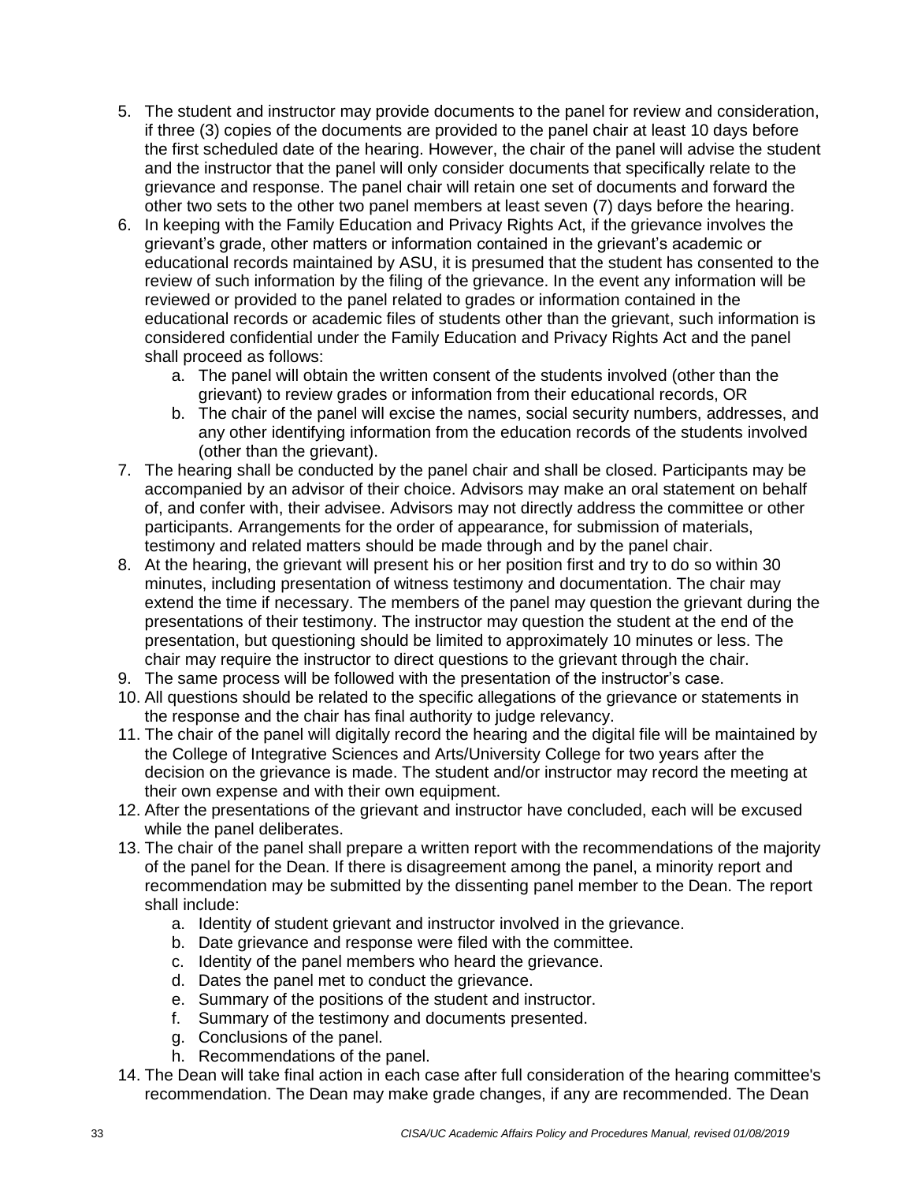5. The student and instructor may provide documents to the panel for review and consideration, if three (3) copies of the documents are provided to the panel chair at least 10 days before the first scheduled date of the hearing. However, the chair of the panel will advise the student and the instructor that the panel will only consider documents that specifically relate to the grievance and response. The panel chair will retain one set of documents and forward the other two sets to the other two panel members at least seven (7) days before the hearing.
6. In keeping with the Family Education and Privacy Rights Act, if the grievance involves the grievant's grade, other matters or information contained in the grievant's academic or educational records maintained by ASU, it is presumed that the student has consented to the review of such information by the filing of the grievance. In the event any information will be reviewed or provided to the panel related to grades or information contained in the educational records or academic files of students other than the grievant, such information is considered confidential under the Family Education and Privacy Rights Act and the panel shall proceed as follows:
   a. The panel will obtain the written consent of the students involved (other than the grievant) to review grades or information from their educational records, OR
   b. The chair of the panel will excise the names, social security numbers, addresses, and any other identifying information from the education records of the students involved (other than the grievant).
7. The hearing shall be conducted by the panel chair and shall be closed. Participants may be accompanied by an advisor of their choice. Advisors may make an oral statement on behalf of, and confer with, their advisee. Advisors may not directly address the committee or other participants. Arrangements for the order of appearance, for submission of materials, testimony and related matters should be made through and by the panel chair.
8. At the hearing, the grievant will present his or her position first and try to do so within 30 minutes, including presentation of witness testimony and documentation. The chair may extend the time if necessary. The members of the panel may question the grievant during the presentations of their testimony. The instructor may question the student at the end of the presentation, but questioning should be limited to approximately 10 minutes or less. The chair may require the instructor to direct questions to the grievant through the chair.
9. The same process will be followed with the presentation of the instructor's case.
10. All questions should be related to the specific allegations of the grievance or statements in the response and the chair has final authority to judge relevancy.
11. The chair of the panel will digitally record the hearing and the digital file will be maintained by the College of Integrative Sciences and Arts/University College for two years after the decision on the grievance is made. The student and/or instructor may record the meeting at their own expense and with their own equipment.
12. After the presentations of the grievant and instructor have concluded, each will be excused while the panel deliberates.
13. The chair of the panel shall prepare a written report with the recommendations of the majority of the panel for the Dean. If there is disagreement among the panel, a minority report and recommendation may be submitted by the dissenting panel member to the Dean. The report shall include:
   a. Identity of student grievant and instructor involved in the grievance.
   b. Date grievance and response were filed with the committee.
   c. Identity of the panel members who heard the grievance.
   d. Dates the panel met to conduct the grievance.
   e. Summary of the positions of the student and instructor.
   f. Summary of the testimony and documents presented.
   g. Conclusions of the panel.
   h. Recommendations of the panel.
14. The Dean will take final action in each case after full consideration of the hearing committee's recommendation. The Dean may make grade changes, if any are recommended. The Dean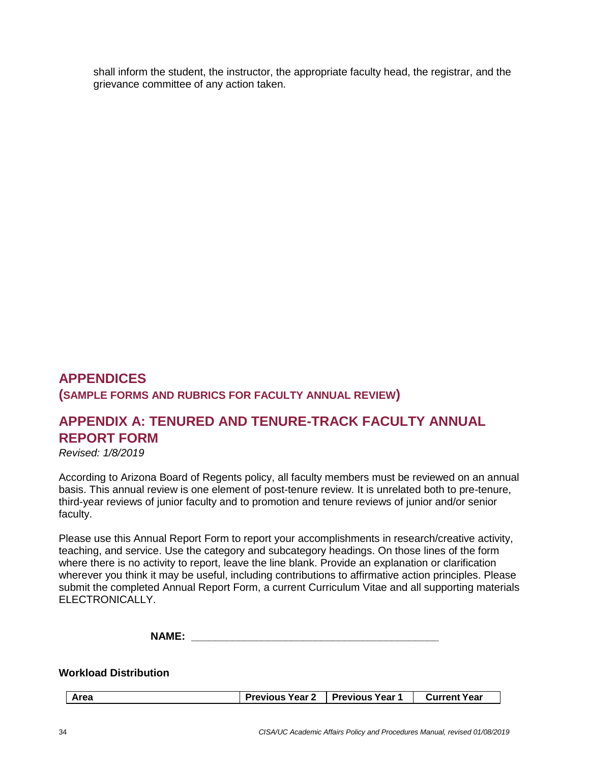shall inform the student, the instructor, the appropriate faculty head, the registrar, and the grievance committee of any action taken.

# APPENDICES

## (SAMPLE FORMS AND RUBRICS FOR FACULTY ANNUAL REVIEW)

## APPENDIX A: TENURED AND TENURE-TRACK FACULTY ANNUAL REPORT FORM

*Revised: 1/8/2019*

According to Arizona Board of Regents policy, all faculty members must be reviewed on an annual basis. This annual review is one element of post-tenure review. It is unrelated both to pre-tenure, third-year reviews of junior faculty and to promotion and tenure reviews of junior and/or senior faculty.

Please use this Annual Report Form to report your accomplishments in research/creative activity, teaching, and service. Use the category and subcategory headings. On those lines of the form where there is no activity to report, leave the line blank. Provide an explanation or clarification wherever you think it may be useful, including contributions to affirmative action principles. Please submit the completed Annual Report Form, a current Curriculum Vitae and all supporting materials ELECTRONICALLY.

**NAME:** \_\_\_\_\_\_\_\_\_\_\_\_\_\_\_\_\_\_\_\_\_\_\_\_\_\_\_\_\_\_\_\_\_\_\_\_\_\_\_\_

**Workload Distribution**

| Area | Previous Year 2 | Previous Year 1 | Current Year |
| --- | --- | --- | --- |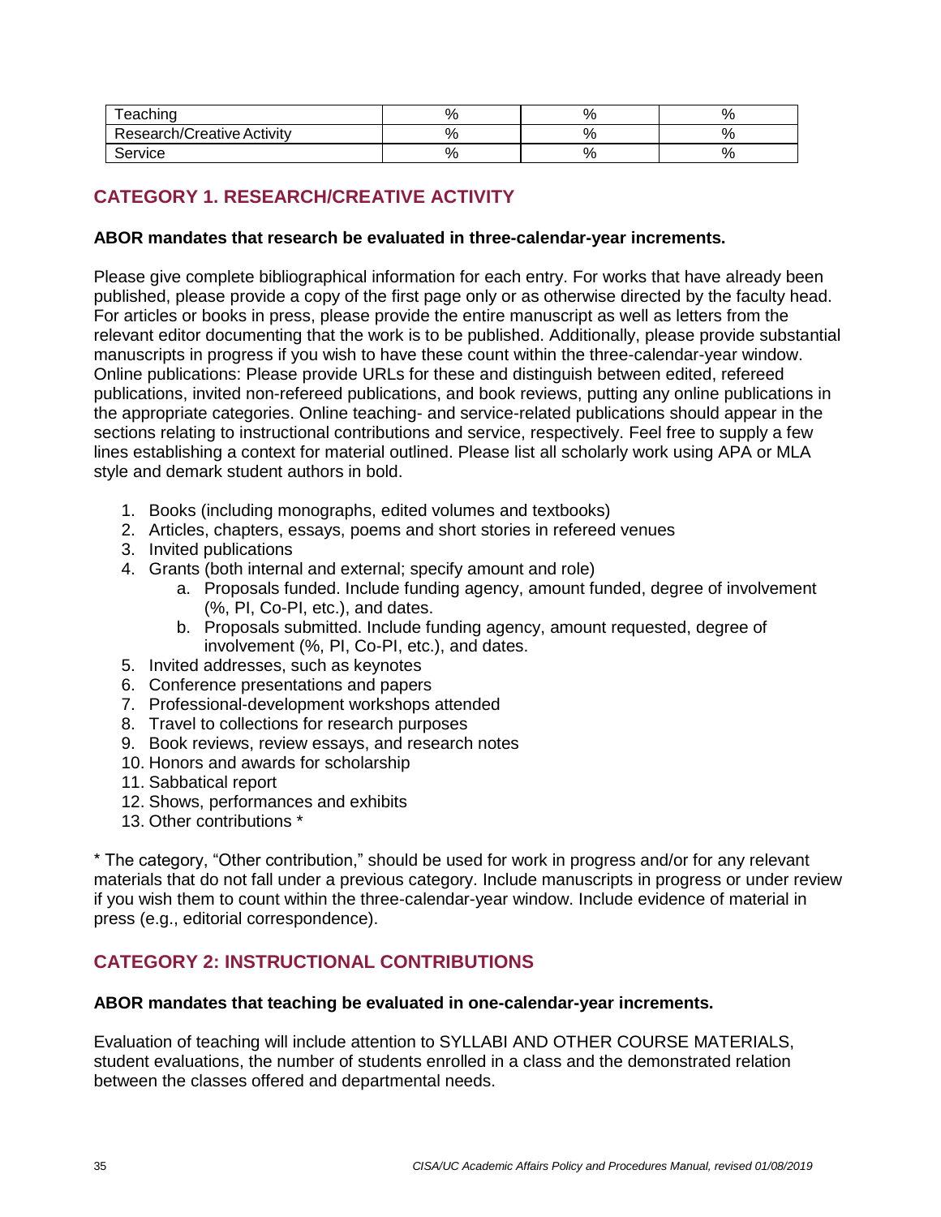| Teaching | % | % | % |
|---|---|---|---|
| Research/Creative Activity | % | % | % |
| Service | % | % | % |

## CATEGORY 1. RESEARCH/CREATIVE ACTIVITY

**ABOR mandates that research be evaluated in three-calendar-year increments.**

Please give complete bibliographical information for each entry. For works that have already been published, please provide a copy of the first page only or as otherwise directed by the faculty head. For articles or books in press, please provide the entire manuscript as well as letters from the relevant editor documenting that the work is to be published. Additionally, please provide substantial manuscripts in progress if you wish to have these count within the three-calendar-year window. Online publications: Please provide URLs for these and distinguish between edited, refereed publications, invited non-refereed publications, and book reviews, putting any online publications in the appropriate categories. Online teaching- and service-related publications should appear in the sections relating to instructional contributions and service, respectively. Feel free to supply a few lines establishing a context for material outlined. Please list all scholarly work using APA or MLA style and demark student authors in bold.

1. Books (including monographs, edited volumes and textbooks)
2. Articles, chapters, essays, poems and short stories in refereed venues
3. Invited publications
4. Grants (both internal and external; specify amount and role)
   a. Proposals funded. Include funding agency, amount funded, degree of involvement (%, PI, Co-PI, etc.), and dates.
   b. Proposals submitted. Include funding agency, amount requested, degree of involvement (%, PI, Co-PI, etc.), and dates.
5. Invited addresses, such as keynotes
6. Conference presentations and papers
7. Professional-development workshops attended
8. Travel to collections for research purposes
9. Book reviews, review essays, and research notes
10. Honors and awards for scholarship
11. Sabbatical report
12. Shows, performances and exhibits
13. Other contributions *

* The category, “Other contribution,” should be used for work in progress and/or for any relevant materials that do not fall under a previous category. Include manuscripts in progress or under review if you wish them to count within the three-calendar-year window. Include evidence of material in press (e.g., editorial correspondence).

## CATEGORY 2: INSTRUCTIONAL CONTRIBUTIONS

**ABOR mandates that teaching be evaluated in one-calendar-year increments.**

Evaluation of teaching will include attention to SYLLABI AND OTHER COURSE MATERIALS, student evaluations, the number of students enrolled in a class and the demonstrated relation between the classes offered and departmental needs.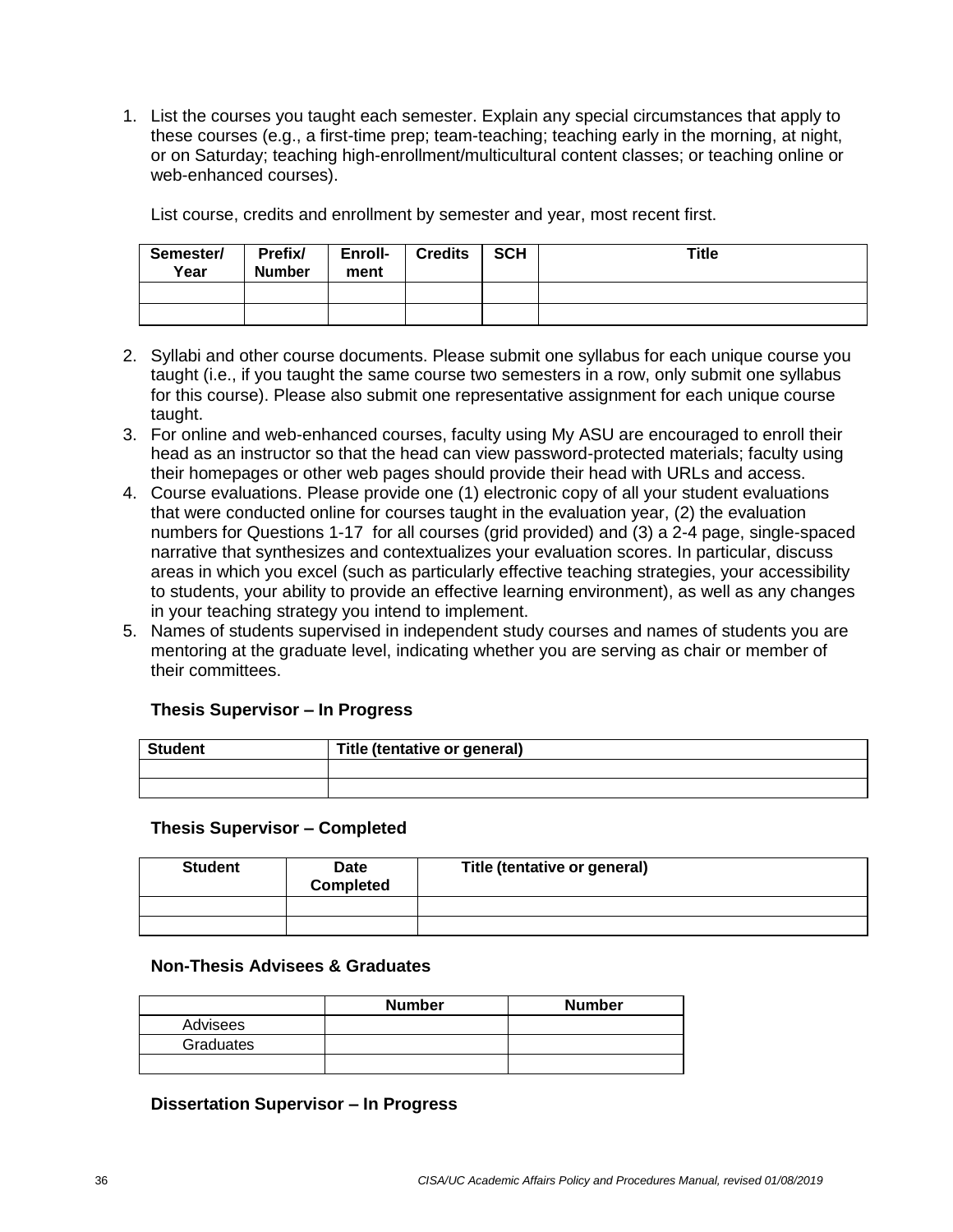1. List the courses you taught each semester. Explain any special circumstances that apply to these courses (e.g., a first-time prep; team-teaching; teaching early in the morning, at night, or on Saturday; teaching high-enrollment/multicultural content classes; or teaching online or web-enhanced courses).

   List course, credits and enrollment by semester and year, most recent first.

| Semester/ Year | Prefix/ Number | Enroll-ment | Credits | SCH | Title |
|---|---|---|---|---|---|
| | | | | | |
| | | | | | |

2. Syllabi and other course documents. Please submit one syllabus for each unique course you taught (i.e., if you taught the same course two semesters in a row, only submit one syllabus for this course). Please also submit one representative assignment for each unique course taught.
3. For online and web-enhanced courses, faculty using My ASU are encouraged to enroll their head as an instructor so that the head can view password-protected materials; faculty using their homepages or other web pages should provide their head with URLs and access.
4. Course evaluations. Please provide one (1) electronic copy of all your student evaluations that were conducted online for courses taught in the evaluation year, (2) the evaluation numbers for Questions 1-17 for all courses (grid provided) and (3) a 2-4 page, single-spaced narrative that synthesizes and contextualizes your evaluation scores. In particular, discuss areas in which you excel (such as particularly effective teaching strategies, your accessibility to students, your ability to provide an effective learning environment), as well as any changes in your teaching strategy you intend to implement.
5. Names of students supervised in independent study courses and names of students you are mentoring at the graduate level, indicating whether you are serving as chair or member of their committees.

**Thesis Supervisor – In Progress**

| Student | Title (tentative or general) |
|---|---|
| | |
| | |

**Thesis Supervisor – Completed**

| Student | Date Completed | Title (tentative or general) |
|---|---|---|
| | | |
| | | |

**Non-Thesis Advisees & Graduates**

| | Number | Number |
|---|---|---|
| Advisees | | |
| Graduates | | |
| | | |

**Dissertation Supervisor – In Progress**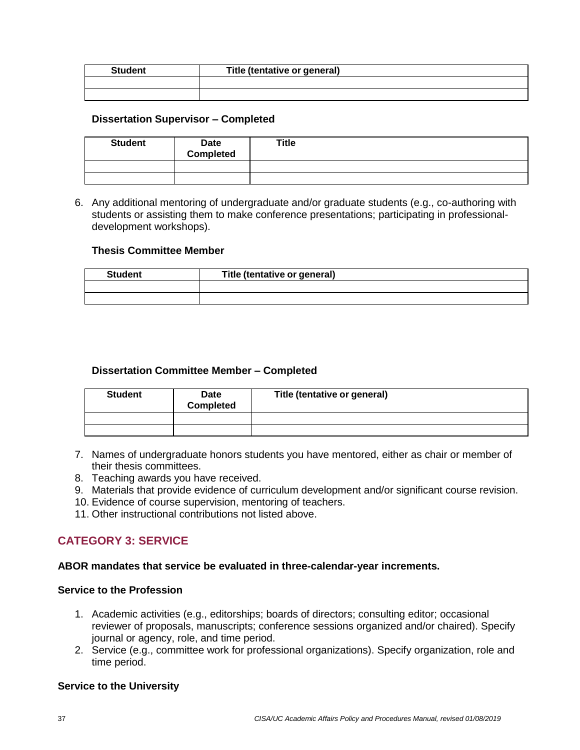| Student | Title (tentative or general) |
|---|---|
| | |
| | |

**Dissertation Supervisor – Completed**

| Student | Date Completed | Title |
|---|---|---|
| | | |
| | | |

6. Any additional mentoring of undergraduate and/or graduate students (e.g., co-authoring with students or assisting them to make conference presentations; participating in professional-development workshops).

**Thesis Committee Member**

| Student | Title (tentative or general) |
|---|---|
| | |
| | |

**Dissertation Committee Member – Completed**

| Student | Date Completed | Title (tentative or general) |
|---|---|---|
| | | |
| | | |

7. Names of undergraduate honors students you have mentored, either as chair or member of their thesis committees.
8. Teaching awards you have received.
9. Materials that provide evidence of curriculum development and/or significant course revision.
10. Evidence of course supervision, mentoring of teachers.
11. Other instructional contributions not listed above.

## CATEGORY 3: SERVICE

**ABOR mandates that service be evaluated in three-calendar-year increments.**

**Service to the Profession**

1. Academic activities (e.g., editorships; boards of directors; consulting editor; occasional reviewer of proposals, manuscripts; conference sessions organized and/or chaired). Specify journal or agency, role, and time period.
2. Service (e.g., committee work for professional organizations). Specify organization, role and time period.

**Service to the University**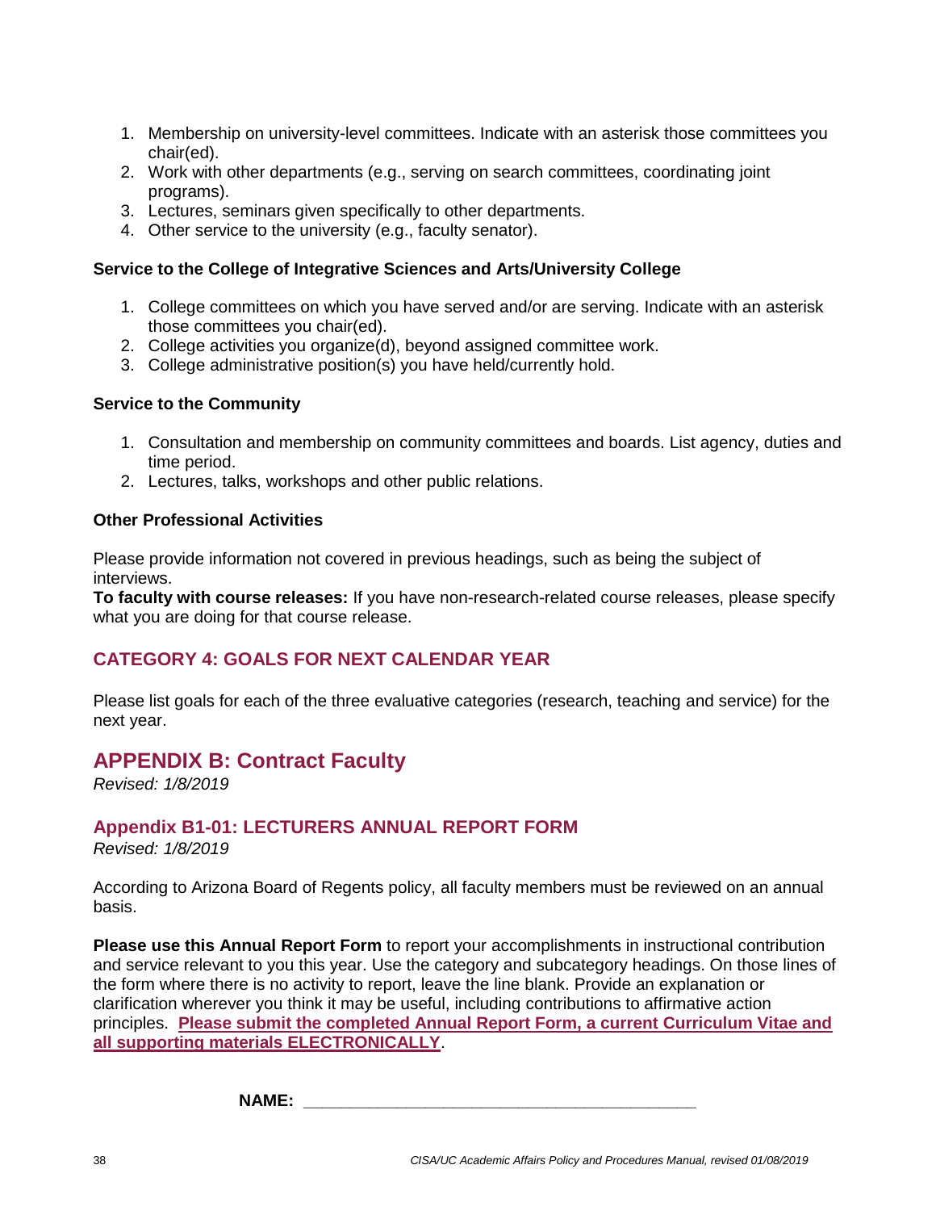1. Membership on university-level committees. Indicate with an asterisk those committees you chair(ed).
2. Work with other departments (e.g., serving on search committees, coordinating joint programs).
3. Lectures, seminars given specifically to other departments.
4. Other service to the university (e.g., faculty senator).

**Service to the College of Integrative Sciences and Arts/University College**

1. College committees on which you have served and/or are serving. Indicate with an asterisk those committees you chair(ed).
2. College activities you organize(d), beyond assigned committee work.
3. College administrative position(s) you have held/currently hold.

**Service to the Community**

1. Consultation and membership on community committees and boards. List agency, duties and time period.
2. Lectures, talks, workshops and other public relations.

**Other Professional Activities**

Please provide information not covered in previous headings, such as being the subject of interviews.
**To faculty with course releases:** If you have non-research-related course releases, please specify what you are doing for that course release.

### CATEGORY 4: GOALS FOR NEXT CALENDAR YEAR

Please list goals for each of the three evaluative categories (research, teaching and service) for the next year.

## APPENDIX B: Contract Faculty

*Revised: 1/8/2019*

### Appendix B1-01: LECTURERS ANNUAL REPORT FORM

*Revised: 1/8/2019*

According to Arizona Board of Regents policy, all faculty members must be reviewed on an annual basis.

**Please use this Annual Report Form** to report your accomplishments in instructional contribution and service relevant to you this year. Use the category and subcategory headings. On those lines of the form where there is no activity to report, leave the line blank. Provide an explanation or clarification wherever you think it may be useful, including contributions to affirmative action principles. **Please submit the completed Annual Report Form, a current Curriculum Vitae and all supporting materials ELECTRONICALLY**.

**NAME:** ________________________________________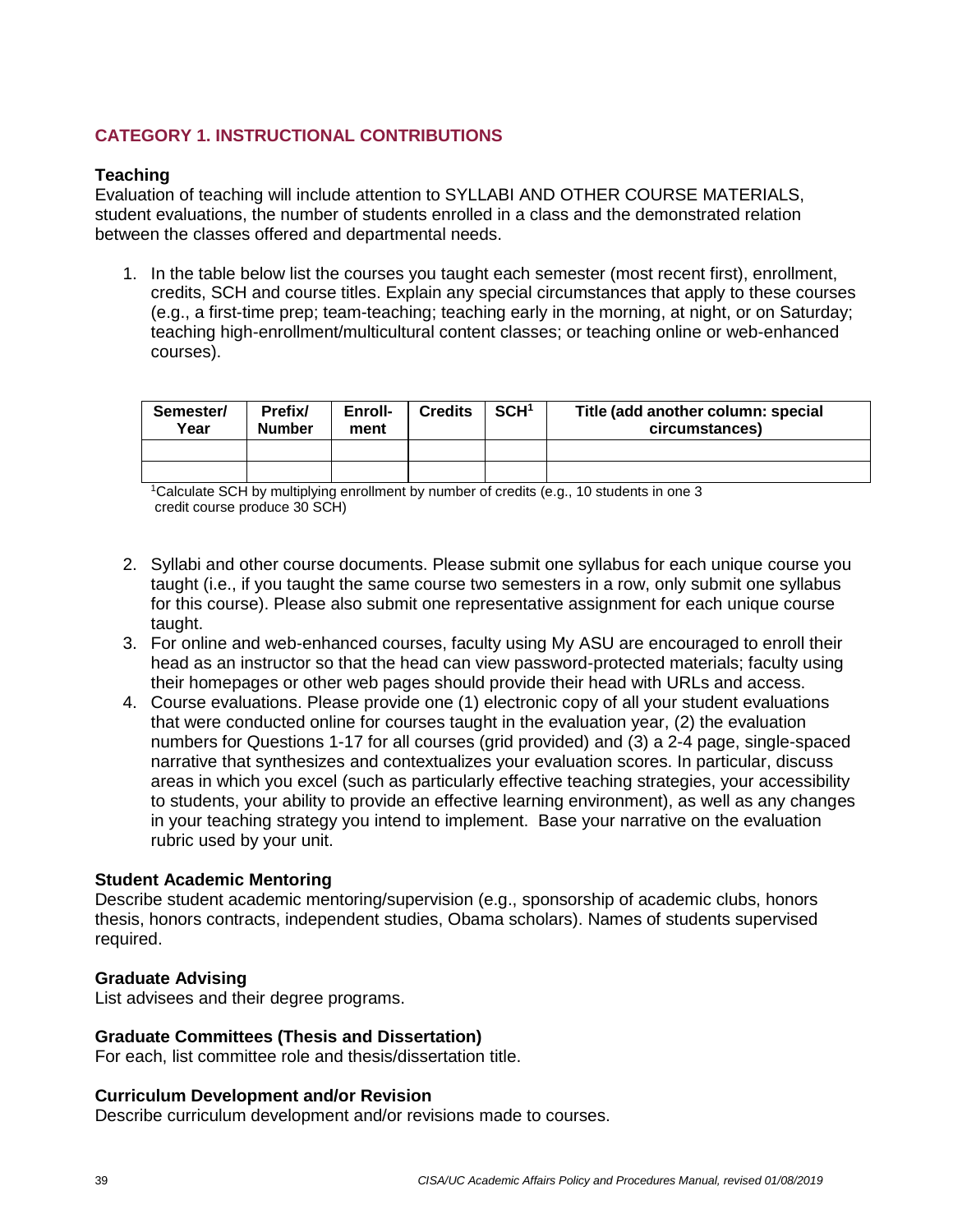## CATEGORY 1. INSTRUCTIONAL CONTRIBUTIONS

### Teaching

Evaluation of teaching will include attention to SYLLABI AND OTHER COURSE MATERIALS, student evaluations, the number of students enrolled in a class and the demonstrated relation between the classes offered and departmental needs.

1. In the table below list the courses you taught each semester (most recent first), enrollment, credits, SCH and course titles. Explain any special circumstances that apply to these courses (e.g., a first-time prep; team-teaching; teaching early in the morning, at night, or on Saturday; teaching high-enrollment/multicultural content classes; or teaching online or web-enhanced courses).

| Semester/ Year | Prefix/ Number | Enroll-ment | Credits | SCH[1] | Title (add another column: special circumstances) |
|---|---|---|---|---|---|
| | | | | | |
| | | | | | |

[1]Calculate SCH by multiplying enrollment by number of credits (e.g., 10 students in one 3 credit course produce 30 SCH)

2. Syllabi and other course documents. Please submit one syllabus for each unique course you taught (i.e., if you taught the same course two semesters in a row, only submit one syllabus for this course). Please also submit one representative assignment for each unique course taught.
3. For online and web-enhanced courses, faculty using My ASU are encouraged to enroll their head as an instructor so that the head can view password-protected materials; faculty using their homepages or other web pages should provide their head with URLs and access.
4. Course evaluations. Please provide one (1) electronic copy of all your student evaluations that were conducted online for courses taught in the evaluation year, (2) the evaluation numbers for Questions 1-17 for all courses (grid provided) and (3) a 2-4 page, single-spaced narrative that synthesizes and contextualizes your evaluation scores. In particular, discuss areas in which you excel (such as particularly effective teaching strategies, your accessibility to students, your ability to provide an effective learning environment), as well as any changes in your teaching strategy you intend to implement. Base your narrative on the evaluation rubric used by your unit.

### Student Academic Mentoring

Describe student academic mentoring/supervision (e.g., sponsorship of academic clubs, honors thesis, honors contracts, independent studies, Obama scholars). Names of students supervised required.

### Graduate Advising

List advisees and their degree programs.

### Graduate Committees (Thesis and Dissertation)

For each, list committee role and thesis/dissertation title.

### Curriculum Development and/or Revision

Describe curriculum development and/or revisions made to courses.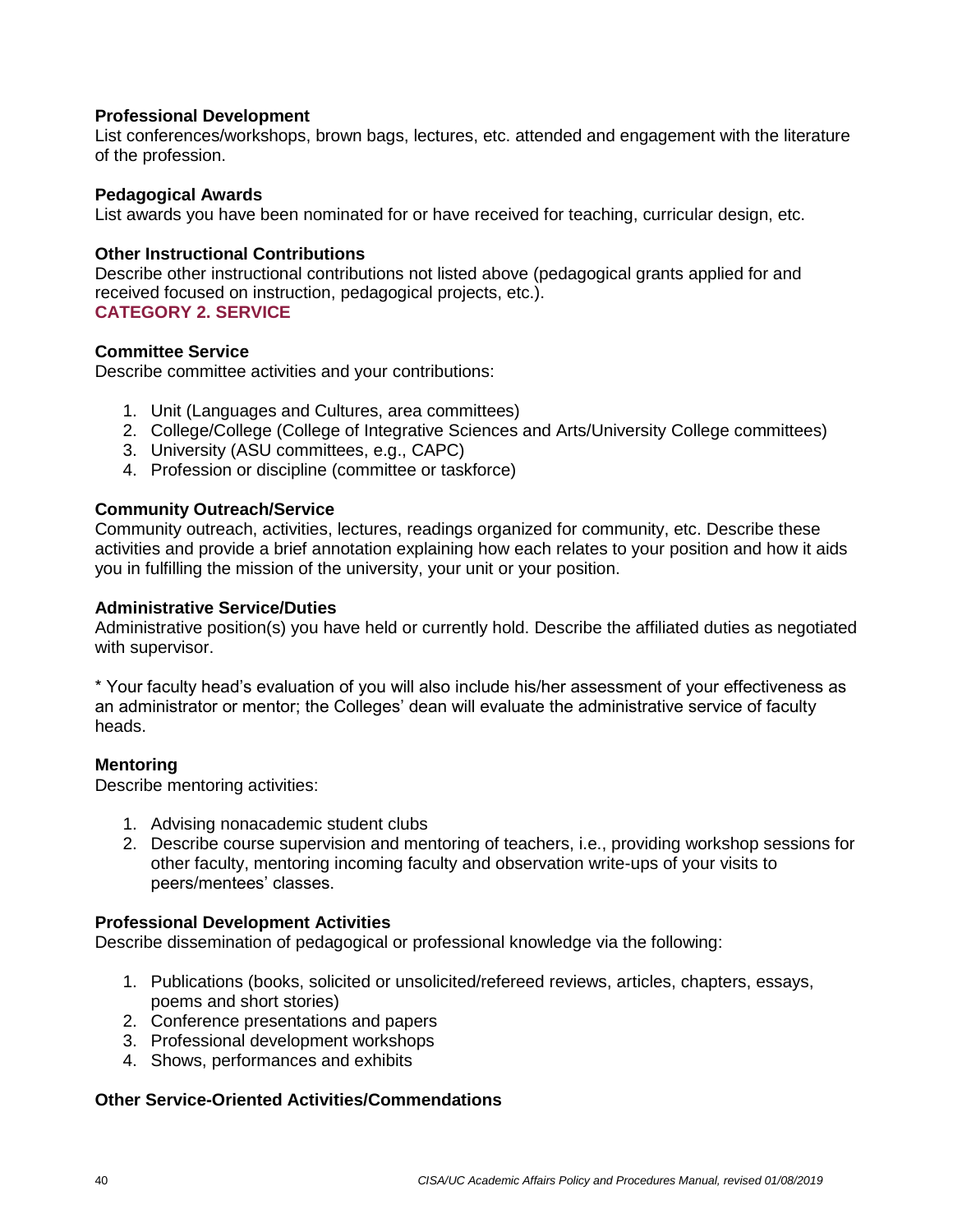**Professional Development**
List conferences/workshops, brown bags, lectures, etc. attended and engagement with the literature of the profession.

**Pedagogical Awards**
List awards you have been nominated for or have received for teaching, curricular design, etc.

**Other Instructional Contributions**
Describe other instructional contributions not listed above (pedagogical grants applied for and received focused on instruction, pedagogical projects, etc.).

## CATEGORY 2. SERVICE

**Committee Service**
Describe committee activities and your contributions:

1. Unit (Languages and Cultures, area committees)
2. College/College (College of Integrative Sciences and Arts/University College committees)
3. University (ASU committees, e.g., CAPC)
4. Profession or discipline (committee or taskforce)

**Community Outreach/Service**
Community outreach, activities, lectures, readings organized for community, etc. Describe these activities and provide a brief annotation explaining how each relates to your position and how it aids you in fulfilling the mission of the university, your unit or your position.

**Administrative Service/Duties**
Administrative position(s) you have held or currently hold. Describe the affiliated duties as negotiated with supervisor.

* Your faculty head's evaluation of you will also include his/her assessment of your effectiveness as an administrator or mentor; the Colleges' dean will evaluate the administrative service of faculty heads.

**Mentoring**
Describe mentoring activities:

1. Advising nonacademic student clubs
2. Describe course supervision and mentoring of teachers, i.e., providing workshop sessions for other faculty, mentoring incoming faculty and observation write-ups of your visits to peers/mentees' classes.

**Professional Development Activities**
Describe dissemination of pedagogical or professional knowledge via the following:

1. Publications (books, solicited or unsolicited/refereed reviews, articles, chapters, essays, poems and short stories)
2. Conference presentations and papers
3. Professional development workshops
4. Shows, performances and exhibits

**Other Service-Oriented Activities/Commendations**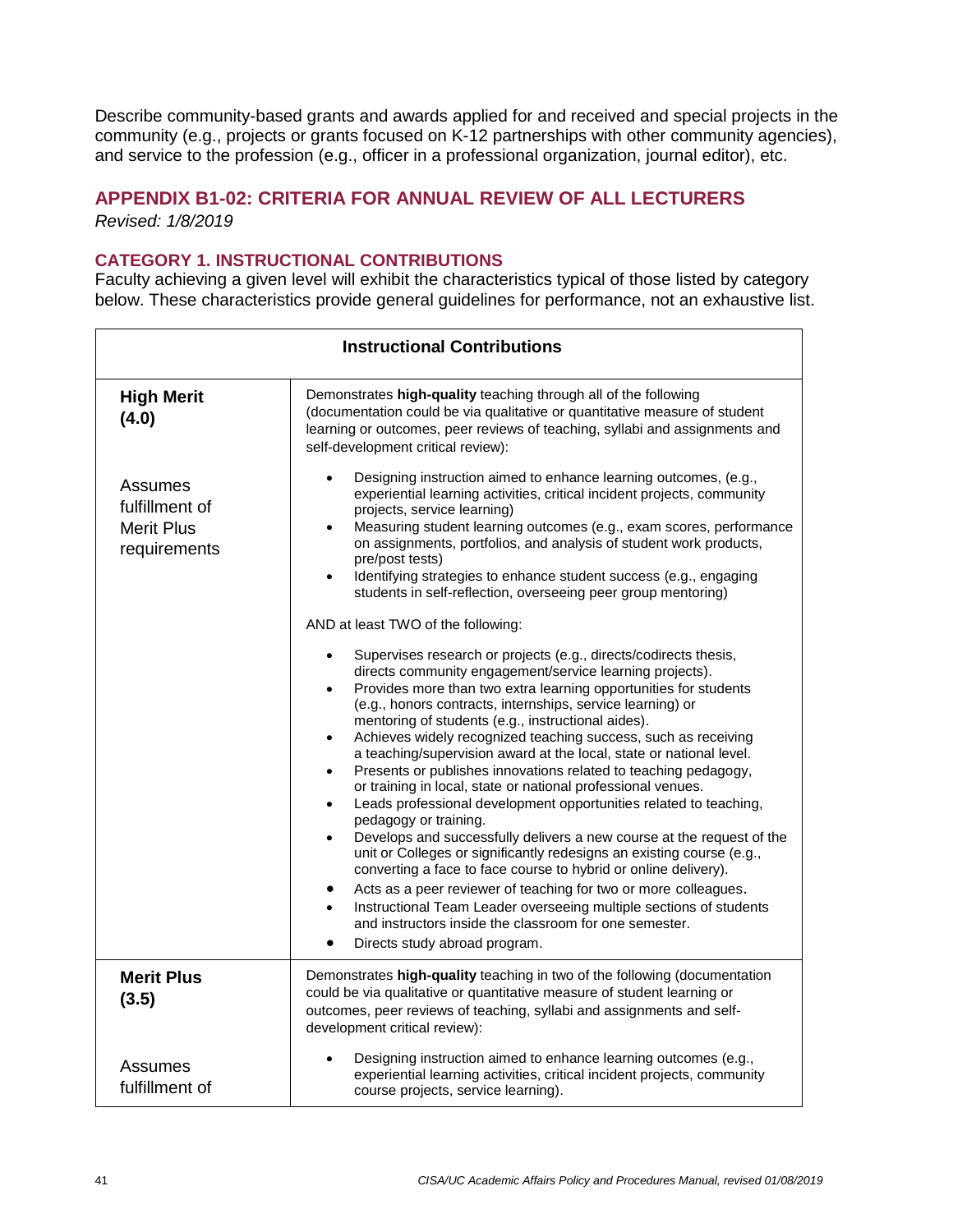Describe community-based grants and awards applied for and received and special projects in the community (e.g., projects or grants focused on K-12 partnerships with other community agencies), and service to the profession (e.g., officer in a professional organization, journal editor), etc.

## APPENDIX B1-02: CRITERIA FOR ANNUAL REVIEW OF ALL LECTURERS

*Revised: 1/8/2019*

### CATEGORY 1. INSTRUCTIONAL CONTRIBUTIONS

Faculty achieving a given level will exhibit the characteristics typical of those listed by category below. These characteristics provide general guidelines for performance, not an exhaustive list.

| Instructional Contributions | |
|---|---|
| **High Merit (4.0)**<br><br>Assumes fulfillment of Merit Plus requirements | Demonstrates **high-quality** teaching through all of the following (documentation could be via qualitative or quantitative measure of student learning or outcomes, peer reviews of teaching, syllabi and assignments and self-development critical review):<br><br>• Designing instruction aimed to enhance learning outcomes, (e.g., experiential learning activities, critical incident projects, community projects, service learning)<br>• Measuring student learning outcomes (e.g., exam scores, performance on assignments, portfolios, and analysis of student work products, pre/post tests)<br>• Identifying strategies to enhance student success (e.g., engaging students in self-reflection, overseeing peer group mentoring)<br><br>AND at least TWO of the following:<br><br>• Supervises research or projects (e.g., directs/codirects thesis, directs community engagement/service learning projects).<br>• Provides more than two extra learning opportunities for students (e.g., honors contracts, internships, service learning) or mentoring of students (e.g., instructional aides).<br>• Achieves widely recognized teaching success, such as receiving a teaching/supervision award at the local, state or national level.<br>• Presents or publishes innovations related to teaching pedagogy, or training in local, state or national professional venues.<br>• Leads professional development opportunities related to teaching, pedagogy or training.<br>• Develops and successfully delivers a new course at the request of the unit or Colleges or significantly redesigns an existing course (e.g., converting a face to face course to hybrid or online delivery).<br>• Acts as a peer reviewer of teaching for two or more colleagues.<br>• Instructional Team Leader overseeing multiple sections of students and instructors inside the classroom for one semester.<br>• Directs study abroad program. |
| **Merit Plus (3.5)**<br><br>Assumes fulfillment of | Demonstrates **high-quality** teaching in two of the following (documentation could be via qualitative or quantitative measure of student learning or outcomes, peer reviews of teaching, syllabi and assignments and self-development critical review):<br><br>• Designing instruction aimed to enhance learning outcomes (e.g., experiential learning activities, critical incident projects, community course projects, service learning). |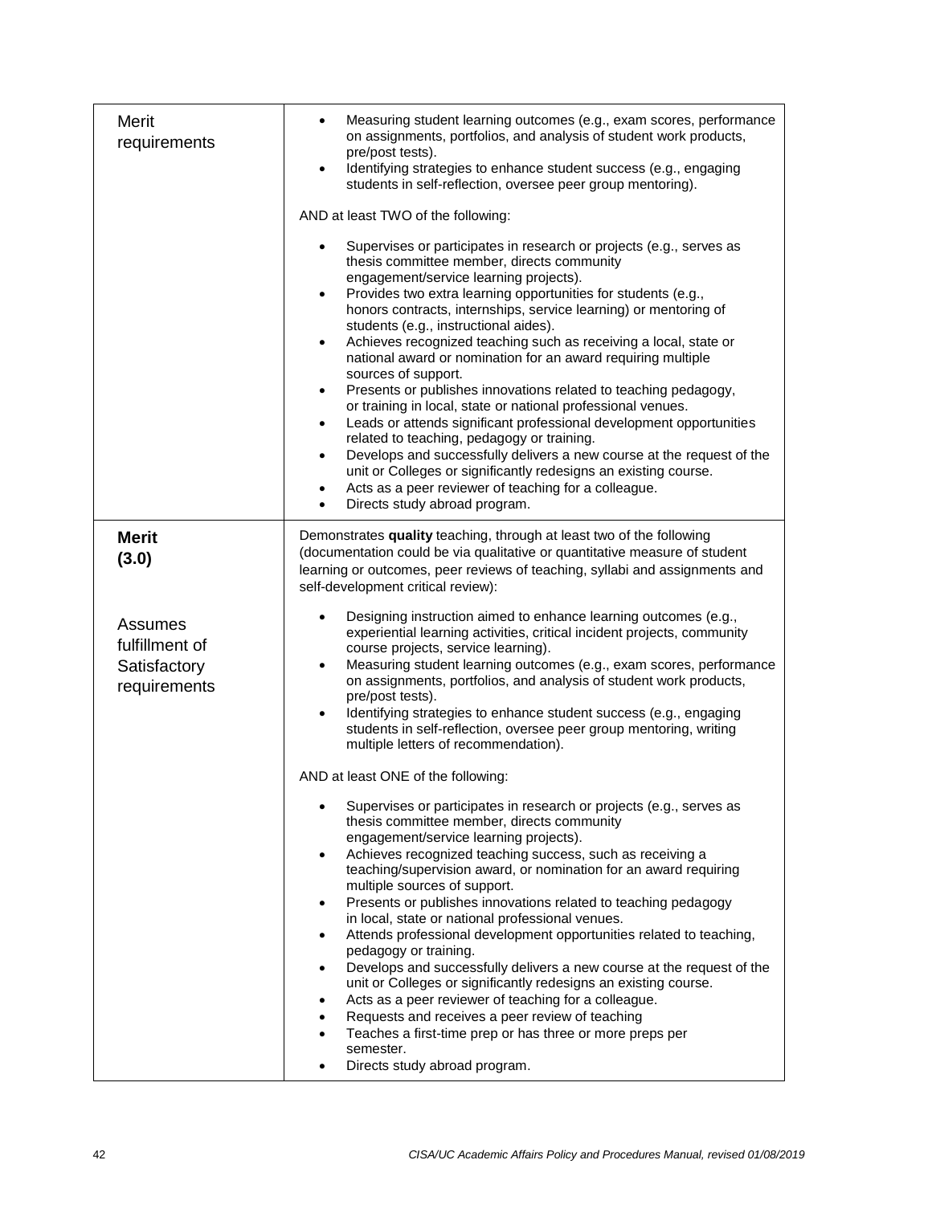| Merit requirements | • Measuring student learning outcomes (e.g., exam scores, performance on assignments, portfolios, and analysis of student work products, pre/post tests).<br>• Identifying strategies to enhance student success (e.g., engaging students in self-reflection, oversee peer group mentoring).<br><br>AND at least TWO of the following:<br><br>• Supervises or participates in research or projects (e.g., serves as thesis committee member, directs community engagement/service learning projects).<br>• Provides two extra learning opportunities for students (e.g., honors contracts, internships, service learning) or mentoring of students (e.g., instructional aides).<br>• Achieves recognized teaching such as receiving a local, state or national award or nomination for an award requiring multiple sources of support.<br>• Presents or publishes innovations related to teaching pedagogy, or training in local, state or national professional venues.<br>• Leads or attends significant professional development opportunities related to teaching, pedagogy or training.<br>• Develops and successfully delivers a new course at the request of the unit or Colleges or significantly redesigns an existing course.<br>• Acts as a peer reviewer of teaching for a colleague.<br>• Directs study abroad program. |
|---|---|
| **Merit (3.0)**<br><br>Assumes fulfillment of Satisfactory requirements | Demonstrates **quality** teaching, through at least two of the following (documentation could be via qualitative or quantitative measure of student learning or outcomes, peer reviews of teaching, syllabi and assignments and self-development critical review):<br><br>• Designing instruction aimed to enhance learning outcomes (e.g., experiential learning activities, critical incident projects, community course projects, service learning).<br>• Measuring student learning outcomes (e.g., exam scores, performance on assignments, portfolios, and analysis of student work products, pre/post tests).<br>• Identifying strategies to enhance student success (e.g., engaging students in self-reflection, oversee peer group mentoring, writing multiple letters of recommendation).<br><br>AND at least ONE of the following:<br><br>• Supervises or participates in research or projects (e.g., serves as thesis committee member, directs community engagement/service learning projects).<br>• Achieves recognized teaching success, such as receiving a teaching/supervision award, or nomination for an award requiring multiple sources of support.<br>• Presents or publishes innovations related to teaching pedagogy in local, state or national professional venues.<br>• Attends professional development opportunities related to teaching, pedagogy or training.<br>• Develops and successfully delivers a new course at the request of the unit or Colleges or significantly redesigns an existing course.<br>• Acts as a peer reviewer of teaching for a colleague.<br>• Requests and receives a peer review of teaching<br>• Teaches a first-time prep or has three or more preps per semester.<br>• Directs study abroad program. |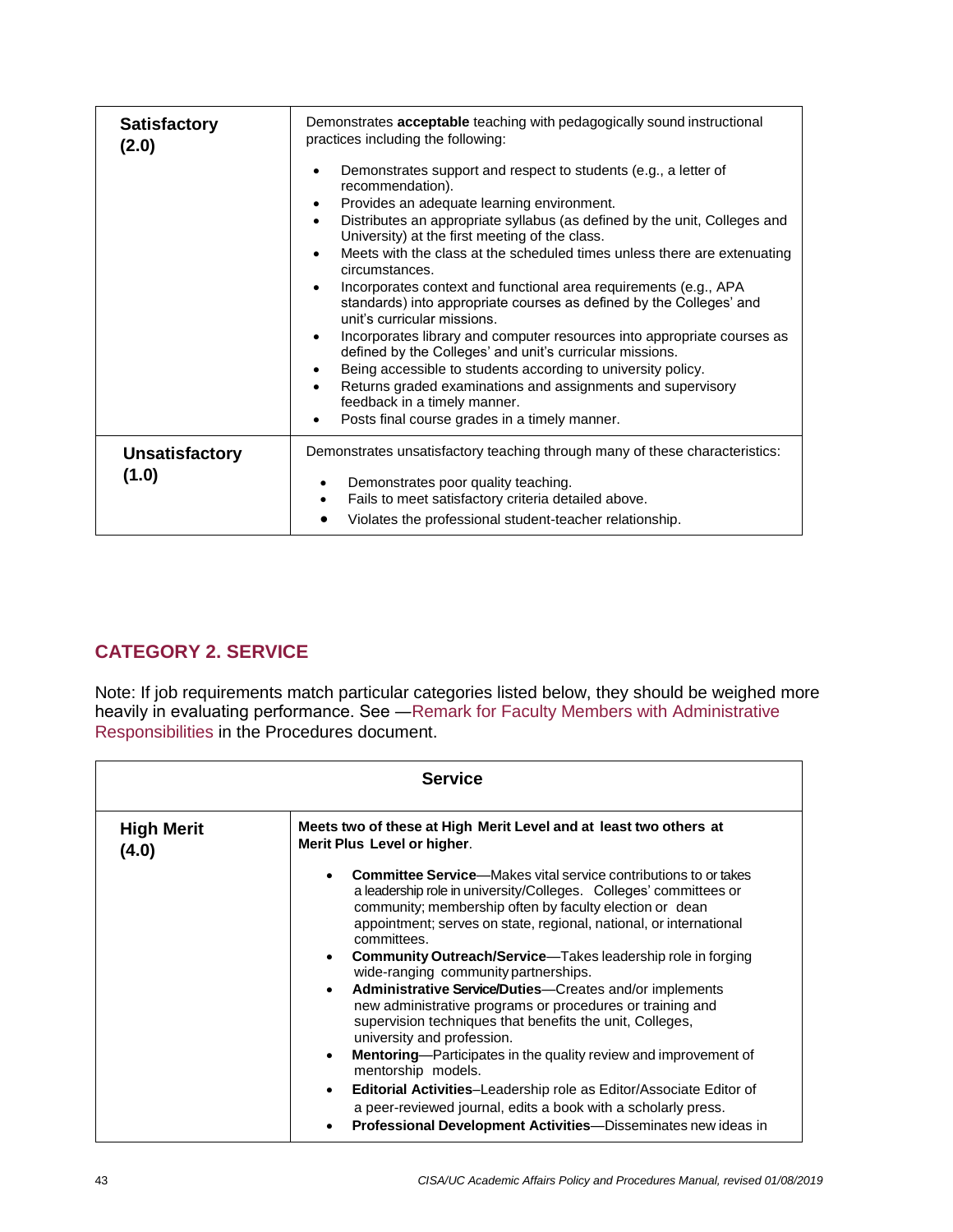| | |
|---|---|
| **Satisfactory (2.0)** | Demonstrates **acceptable** teaching with pedagogically sound instructional practices including the following:<br><br>• Demonstrates support and respect to students (e.g., a letter of recommendation).<br>• Provides an adequate learning environment.<br>• Distributes an appropriate syllabus (as defined by the unit, Colleges and University) at the first meeting of the class.<br>• Meets with the class at the scheduled times unless there are extenuating circumstances.<br>• Incorporates context and functional area requirements (e.g., APA standards) into appropriate courses as defined by the Colleges' and unit's curricular missions.<br>• Incorporates library and computer resources into appropriate courses as defined by the Colleges' and unit's curricular missions.<br>• Being accessible to students according to university policy.<br>• Returns graded examinations and assignments and supervisory feedback in a timely manner.<br>• Posts final course grades in a timely manner. |
| **Unsatisfactory (1.0)** | Demonstrates unsatisfactory teaching through many of these characteristics:<br><br>• Demonstrates poor quality teaching.<br>• Fails to meet satisfactory criteria detailed above.<br>• Violates the professional student-teacher relationship. |

## CATEGORY 2. SERVICE

Note: If job requirements match particular categories listed below, they should be weighed more heavily in evaluating performance. See —Remark for Faculty Members with Administrative Responsibilities in the Procedures document.

| Service | |
|---|---|
| **High Merit (4.0)** | **Meets two of these at High Merit Level and at least two others at Merit Plus Level or higher**.<br><br>• **Committee Service**—Makes vital service contributions to or takes a leadership role in university/Colleges. Colleges' committees or community; membership often by faculty election or dean appointment; serves on state, regional, national, or international committees.<br>• **Community Outreach/Service**—Takes leadership role in forging wide-ranging community partnerships.<br>• **Administrative Service/Duties**—Creates and/or implements new administrative programs or procedures or training and supervision techniques that benefits the unit, Colleges, university and profession.<br>• **Mentoring**—Participates in the quality review and improvement of mentorship models.<br>• **Editorial Activities**–Leadership role as Editor/Associate Editor of a peer-reviewed journal, edits a book with a scholarly press.<br>• **Professional Development Activities**—Disseminates new ideas in |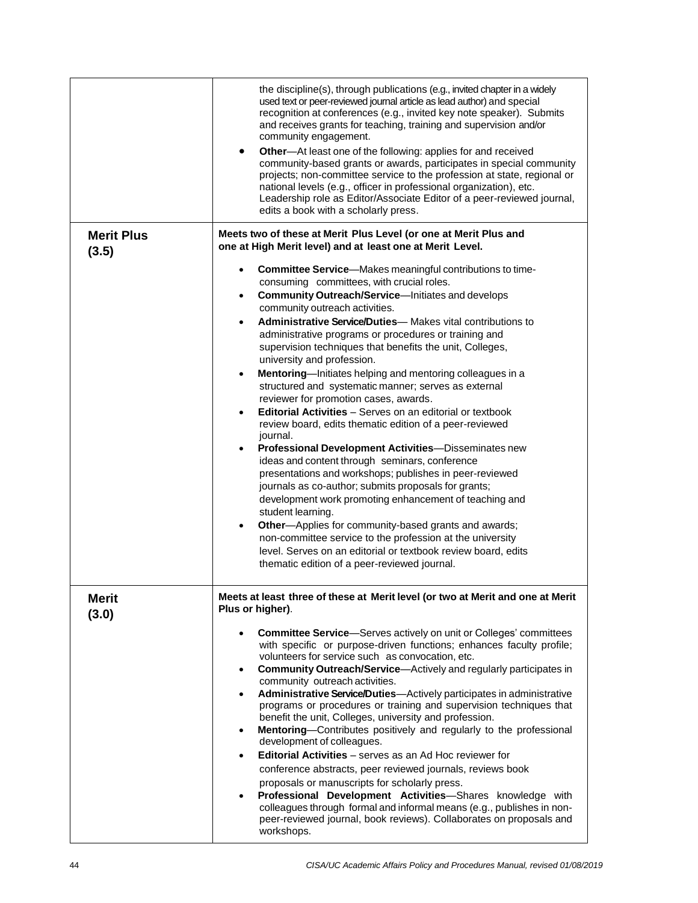| | |
|---|---|
| | the discipline(s), through publications (e.g., invited chapter in a widely used text or peer-reviewed journal article as lead author) and special recognition at conferences (e.g., invited key note speaker). Submits and receives grants for teaching, training and supervision and/or community engagement.<br>• **Other**—At least one of the following: applies for and received community-based grants or awards, participates in special community projects; non-committee service to the profession at state, regional or national levels (e.g., officer in professional organization), etc. Leadership role as Editor/Associate Editor of a peer-reviewed journal, edits a book with a scholarly press. |
| **Merit Plus (3.5)** | **Meets two of these at Merit Plus Level (or one at Merit Plus and one at High Merit level) and at least one at Merit Level.**<br>• **Committee Service**—Makes meaningful contributions to time-consuming committees, with crucial roles.<br>• **Community Outreach/Service**—Initiates and develops community outreach activities.<br>• **Administrative Service/Duties**— Makes vital contributions to administrative programs or procedures or training and supervision techniques that benefits the unit, Colleges, university and profession.<br>• **Mentoring**—Initiates helping and mentoring colleagues in a structured and systematic manner; serves as external reviewer for promotion cases, awards.<br>• **Editorial Activities** – Serves on an editorial or textbook review board, edits thematic edition of a peer-reviewed journal.<br>• **Professional Development Activities**—Disseminates new ideas and content through seminars, conference presentations and workshops; publishes in peer-reviewed journals as co-author; submits proposals for grants; development work promoting enhancement of teaching and student learning.<br>• **Other**—Applies for community-based grants and awards; non-committee service to the profession at the university level. Serves on an editorial or textbook review board, edits thematic edition of a peer-reviewed journal. |
| **Merit (3.0)** | **Meets at least three of these at Merit level (or two at Merit and one at Merit Plus or higher)**.<br>• **Committee Service**—Serves actively on unit or Colleges' committees with specific or purpose-driven functions; enhances faculty profile; volunteers for service such as convocation, etc.<br>• **Community Outreach/Service**—Actively and regularly participates in community outreach activities.<br>• **Administrative Service/Duties**—Actively participates in administrative programs or procedures or training and supervision techniques that benefit the unit, Colleges, university and profession.<br>• **Mentoring**—Contributes positively and regularly to the professional development of colleagues.<br>• **Editorial Activities** – serves as an Ad Hoc reviewer for conference abstracts, peer reviewed journals, reviews book proposals or manuscripts for scholarly press.<br>• **Professional Development Activities**—Shares knowledge with colleagues through formal and informal means (e.g., publishes in non-peer-reviewed journal, book reviews). Collaborates on proposals and workshops. |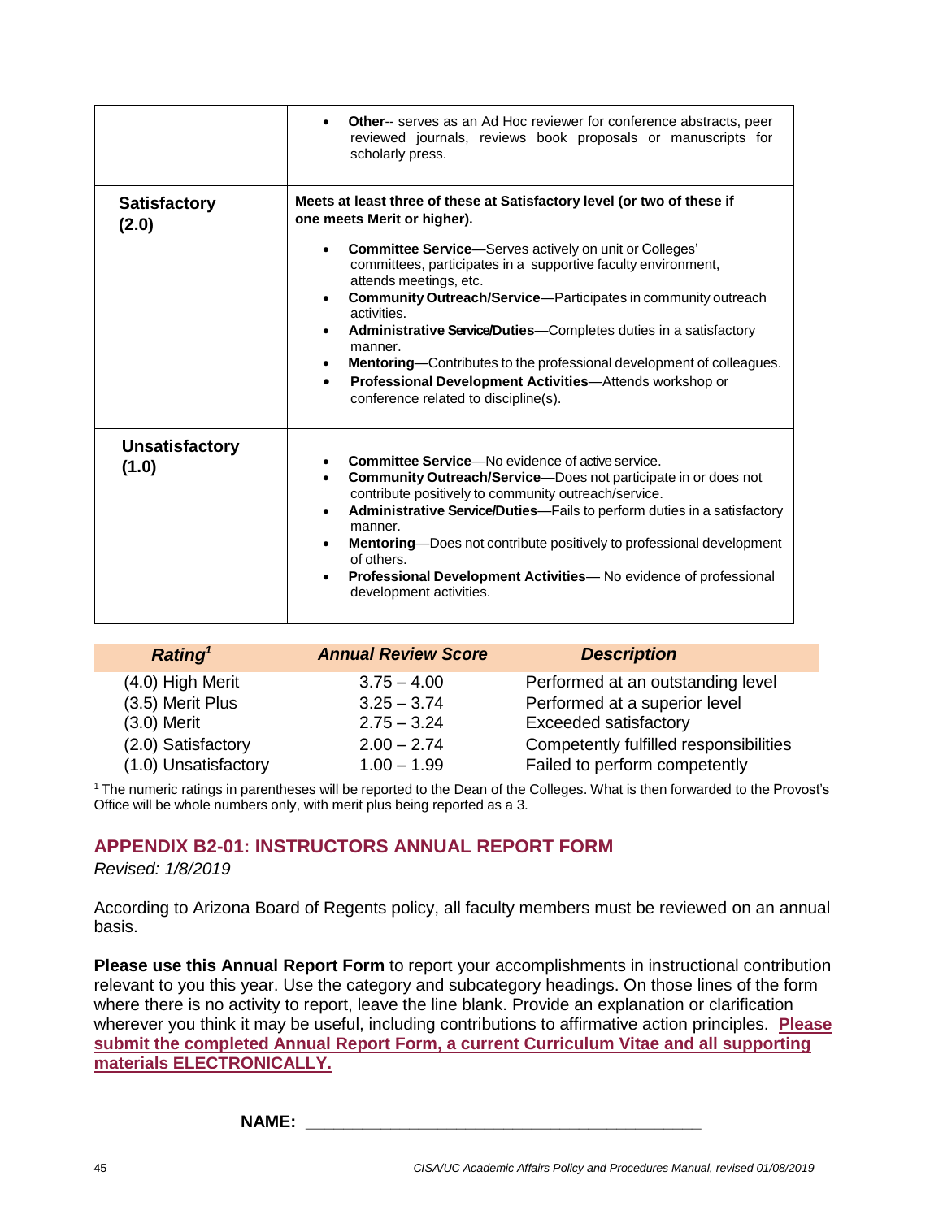| | |
|---|---|
| | • **Other**-- serves as an Ad Hoc reviewer for conference abstracts, peer reviewed journals, reviews book proposals or manuscripts for scholarly press. |
| **Satisfactory (2.0)** | **Meets at least three of these at Satisfactory level (or two of these if one meets Merit or higher).** <br> • **Committee Service**—Serves actively on unit or Colleges' committees, participates in a supportive faculty environment, attends meetings, etc. <br> • **Community Outreach/Service**—Participates in community outreach activities. <br> • **Administrative Service/Duties**—Completes duties in a satisfactory manner. <br> • **Mentoring**—Contributes to the professional development of colleagues. <br> • **Professional Development Activities**—Attends workshop or conference related to discipline(s). |
| **Unsatisfactory (1.0)** | • **Committee Service**—No evidence of active service. <br> • **Community Outreach/Service**—Does not participate in or does not contribute positively to community outreach/service. <br> • **Administrative Service/Duties**—Fails to perform duties in a satisfactory manner. <br> • **Mentoring**—Does not contribute positively to professional development of others. <br> • **Professional Development Activities**— No evidence of professional development activities. |

| ***Rating*** [1] | ***Annual Review Score*** | ***Description*** |
|---|---|---|
| (4.0) High Merit | 3.75 – 4.00 | Performed at an outstanding level |
| (3.5) Merit Plus | 3.25 – 3.74 | Performed at a superior level |
| (3.0) Merit | 2.75 – 3.24 | Exceeded satisfactory |
| (2.0) Satisfactory | 2.00 – 2.74 | Competently fulfilled responsibilities |
| (1.0) Unsatisfactory | 1.00 – 1.99 | Failed to perform competently |

[1] The numeric ratings in parentheses will be reported to the Dean of the Colleges. What is then forwarded to the Provost's Office will be whole numbers only, with merit plus being reported as a 3.

## APPENDIX B2-01: INSTRUCTORS ANNUAL REPORT FORM

*Revised: 1/8/2019*

According to Arizona Board of Regents policy, all faculty members must be reviewed on an annual basis.

**Please use this Annual Report Form** to report your accomplishments in instructional contribution relevant to you this year. Use the category and subcategory headings. On those lines of the form where there is no activity to report, leave the line blank. Provide an explanation or clarification wherever you think it may be useful, including contributions to affirmative action principles. **Please submit the completed Annual Report Form, a current Curriculum Vitae and all supporting materials ELECTRONICALLY.**

**NAME:** ___________________________________________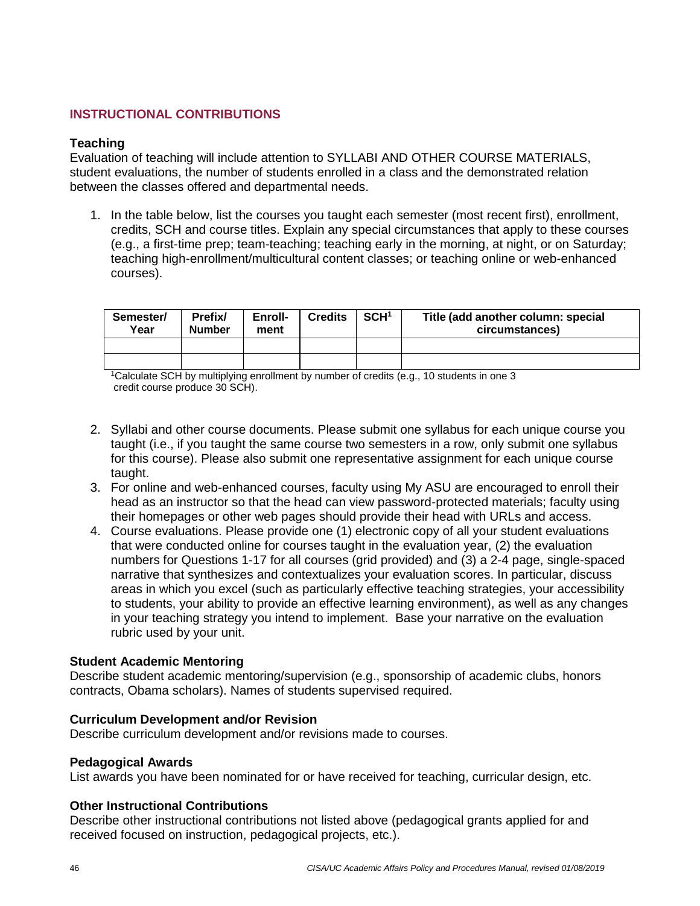## INSTRUCTIONAL CONTRIBUTIONS

### Teaching

Evaluation of teaching will include attention to SYLLABI AND OTHER COURSE MATERIALS, student evaluations, the number of students enrolled in a class and the demonstrated relation between the classes offered and departmental needs.

1. In the table below, list the courses you taught each semester (most recent first), enrollment, credits, SCH and course titles. Explain any special circumstances that apply to these courses (e.g., a first-time prep; team-teaching; teaching early in the morning, at night, or on Saturday; teaching high-enrollment/multicultural content classes; or teaching online or web-enhanced courses).

| Semester/ Year | Prefix/ Number | Enroll-ment | Credits | SCH[1] | Title (add another column: special circumstances) |
|---|---|---|---|---|---|
| | | | | | |
| | | | | | |

[1]Calculate SCH by multiplying enrollment by number of credits (e.g., 10 students in one 3 credit course produce 30 SCH).

2. Syllabi and other course documents. Please submit one syllabus for each unique course you taught (i.e., if you taught the same course two semesters in a row, only submit one syllabus for this course). Please also submit one representative assignment for each unique course taught.
3. For online and web-enhanced courses, faculty using My ASU are encouraged to enroll their head as an instructor so that the head can view password-protected materials; faculty using their homepages or other web pages should provide their head with URLs and access.
4. Course evaluations. Please provide one (1) electronic copy of all your student evaluations that were conducted online for courses taught in the evaluation year, (2) the evaluation numbers for Questions 1-17 for all courses (grid provided) and (3) a 2-4 page, single-spaced narrative that synthesizes and contextualizes your evaluation scores. In particular, discuss areas in which you excel (such as particularly effective teaching strategies, your accessibility to students, your ability to provide an effective learning environment), as well as any changes in your teaching strategy you intend to implement. Base your narrative on the evaluation rubric used by your unit.

### Student Academic Mentoring

Describe student academic mentoring/supervision (e.g., sponsorship of academic clubs, honors contracts, Obama scholars). Names of students supervised required.

### Curriculum Development and/or Revision

Describe curriculum development and/or revisions made to courses.

### Pedagogical Awards

List awards you have been nominated for or have received for teaching, curricular design, etc.

### Other Instructional Contributions

Describe other instructional contributions not listed above (pedagogical grants applied for and received focused on instruction, pedagogical projects, etc.).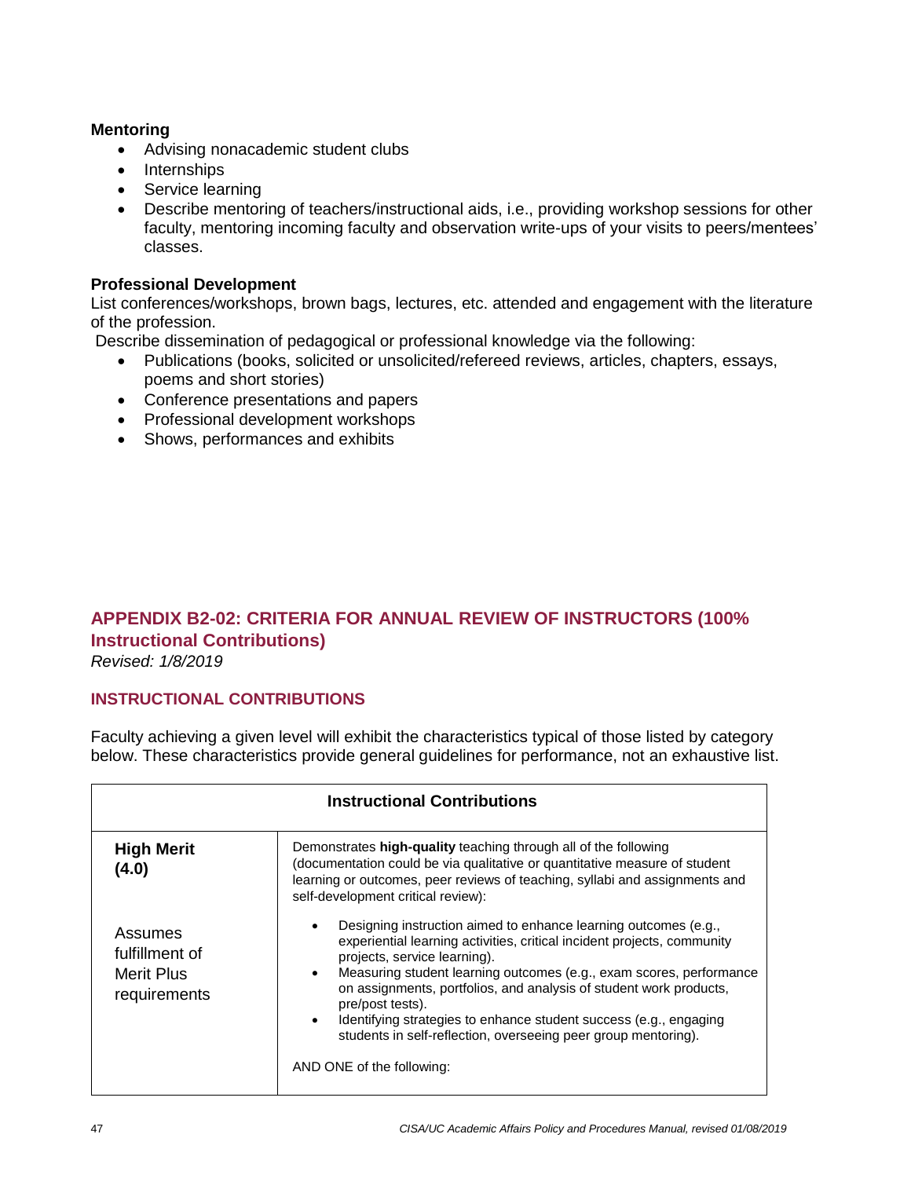**Mentoring**

- Advising nonacademic student clubs
- Internships
- Service learning
- Describe mentoring of teachers/instructional aids, i.e., providing workshop sessions for other faculty, mentoring incoming faculty and observation write-ups of your visits to peers/mentees' classes.

**Professional Development**

List conferences/workshops, brown bags, lectures, etc. attended and engagement with the literature of the profession.

Describe dissemination of pedagogical or professional knowledge via the following:

- Publications (books, solicited or unsolicited/refereed reviews, articles, chapters, essays, poems and short stories)
- Conference presentations and papers
- Professional development workshops
- Shows, performances and exhibits

## APPENDIX B2-02: CRITERIA FOR ANNUAL REVIEW OF INSTRUCTORS (100% Instructional Contributions)

*Revised: 1/8/2019*

### INSTRUCTIONAL CONTRIBUTIONS

Faculty achieving a given level will exhibit the characteristics typical of those listed by category below. These characteristics provide general guidelines for performance, not an exhaustive list.

| Instructional Contributions | |
|---|---|
| **High Merit (4.0)**<br><br>Assumes fulfillment of Merit Plus requirements | Demonstrates **high-quality** teaching through all of the following (documentation could be via qualitative or quantitative measure of student learning or outcomes, peer reviews of teaching, syllabi and assignments and self-development critical review):<br><br>• Designing instruction aimed to enhance learning outcomes (e.g., experiential learning activities, critical incident projects, community projects, service learning).<br>• Measuring student learning outcomes (e.g., exam scores, performance on assignments, portfolios, and analysis of student work products, pre/post tests).<br>• Identifying strategies to enhance student success (e.g., engaging students in self-reflection, overseeing peer group mentoring).<br><br>AND ONE of the following: |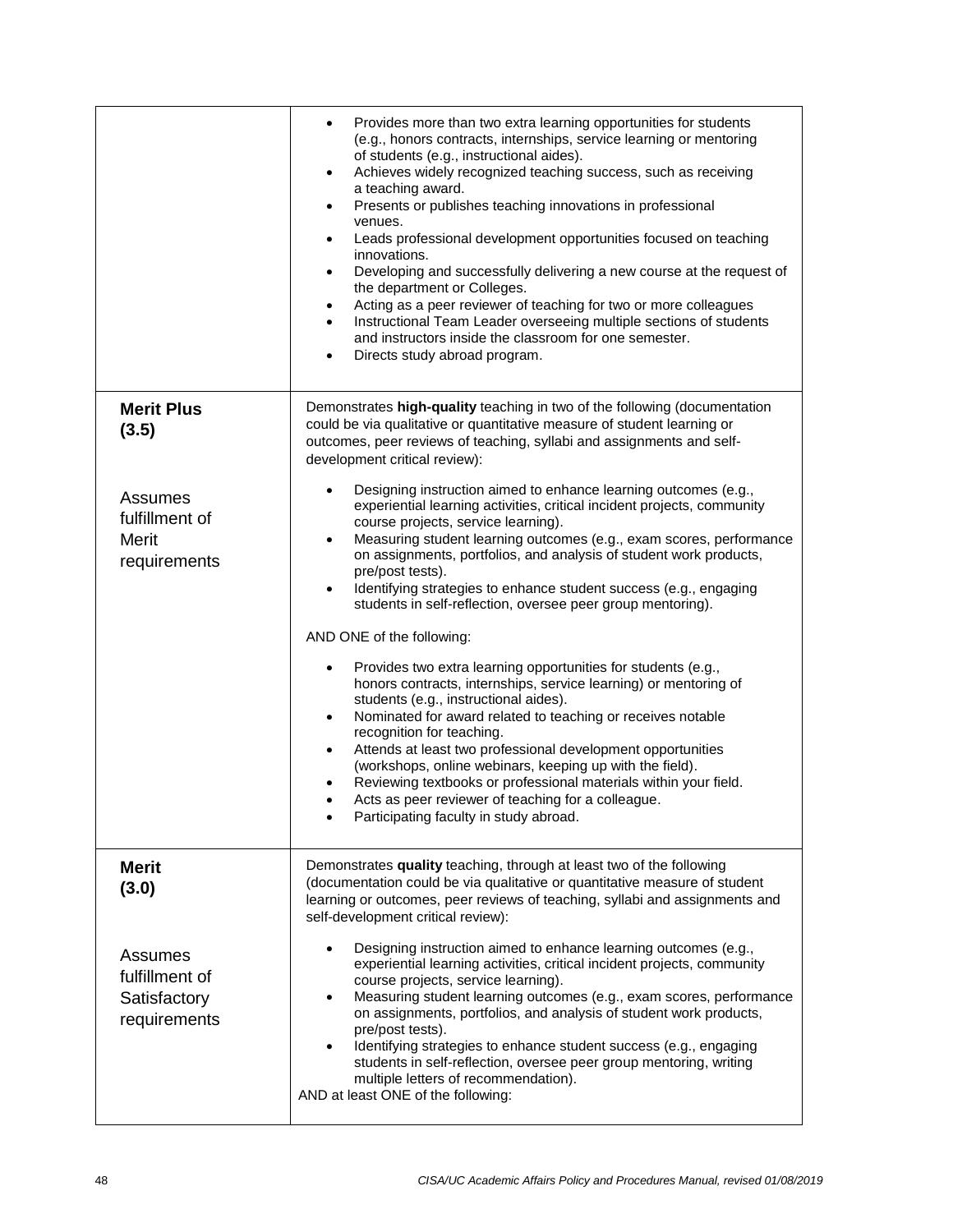| | |
|---|---|
| | • Provides more than two extra learning opportunities for students (e.g., honors contracts, internships, service learning or mentoring of students (e.g., instructional aides).<br>• Achieves widely recognized teaching success, such as receiving a teaching award.<br>• Presents or publishes teaching innovations in professional venues.<br>• Leads professional development opportunities focused on teaching innovations.<br>• Developing and successfully delivering a new course at the request of the department or Colleges.<br>• Acting as a peer reviewer of teaching for two or more colleagues<br>• Instructional Team Leader overseeing multiple sections of students and instructors inside the classroom for one semester.<br>• Directs study abroad program. |
| **Merit Plus (3.5)**<br><br>Assumes fulfillment of Merit requirements | Demonstrates **high-quality** teaching in two of the following (documentation could be via qualitative or quantitative measure of student learning or outcomes, peer reviews of teaching, syllabi and assignments and self-development critical review):<br><br>• Designing instruction aimed to enhance learning outcomes (e.g., experiential learning activities, critical incident projects, community course projects, service learning).<br>• Measuring student learning outcomes (e.g., exam scores, performance on assignments, portfolios, and analysis of student work products, pre/post tests).<br>• Identifying strategies to enhance student success (e.g., engaging students in self-reflection, oversee peer group mentoring).<br><br>AND ONE of the following:<br><br>• Provides two extra learning opportunities for students (e.g., honors contracts, internships, service learning) or mentoring of students (e.g., instructional aides).<br>• Nominated for award related to teaching or receives notable recognition for teaching.<br>• Attends at least two professional development opportunities (workshops, online webinars, keeping up with the field).<br>• Reviewing textbooks or professional materials within your field.<br>• Acts as peer reviewer of teaching for a colleague.<br>• Participating faculty in study abroad. |
| **Merit (3.0)**<br><br>Assumes fulfillment of Satisfactory requirements | Demonstrates **quality** teaching, through at least two of the following (documentation could be via qualitative or quantitative measure of student learning or outcomes, peer reviews of teaching, syllabi and assignments and self-development critical review):<br><br>• Designing instruction aimed to enhance learning outcomes (e.g., experiential learning activities, critical incident projects, community course projects, service learning).<br>• Measuring student learning outcomes (e.g., exam scores, performance on assignments, portfolios, and analysis of student work products, pre/post tests).<br>• Identifying strategies to enhance student success (e.g., engaging students in self-reflection, oversee peer group mentoring, writing multiple letters of recommendation).<br><br>AND at least ONE of the following: |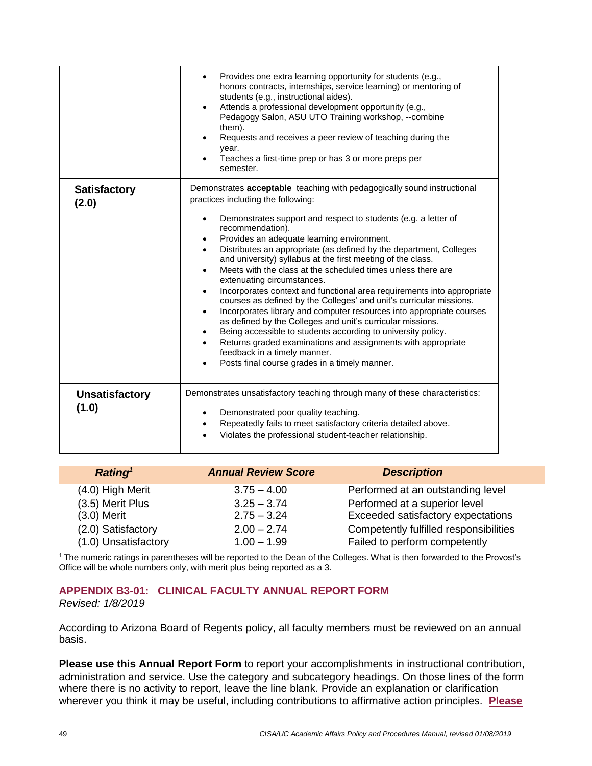| | |
|---|---|
| | • Provides one extra learning opportunity for students (e.g., honors contracts, internships, service learning) or mentoring of students (e.g., instructional aides).<br>• Attends a professional development opportunity (e.g., Pedagogy Salon, ASU UTO Training workshop, --combine them).<br>• Requests and receives a peer review of teaching during the year.<br>• Teaches a first-time prep or has 3 or more preps per semester. |
| **Satisfactory (2.0)** | Demonstrates **acceptable** teaching with pedagogically sound instructional practices including the following:<br>• Demonstrates support and respect to students (e.g. a letter of recommendation).<br>• Provides an adequate learning environment.<br>• Distributes an appropriate (as defined by the department, Colleges and university) syllabus at the first meeting of the class.<br>• Meets with the class at the scheduled times unless there are extenuating circumstances.<br>• Incorporates context and functional area requirements into appropriate courses as defined by the Colleges' and unit's curricular missions.<br>• Incorporates library and computer resources into appropriate courses as defined by the Colleges and unit's curricular missions.<br>• Being accessible to students according to university policy.<br>• Returns graded examinations and assignments with appropriate feedback in a timely manner.<br>• Posts final course grades in a timely manner. |
| **Unsatisfactory (1.0)** | Demonstrates unsatisfactory teaching through many of these characteristics:<br>• Demonstrated poor quality teaching.<br>• Repeatedly fails to meet satisfactory criteria detailed above.<br>• Violates the professional student-teacher relationship. |

| *Rating*[1] | *Annual Review Score* | *Description* |
|---|---|---|
| (4.0) High Merit | 3.75 – 4.00 | Performed at an outstanding level |
| (3.5) Merit Plus | 3.25 – 3.74 | Performed at a superior level |
| (3.0) Merit | 2.75 – 3.24 | Exceeded satisfactory expectations |
| (2.0) Satisfactory | 2.00 – 2.74 | Competently fulfilled responsibilities |
| (1.0) Unsatisfactory | 1.00 – 1.99 | Failed to perform competently |

[1] The numeric ratings in parentheses will be reported to the Dean of the Colleges. What is then forwarded to the Provost's Office will be whole numbers only, with merit plus being reported as a 3.

## APPENDIX B3-01: CLINICAL FACULTY ANNUAL REPORT FORM

*Revised: 1/8/2019*

According to Arizona Board of Regents policy, all faculty members must be reviewed on an annual basis.

**Please use this Annual Report Form** to report your accomplishments in instructional contribution, administration and service. Use the category and subcategory headings. On those lines of the form where there is no activity to report, leave the line blank. Provide an explanation or clarification wherever you think it may be useful, including contributions to affirmative action principles. **Please**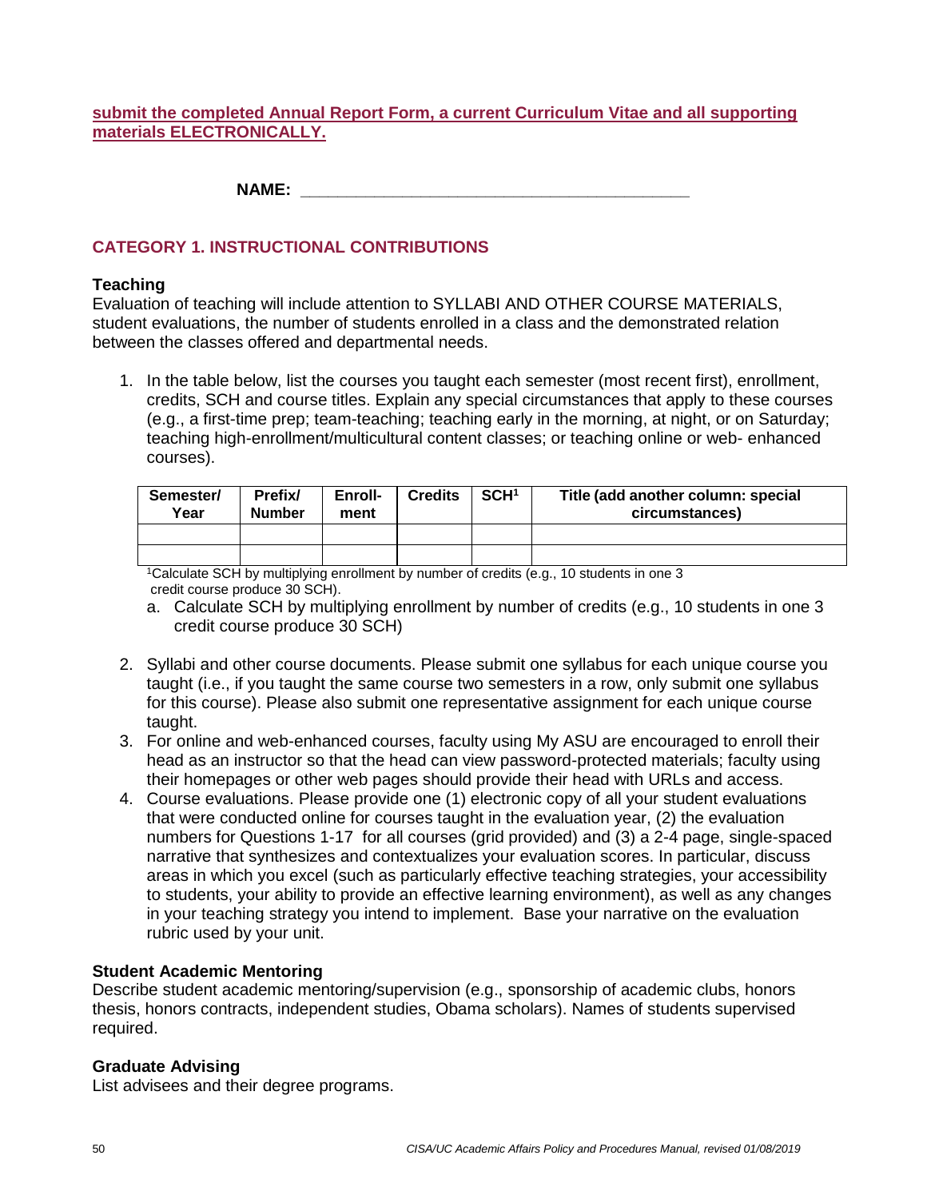**submit the completed Annual Report Form, a current Curriculum Vitae and all supporting materials ELECTRONICALLY.**

**NAME: \_\_\_\_\_\_\_\_\_\_\_\_\_\_\_\_\_\_\_\_\_\_\_\_\_\_\_\_\_\_\_\_\_\_\_\_\_\_\_\_**

## CATEGORY 1. INSTRUCTIONAL CONTRIBUTIONS

### Teaching

Evaluation of teaching will include attention to SYLLABI AND OTHER COURSE MATERIALS, student evaluations, the number of students enrolled in a class and the demonstrated relation between the classes offered and departmental needs.

1. In the table below, list the courses you taught each semester (most recent first), enrollment, credits, SCH and course titles. Explain any special circumstances that apply to these courses (e.g., a first-time prep; team-teaching; teaching early in the morning, at night, or on Saturday; teaching high-enrollment/multicultural content classes; or teaching online or web- enhanced courses).

| Semester/ Year | Prefix/ Number | Enroll-ment | Credits | SCH[1] | Title (add another column: special circumstances) |
|---|---|---|---|---|---|
| | | | | | |
| | | | | | |

[1]Calculate SCH by multiplying enrollment by number of credits (e.g., 10 students in one 3 credit course produce 30 SCH).

   a. Calculate SCH by multiplying enrollment by number of credits (e.g., 10 students in one 3 credit course produce 30 SCH)

2. Syllabi and other course documents. Please submit one syllabus for each unique course you taught (i.e., if you taught the same course two semesters in a row, only submit one syllabus for this course). Please also submit one representative assignment for each unique course taught.
3. For online and web-enhanced courses, faculty using My ASU are encouraged to enroll their head as an instructor so that the head can view password-protected materials; faculty using their homepages or other web pages should provide their head with URLs and access.
4. Course evaluations. Please provide one (1) electronic copy of all your student evaluations that were conducted online for courses taught in the evaluation year, (2) the evaluation numbers for Questions 1-17 for all courses (grid provided) and (3) a 2-4 page, single-spaced narrative that synthesizes and contextualizes your evaluation scores. In particular, discuss areas in which you excel (such as particularly effective teaching strategies, your accessibility to students, your ability to provide an effective learning environment), as well as any changes in your teaching strategy you intend to implement. Base your narrative on the evaluation rubric used by your unit.

### Student Academic Mentoring

Describe student academic mentoring/supervision (e.g., sponsorship of academic clubs, honors thesis, honors contracts, independent studies, Obama scholars). Names of students supervised required.

### Graduate Advising

List advisees and their degree programs.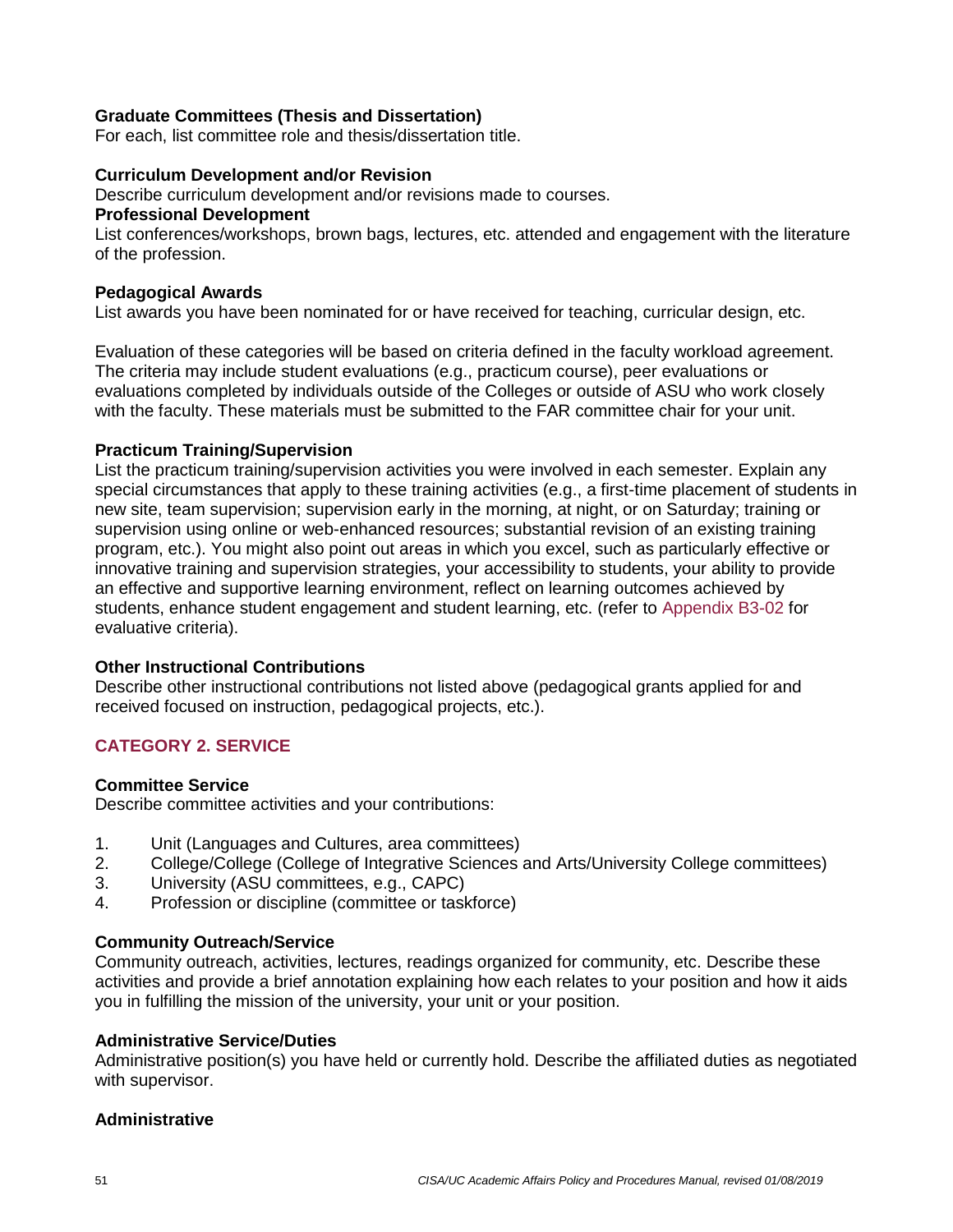**Graduate Committees (Thesis and Dissertation)**
For each, list committee role and thesis/dissertation title.

**Curriculum Development and/or Revision**
Describe curriculum development and/or revisions made to courses.

**Professional Development**
List conferences/workshops, brown bags, lectures, etc. attended and engagement with the literature of the profession.

**Pedagogical Awards**
List awards you have been nominated for or have received for teaching, curricular design, etc.

Evaluation of these categories will be based on criteria defined in the faculty workload agreement. The criteria may include student evaluations (e.g., practicum course), peer evaluations or evaluations completed by individuals outside of the Colleges or outside of ASU who work closely with the faculty. These materials must be submitted to the FAR committee chair for your unit.

**Practicum Training/Supervision**
List the practicum training/supervision activities you were involved in each semester. Explain any special circumstances that apply to these training activities (e.g., a first-time placement of students in new site, team supervision; supervision early in the morning, at night, or on Saturday; training or supervision using online or web-enhanced resources; substantial revision of an existing training program, etc.). You might also point out areas in which you excel, such as particularly effective or innovative training and supervision strategies, your accessibility to students, your ability to provide an effective and supportive learning environment, reflect on learning outcomes achieved by students, enhance student engagement and student learning, etc. (refer to Appendix B3-02 for evaluative criteria).

**Other Instructional Contributions**
Describe other instructional contributions not listed above (pedagogical grants applied for and received focused on instruction, pedagogical projects, etc.).

## CATEGORY 2. SERVICE

**Committee Service**
Describe committee activities and your contributions:

1. Unit (Languages and Cultures, area committees)
2. College/College (College of Integrative Sciences and Arts/University College committees)
3. University (ASU committees, e.g., CAPC)
4. Profession or discipline (committee or taskforce)

**Community Outreach/Service**
Community outreach, activities, lectures, readings organized for community, etc. Describe these activities and provide a brief annotation explaining how each relates to your position and how it aids you in fulfilling the mission of the university, your unit or your position.

**Administrative Service/Duties**
Administrative position(s) you have held or currently hold. Describe the affiliated duties as negotiated with supervisor.

**Administrative**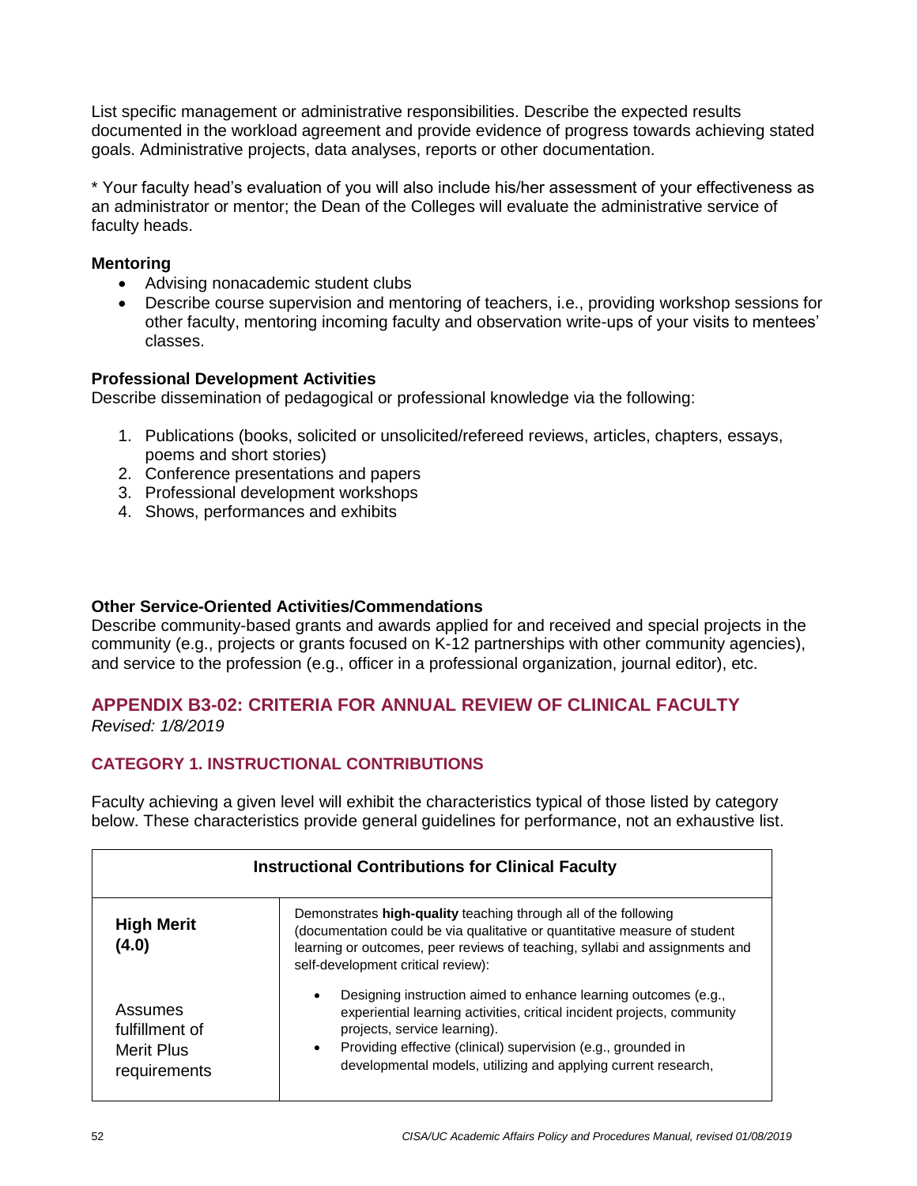List specific management or administrative responsibilities. Describe the expected results documented in the workload agreement and provide evidence of progress towards achieving stated goals. Administrative projects, data analyses, reports or other documentation.

* Your faculty head's evaluation of you will also include his/her assessment of your effectiveness as an administrator or mentor; the Dean of the Colleges will evaluate the administrative service of faculty heads.

**Mentoring**

- Advising nonacademic student clubs
- Describe course supervision and mentoring of teachers, i.e., providing workshop sessions for other faculty, mentoring incoming faculty and observation write-ups of your visits to mentees' classes.

**Professional Development Activities**

Describe dissemination of pedagogical or professional knowledge via the following:

1. Publications (books, solicited or unsolicited/refereed reviews, articles, chapters, essays, poems and short stories)
2. Conference presentations and papers
3. Professional development workshops
4. Shows, performances and exhibits

**Other Service-Oriented Activities/Commendations**

Describe community-based grants and awards applied for and received and special projects in the community (e.g., projects or grants focused on K-12 partnerships with other community agencies), and service to the profession (e.g., officer in a professional organization, journal editor), etc.

## APPENDIX B3-02: CRITERIA FOR ANNUAL REVIEW OF CLINICAL FACULTY

*Revised: 1/8/2019*

### CATEGORY 1. INSTRUCTIONAL CONTRIBUTIONS

Faculty achieving a given level will exhibit the characteristics typical of those listed by category below. These characteristics provide general guidelines for performance, not an exhaustive list.

| Instructional Contributions for Clinical Faculty | |
|---|---|
| **High Merit (4.0)**<br><br>Assumes fulfillment of Merit Plus requirements | Demonstrates **high-quality** teaching through all of the following (documentation could be via qualitative or quantitative measure of student learning or outcomes, peer reviews of teaching, syllabi and assignments and self-development critical review):<br><br>• Designing instruction aimed to enhance learning outcomes (e.g., experiential learning activities, critical incident projects, community projects, service learning).<br>• Providing effective (clinical) supervision (e.g., grounded in developmental models, utilizing and applying current research, |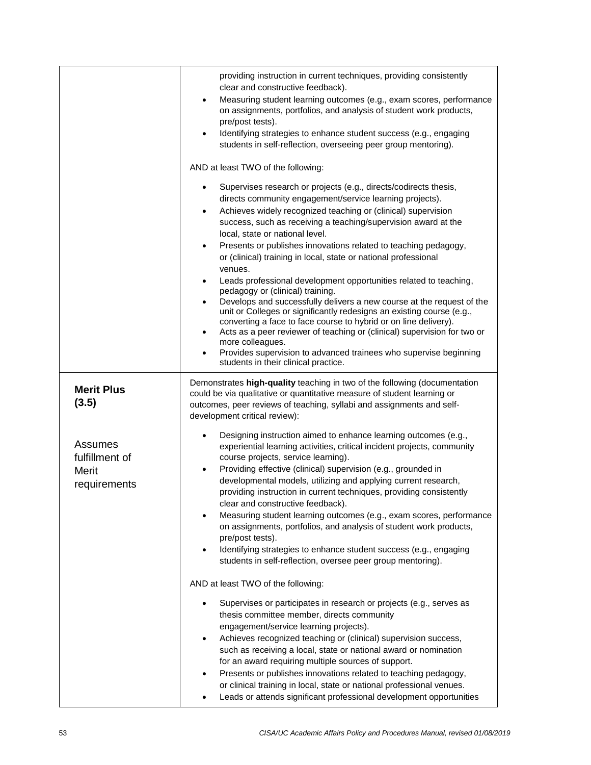| | |
|---|---|
| | providing instruction in current techniques, providing consistently clear and constructive feedback).<br>• Measuring student learning outcomes (e.g., exam scores, performance on assignments, portfolios, and analysis of student work products, pre/post tests).<br>• Identifying strategies to enhance student success (e.g., engaging students in self-reflection, overseeing peer group mentoring).<br><br>AND at least TWO of the following:<br><br>• Supervises research or projects (e.g., directs/codirects thesis, directs community engagement/service learning projects).<br>• Achieves widely recognized teaching or (clinical) supervision success, such as receiving a teaching/supervision award at the local, state or national level.<br>• Presents or publishes innovations related to teaching pedagogy, or (clinical) training in local, state or national professional venues.<br>• Leads professional development opportunities related to teaching, pedagogy or (clinical) training.<br>• Develops and successfully delivers a new course at the request of the unit or Colleges or significantly redesigns an existing course (e.g., converting a face to face course to hybrid or on line delivery).<br>• Acts as a peer reviewer of teaching or (clinical) supervision for two or more colleagues.<br>• Provides supervision to advanced trainees who supervise beginning students in their clinical practice. |
| **Merit Plus (3.5)**<br><br>Assumes fulfillment of Merit requirements | Demonstrates **high-quality** teaching in two of the following (documentation could be via qualitative or quantitative measure of student learning or outcomes, peer reviews of teaching, syllabi and assignments and self-development critical review):<br><br>• Designing instruction aimed to enhance learning outcomes (e.g., experiential learning activities, critical incident projects, community course projects, service learning).<br>• Providing effective (clinical) supervision (e.g., grounded in developmental models, utilizing and applying current research, providing instruction in current techniques, providing consistently clear and constructive feedback).<br>• Measuring student learning outcomes (e.g., exam scores, performance on assignments, portfolios, and analysis of student work products, pre/post tests).<br>• Identifying strategies to enhance student success (e.g., engaging students in self-reflection, oversee peer group mentoring).<br><br>AND at least TWO of the following:<br><br>• Supervises or participates in research or projects (e.g., serves as thesis committee member, directs community engagement/service learning projects).<br>• Achieves recognized teaching or (clinical) supervision success, such as receiving a local, state or national award or nomination for an award requiring multiple sources of support.<br>• Presents or publishes innovations related to teaching pedagogy, or clinical training in local, state or national professional venues.<br>• Leads or attends significant professional development opportunities |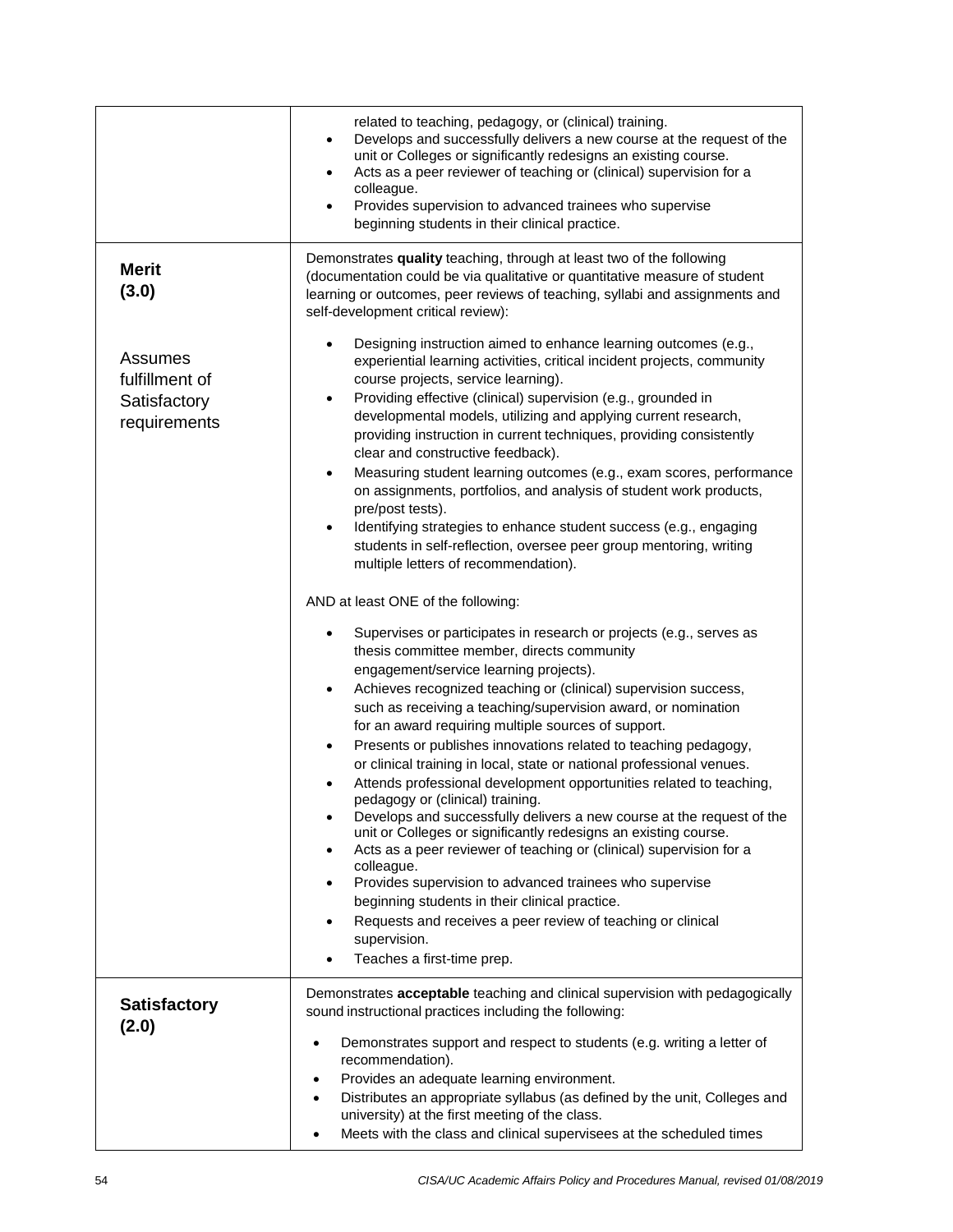| | |
|---|---|
| | related to teaching, pedagogy, or (clinical) training.<br>• Develops and successfully delivers a new course at the request of the unit or Colleges or significantly redesigns an existing course.<br>• Acts as a peer reviewer of teaching or (clinical) supervision for a colleague.<br>• Provides supervision to advanced trainees who supervise beginning students in their clinical practice. |
| **Merit (3.0)**<br><br>Assumes fulfillment of Satisfactory requirements | Demonstrates **quality** teaching, through at least two of the following (documentation could be via qualitative or quantitative measure of student learning or outcomes, peer reviews of teaching, syllabi and assignments and self-development critical review):<br><br>• Designing instruction aimed to enhance learning outcomes (e.g., experiential learning activities, critical incident projects, community course projects, service learning).<br>• Providing effective (clinical) supervision (e.g., grounded in developmental models, utilizing and applying current research, providing instruction in current techniques, providing consistently clear and constructive feedback).<br>• Measuring student learning outcomes (e.g., exam scores, performance on assignments, portfolios, and analysis of student work products, pre/post tests).<br>• Identifying strategies to enhance student success (e.g., engaging students in self-reflection, oversee peer group mentoring, writing multiple letters of recommendation).<br><br>AND at least ONE of the following:<br><br>• Supervises or participates in research or projects (e.g., serves as thesis committee member, directs community engagement/service learning projects).<br>• Achieves recognized teaching or (clinical) supervision success, such as receiving a teaching/supervision award, or nomination for an award requiring multiple sources of support.<br>• Presents or publishes innovations related to teaching pedagogy, or clinical training in local, state or national professional venues.<br>• Attends professional development opportunities related to teaching, pedagogy or (clinical) training.<br>• Develops and successfully delivers a new course at the request of the unit or Colleges or significantly redesigns an existing course.<br>• Acts as a peer reviewer of teaching or (clinical) supervision for a colleague.<br>• Provides supervision to advanced trainees who supervise beginning students in their clinical practice.<br>• Requests and receives a peer review of teaching or clinical supervision.<br>• Teaches a first-time prep. |
| **Satisfactory (2.0)** | Demonstrates **acceptable** teaching and clinical supervision with pedagogically sound instructional practices including the following:<br><br>• Demonstrates support and respect to students (e.g. writing a letter of recommendation).<br>• Provides an adequate learning environment.<br>• Distributes an appropriate syllabus (as defined by the unit, Colleges and university) at the first meeting of the class.<br>• Meets with the class and clinical supervisees at the scheduled times |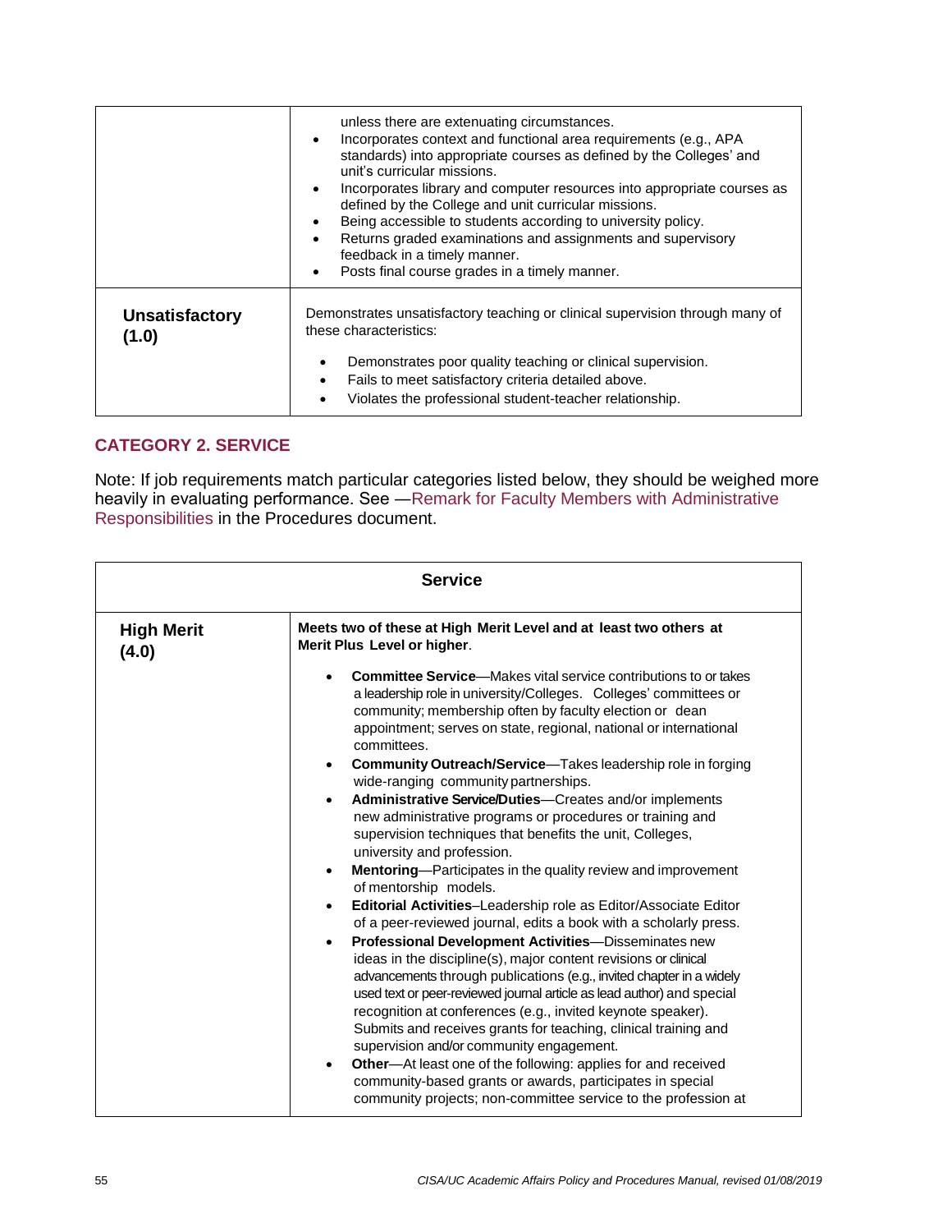| | |
|---|---|
| | unless there are extenuating circumstances.<br>• Incorporates context and functional area requirements (e.g., APA standards) into appropriate courses as defined by the Colleges' and unit's curricular missions.<br>• Incorporates library and computer resources into appropriate courses as defined by the College and unit curricular missions.<br>• Being accessible to students according to university policy.<br>• Returns graded examinations and assignments and supervisory feedback in a timely manner.<br>• Posts final course grades in a timely manner. |
| **Unsatisfactory (1.0)** | Demonstrates unsatisfactory teaching or clinical supervision through many of these characteristics:<br>• Demonstrates poor quality teaching or clinical supervision.<br>• Fails to meet satisfactory criteria detailed above.<br>• Violates the professional student-teacher relationship. |

## CATEGORY 2. SERVICE

Note: If job requirements match particular categories listed below, they should be weighed more heavily in evaluating performance. See —Remark for Faculty Members with Administrative Responsibilities in the Procedures document.

| Service | |
|---|---|
| **High Merit (4.0)** | **Meets two of these at High Merit Level and at least two others at Merit Plus Level or higher**.<br>• **Committee Service**—Makes vital service contributions to or takes a leadership role in university/Colleges. Colleges' committees or community; membership often by faculty election or dean appointment; serves on state, regional, national or international committees.<br>• **Community Outreach/Service**—Takes leadership role in forging wide-ranging community partnerships.<br>• **Administrative Service/Duties**—Creates and/or implements new administrative programs or procedures or training and supervision techniques that benefits the unit, Colleges, university and profession.<br>• **Mentoring**—Participates in the quality review and improvement of mentorship models.<br>• **Editorial Activities**–Leadership role as Editor/Associate Editor of a peer-reviewed journal, edits a book with a scholarly press.<br>• **Professional Development Activities**—Disseminates new ideas in the discipline(s), major content revisions or clinical advancements through publications (e.g., invited chapter in a widely used text or peer-reviewed journal article as lead author) and special recognition at conferences (e.g., invited keynote speaker). Submits and receives grants for teaching, clinical training and supervision and/or community engagement.<br>• **Other**—At least one of the following: applies for and received community-based grants or awards, participates in special community projects; non-committee service to the profession at |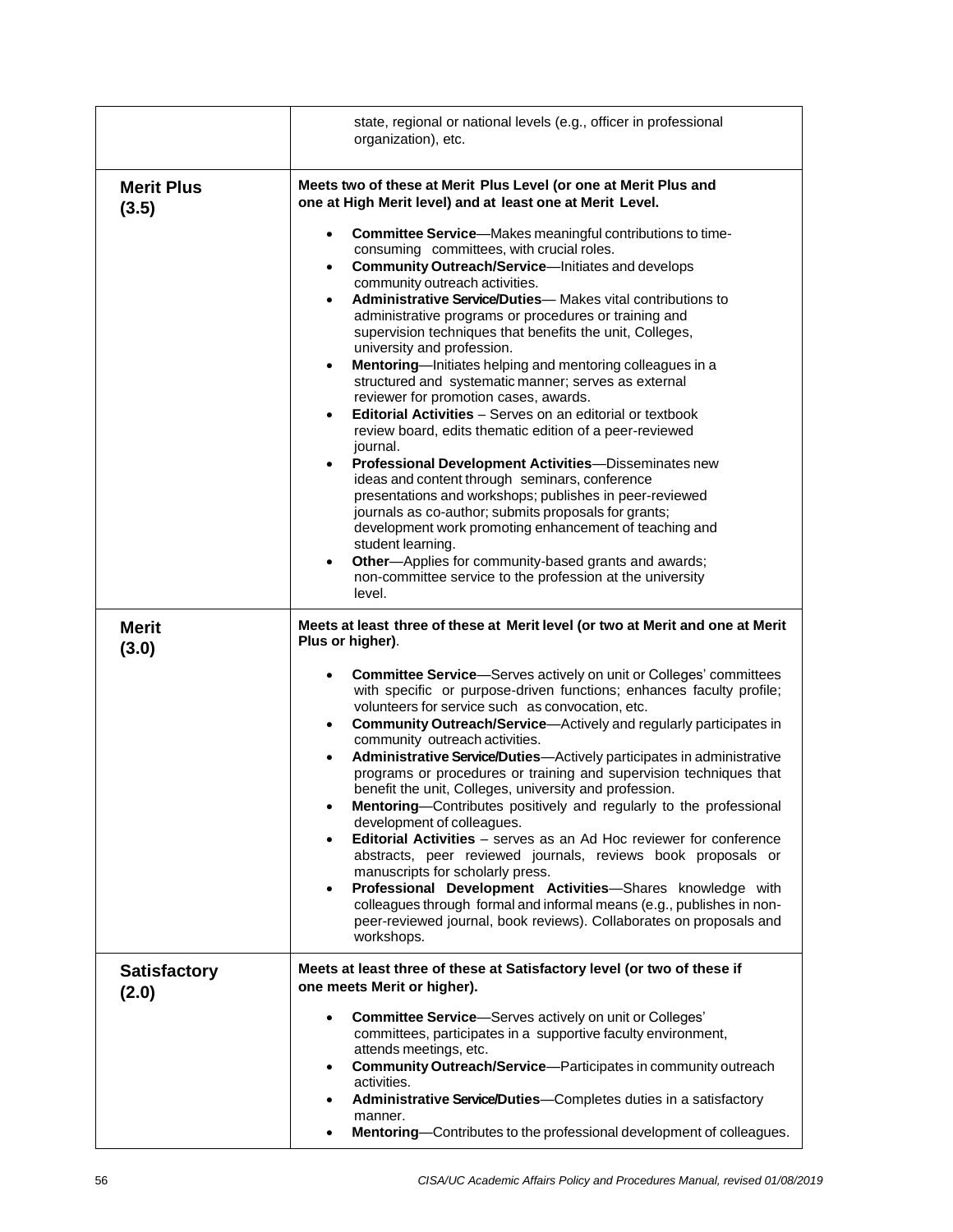| | |
|---|---|
| | state, regional or national levels (e.g., officer in professional organization), etc. |
| **Merit Plus (3.5)** | **Meets two of these at Merit Plus Level (or one at Merit Plus and one at High Merit level) and at least one at Merit Level.**<br><br>• **Committee Service**—Makes meaningful contributions to time-consuming committees, with crucial roles.<br>• **Community Outreach/Service**—Initiates and develops community outreach activities.<br>• **Administrative Service/Duties**— Makes vital contributions to administrative programs or procedures or training and supervision techniques that benefits the unit, Colleges, university and profession.<br>• **Mentoring**—Initiates helping and mentoring colleagues in a structured and systematic manner; serves as external reviewer for promotion cases, awards.<br>• **Editorial Activities** – Serves on an editorial or textbook review board, edits thematic edition of a peer-reviewed journal.<br>• **Professional Development Activities**—Disseminates new ideas and content through seminars, conference presentations and workshops; publishes in peer-reviewed journals as co-author; submits proposals for grants; development work promoting enhancement of teaching and student learning.<br>• **Other**—Applies for community-based grants and awards; non-committee service to the profession at the university level. |
| **Merit (3.0)** | **Meets at least three of these at Merit level (or two at Merit and one at Merit Plus or higher)**.<br><br>• **Committee Service**—Serves actively on unit or Colleges' committees with specific or purpose-driven functions; enhances faculty profile; volunteers for service such as convocation, etc.<br>• **Community Outreach/Service**—Actively and regularly participates in community outreach activities.<br>• **Administrative Service/Duties**—Actively participates in administrative programs or procedures or training and supervision techniques that benefit the unit, Colleges, university and profession.<br>• **Mentoring**—Contributes positively and regularly to the professional development of colleagues.<br>• **Editorial Activities** – serves as an Ad Hoc reviewer for conference abstracts, peer reviewed journals, reviews book proposals or manuscripts for scholarly press.<br>• **Professional Development Activities**—Shares knowledge with colleagues through formal and informal means (e.g., publishes in non-peer-reviewed journal, book reviews). Collaborates on proposals and workshops. |
| **Satisfactory (2.0)** | **Meets at least three of these at Satisfactory level (or two of these if one meets Merit or higher).**<br><br>• **Committee Service**—Serves actively on unit or Colleges' committees, participates in a supportive faculty environment, attends meetings, etc.<br>• **Community Outreach/Service**—Participates in community outreach activities.<br>• **Administrative Service/Duties**—Completes duties in a satisfactory manner.<br>• **Mentoring**—Contributes to the professional development of colleagues. |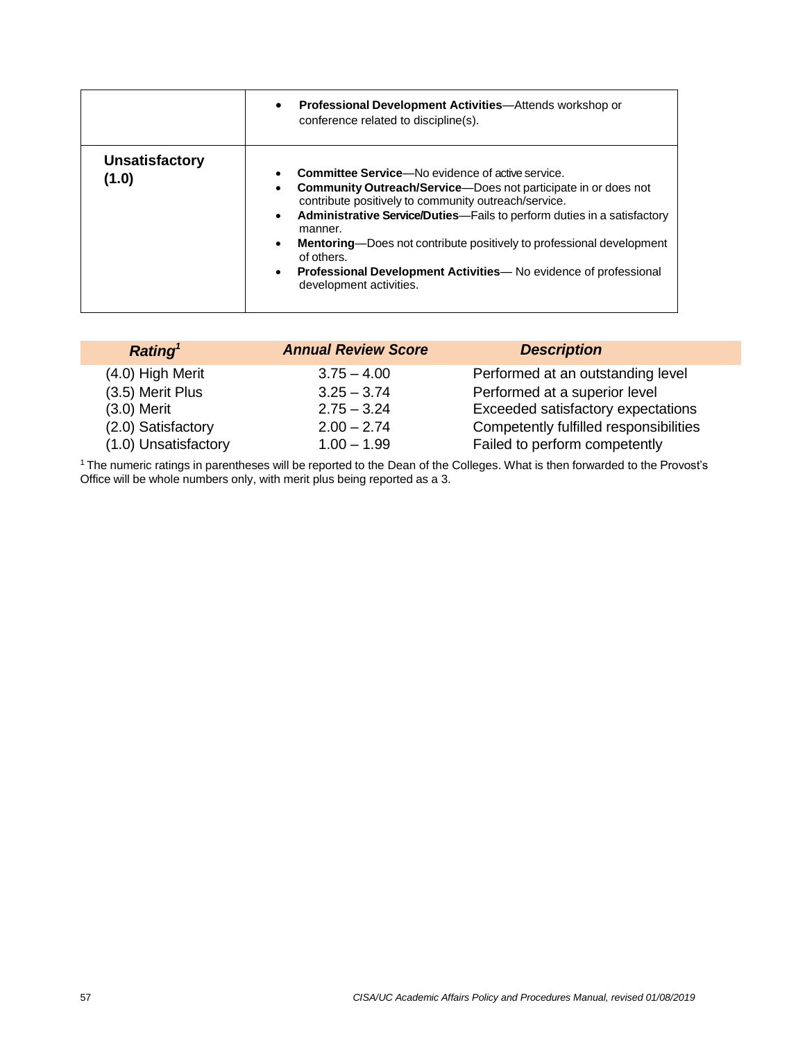| | |
|---|---|
| | • **Professional Development Activities**—Attends workshop or conference related to discipline(s). |
| **Unsatisfactory (1.0)** | • **Committee Service**—No evidence of active service.<br>• **Community Outreach/Service**—Does not participate in or does not contribute positively to community outreach/service.<br>• **Administrative Service/Duties**—Fails to perform duties in a satisfactory manner.<br>• **Mentoring**—Does not contribute positively to professional development of others.<br>• **Professional Development Activities**— No evidence of professional development activities. |

| ***Rating***[1] | ***Annual Review Score*** | ***Description*** |
|---|---|---|
| (4.0) High Merit | 3.75 – 4.00 | Performed at an outstanding level |
| (3.5) Merit Plus | 3.25 – 3.74 | Performed at a superior level |
| (3.0) Merit | 2.75 – 3.24 | Exceeded satisfactory expectations |
| (2.0) Satisfactory | 2.00 – 2.74 | Competently fulfilled responsibilities |
| (1.0) Unsatisfactory | 1.00 – 1.99 | Failed to perform competently |

[1] The numeric ratings in parentheses will be reported to the Dean of the Colleges. What is then forwarded to the Provost's Office will be whole numbers only, with merit plus being reported as a 3.